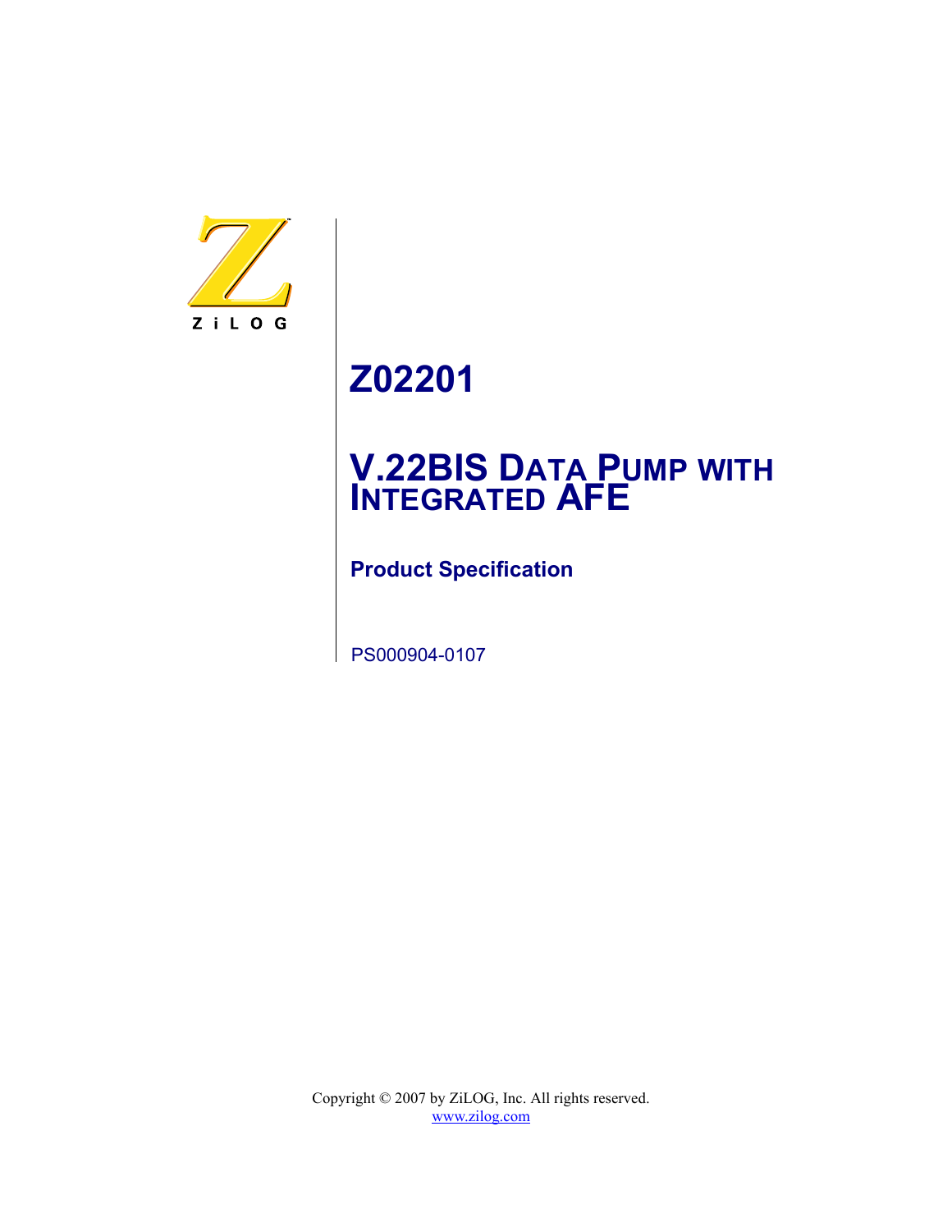ZiLOG

# Z02201

# V.22BIS DATA PUMP WITH INTEGRATED AFE

## Product Specification

PS000904-0107

Copyright © 2007 by ZiLOG, Inc. All rights reserved.
www.zilog.com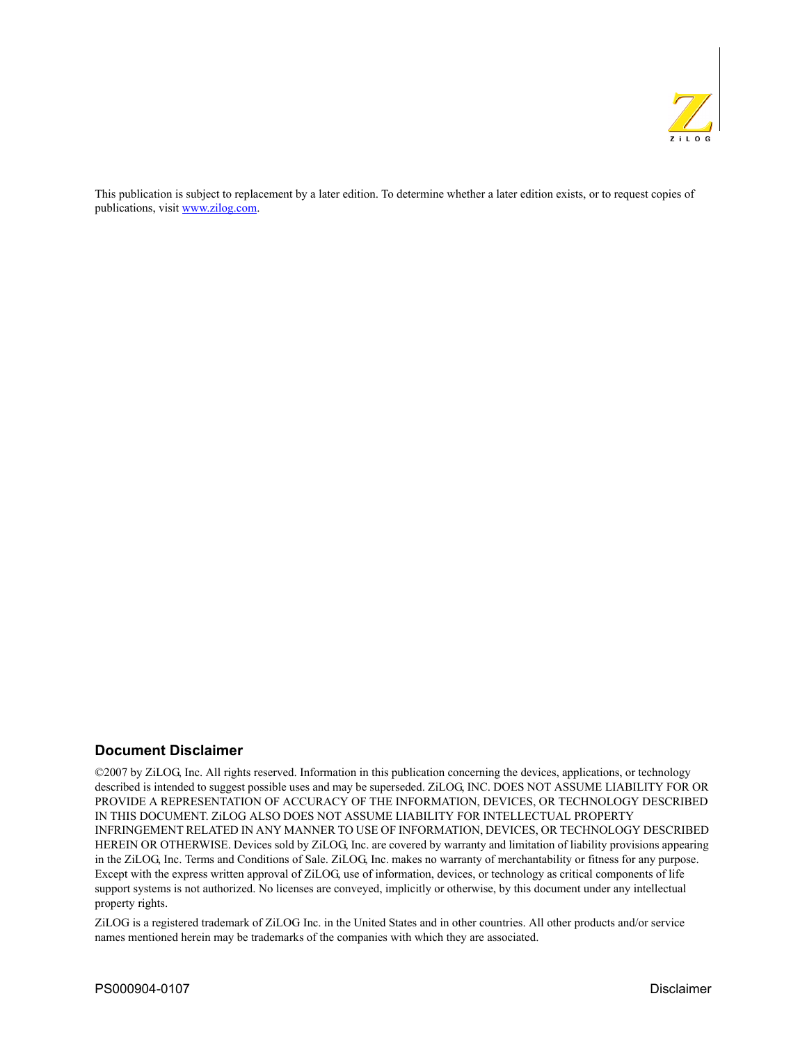This publication is subject to replacement by a later edition. To determine whether a later edition exists, or to request copies of publications, visit [www.zilog.com](http://www.zilog.com).

## Document Disclaimer

©2007 by ZiLOG, Inc. All rights reserved. Information in this publication concerning the devices, applications, or technology described is intended to suggest possible uses and may be superseded. ZiLOG, INC. DOES NOT ASSUME LIABILITY FOR OR PROVIDE A REPRESENTATION OF ACCURACY OF THE INFORMATION, DEVICES, OR TECHNOLOGY DESCRIBED IN THIS DOCUMENT. ZiLOG ALSO DOES NOT ASSUME LIABILITY FOR INTELLECTUAL PROPERTY INFRINGEMENT RELATED IN ANY MANNER TO USE OF INFORMATION, DEVICES, OR TECHNOLOGY DESCRIBED HEREIN OR OTHERWISE. Devices sold by ZiLOG, Inc. are covered by warranty and limitation of liability provisions appearing in the ZiLOG, Inc. Terms and Conditions of Sale. ZiLOG, Inc. makes no warranty of merchantability or fitness for any purpose. Except with the express written approval of ZiLOG, use of information, devices, or technology as critical components of life support systems is not authorized. No licenses are conveyed, implicitly or otherwise, by this document under any intellectual property rights.

ZiLOG is a registered trademark of ZiLOG Inc. in the United States and in other countries. All other products and/or service names mentioned herein may be trademarks of the companies with which they are associated.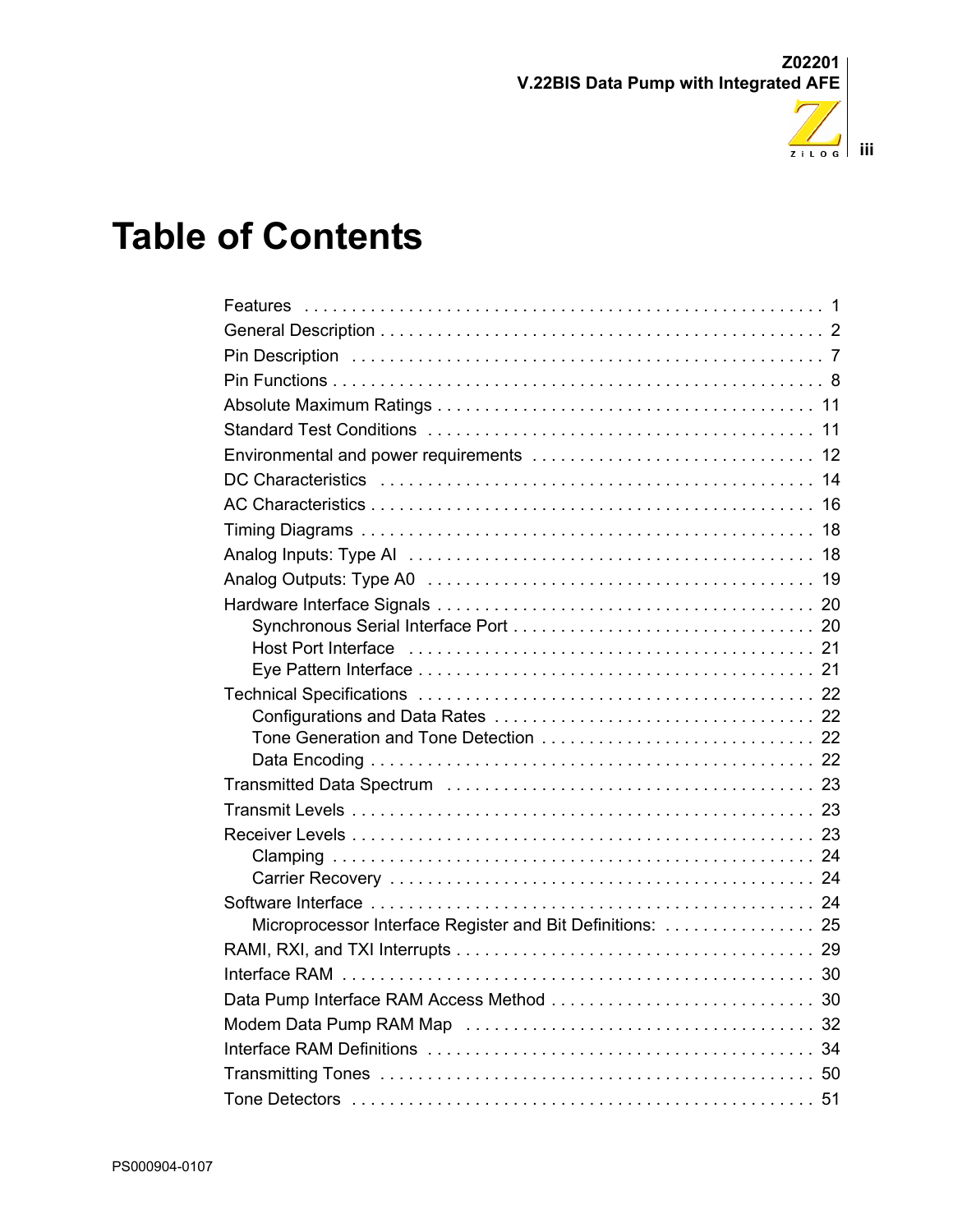# Table of Contents

- Features . . . . . . . . . . . . . . . . . . . . . . . . . . . . . . . . . . . . . . . . . . . . . . . . . . . . 1
- General Description . . . . . . . . . . . . . . . . . . . . . . . . . . . . . . . . . . . . . . . . . . . . . . . 2
- Pin Description . . . . . . . . . . . . . . . . . . . . . . . . . . . . . . . . . . . . . . . . . . . . . . . . . 7
- Pin Functions . . . . . . . . . . . . . . . . . . . . . . . . . . . . . . . . . . . . . . . . . . . . . . . . . . 8
- Absolute Maximum Ratings . . . . . . . . . . . . . . . . . . . . . . . . . . . . . . . . . . . . . . . 11
- Standard Test Conditions . . . . . . . . . . . . . . . . . . . . . . . . . . . . . . . . . . . . . . . . 11
- Environmental and power requirements . . . . . . . . . . . . . . . . . . . . . . . . . . . . . . 12
- DC Characteristics . . . . . . . . . . . . . . . . . . . . . . . . . . . . . . . . . . . . . . . . . . . . . 14
- AC Characteristics . . . . . . . . . . . . . . . . . . . . . . . . . . . . . . . . . . . . . . . . . . . . . 16
- Timing Diagrams . . . . . . . . . . . . . . . . . . . . . . . . . . . . . . . . . . . . . . . . . . . . . . 18
- Analog Inputs: Type AI . . . . . . . . . . . . . . . . . . . . . . . . . . . . . . . . . . . . . . . . . . 18
- Analog Outputs: Type A0 . . . . . . . . . . . . . . . . . . . . . . . . . . . . . . . . . . . . . . . . 19
- Hardware Interface Signals . . . . . . . . . . . . . . . . . . . . . . . . . . . . . . . . . . . . . . . 20
  - Synchronous Serial Interface Port . . . . . . . . . . . . . . . . . . . . . . . . . . . . . . . 20
  - Host Port Interface . . . . . . . . . . . . . . . . . . . . . . . . . . . . . . . . . . . . . . . . . . 21
  - Eye Pattern Interface . . . . . . . . . . . . . . . . . . . . . . . . . . . . . . . . . . . . . . . . 21
- Technical Specifications . . . . . . . . . . . . . . . . . . . . . . . . . . . . . . . . . . . . . . . . 22
  - Configurations and Data Rates . . . . . . . . . . . . . . . . . . . . . . . . . . . . . . . . . 22
  - Tone Generation and Tone Detection . . . . . . . . . . . . . . . . . . . . . . . . . . . . . 22
  - Data Encoding . . . . . . . . . . . . . . . . . . . . . . . . . . . . . . . . . . . . . . . . . . . . . 22
- Transmitted Data Spectrum . . . . . . . . . . . . . . . . . . . . . . . . . . . . . . . . . . . . . . 23
- Transmit Levels . . . . . . . . . . . . . . . . . . . . . . . . . . . . . . . . . . . . . . . . . . . . . . . 23
- Receiver Levels . . . . . . . . . . . . . . . . . . . . . . . . . . . . . . . . . . . . . . . . . . . . . . . 23
  - Clamping . . . . . . . . . . . . . . . . . . . . . . . . . . . . . . . . . . . . . . . . . . . . . . . . . 24
  - Carrier Recovery . . . . . . . . . . . . . . . . . . . . . . . . . . . . . . . . . . . . . . . . . . . . 24
- Software Interface . . . . . . . . . . . . . . . . . . . . . . . . . . . . . . . . . . . . . . . . . . . . . 24
  - Microprocessor Interface Register and Bit Definitions: . . . . . . . . . . . . . . . . 25
- RAMI, RXI, and TXI Interrupts . . . . . . . . . . . . . . . . . . . . . . . . . . . . . . . . . . . . 29
- Interface RAM . . . . . . . . . . . . . . . . . . . . . . . . . . . . . . . . . . . . . . . . . . . . . . . . 30
- Data Pump Interface RAM Access Method . . . . . . . . . . . . . . . . . . . . . . . . . . . . 30
- Modem Data Pump RAM Map . . . . . . . . . . . . . . . . . . . . . . . . . . . . . . . . . . . . 32
- Interface RAM Definitions . . . . . . . . . . . . . . . . . . . . . . . . . . . . . . . . . . . . . . . . 34
- Transmitting Tones . . . . . . . . . . . . . . . . . . . . . . . . . . . . . . . . . . . . . . . . . . . . . 50
- Tone Detectors . . . . . . . . . . . . . . . . . . . . . . . . . . . . . . . . . . . . . . . . . . . . . . . 51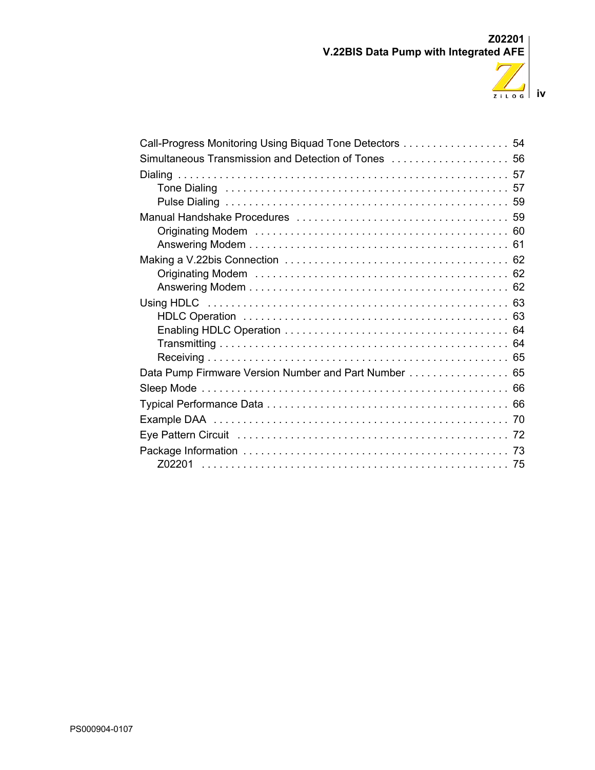- Call-Progress Monitoring Using Biquad Tone Detectors . . . . . . . . . . . . . . . . . . 54
- Simultaneous Transmission and Detection of Tones . . . . . . . . . . . . . . . . . . . . 56
- Dialing . . . . . . . . . . . . . . . . . . . . . . . . . . . . . . . . . . . . . . . . . . . . . . . . . . . . . 57
  - Tone Dialing . . . . . . . . . . . . . . . . . . . . . . . . . . . . . . . . . . . . . . . . . . . . . 57
  - Pulse Dialing . . . . . . . . . . . . . . . . . . . . . . . . . . . . . . . . . . . . . . . . . . . . . 59
- Manual Handshake Procedures . . . . . . . . . . . . . . . . . . . . . . . . . . . . . . . . . . . 59
  - Originating Modem . . . . . . . . . . . . . . . . . . . . . . . . . . . . . . . . . . . . . . . . . 60
  - Answering Modem . . . . . . . . . . . . . . . . . . . . . . . . . . . . . . . . . . . . . . . . . . 61
- Making a V.22bis Connection . . . . . . . . . . . . . . . . . . . . . . . . . . . . . . . . . . . . 62
  - Originating Modem . . . . . . . . . . . . . . . . . . . . . . . . . . . . . . . . . . . . . . . . . 62
  - Answering Modem . . . . . . . . . . . . . . . . . . . . . . . . . . . . . . . . . . . . . . . . . . 62
- Using HDLC . . . . . . . . . . . . . . . . . . . . . . . . . . . . . . . . . . . . . . . . . . . . . . . . 63
  - HDLC Operation . . . . . . . . . . . . . . . . . . . . . . . . . . . . . . . . . . . . . . . . . . . 63
  - Enabling HDLC Operation . . . . . . . . . . . . . . . . . . . . . . . . . . . . . . . . . . . . . 64
  - Transmitting . . . . . . . . . . . . . . . . . . . . . . . . . . . . . . . . . . . . . . . . . . . . . . 64
  - Receiving . . . . . . . . . . . . . . . . . . . . . . . . . . . . . . . . . . . . . . . . . . . . . . . . 65
- Data Pump Firmware Version Number and Part Number . . . . . . . . . . . . . . . . . 65
- Sleep Mode . . . . . . . . . . . . . . . . . . . . . . . . . . . . . . . . . . . . . . . . . . . . . . . . . 66
- Typical Performance Data . . . . . . . . . . . . . . . . . . . . . . . . . . . . . . . . . . . . . . . 66
- Example DAA . . . . . . . . . . . . . . . . . . . . . . . . . . . . . . . . . . . . . . . . . . . . . . . . 70
- Eye Pattern Circuit . . . . . . . . . . . . . . . . . . . . . . . . . . . . . . . . . . . . . . . . . . . . 72
- Package Information . . . . . . . . . . . . . . . . . . . . . . . . . . . . . . . . . . . . . . . . . . . 73
  - Z02201 . . . . . . . . . . . . . . . . . . . . . . . . . . . . . . . . . . . . . . . . . . . . . . . . . . 75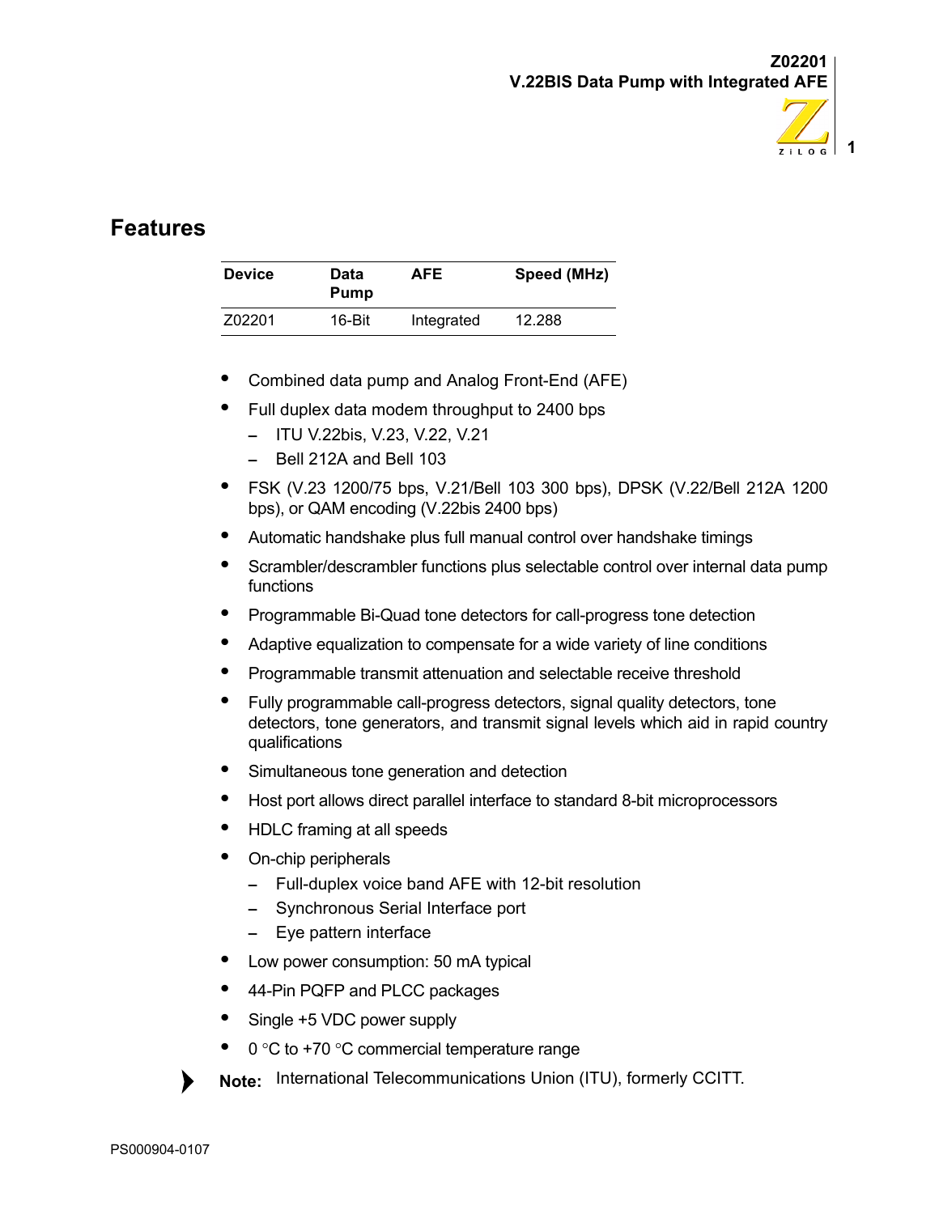## Features

| Device | Data Pump | AFE | Speed (MHz) |
|---|---|---|---|
| Z02201 | 16-Bit | Integrated | 12.288 |

- Combined data pump and Analog Front-End (AFE)
- Full duplex data modem throughput to 2400 bps
  - ITU V.22bis, V.23, V.22, V.21
  - Bell 212A and Bell 103
- FSK (V.23 1200/75 bps, V.21/Bell 103 300 bps), DPSK (V.22/Bell 212A 1200 bps), or QAM encoding (V.22bis 2400 bps)
- Automatic handshake plus full manual control over handshake timings
- Scrambler/descrambler functions plus selectable control over internal data pump functions
- Programmable Bi-Quad tone detectors for call-progress tone detection
- Adaptive equalization to compensate for a wide variety of line conditions
- Programmable transmit attenuation and selectable receive threshold
- Fully programmable call-progress detectors, signal quality detectors, tone detectors, tone generators, and transmit signal levels which aid in rapid country qualifications
- Simultaneous tone generation and detection
- Host port allows direct parallel interface to standard 8-bit microprocessors
- HDLC framing at all speeds
- On-chip peripherals
  - Full-duplex voice band AFE with 12-bit resolution
  - Synchronous Serial Interface port
  - Eye pattern interface
- Low power consumption: 50 mA typical
- 44-Pin PQFP and PLCC packages
- Single +5 VDC power supply
- 0 °C to +70 °C commercial temperature range

**Note:** International Telecommunications Union (ITU), formerly CCITT.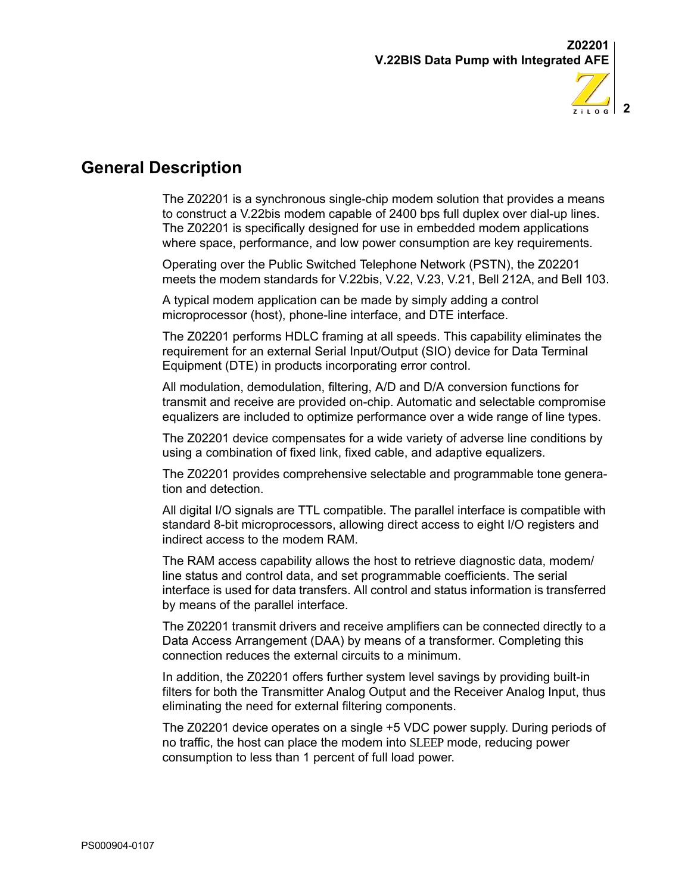## General Description

The Z02201 is a synchronous single-chip modem solution that provides a means to construct a V.22bis modem capable of 2400 bps full duplex over dial-up lines. The Z02201 is specifically designed for use in embedded modem applications where space, performance, and low power consumption are key requirements.

Operating over the Public Switched Telephone Network (PSTN), the Z02201 meets the modem standards for V.22bis, V.22, V.23, V.21, Bell 212A, and Bell 103.

A typical modem application can be made by simply adding a control microprocessor (host), phone-line interface, and DTE interface.

The Z02201 performs HDLC framing at all speeds. This capability eliminates the requirement for an external Serial Input/Output (SIO) device for Data Terminal Equipment (DTE) in products incorporating error control.

All modulation, demodulation, filtering, A/D and D/A conversion functions for transmit and receive are provided on-chip. Automatic and selectable compromise equalizers are included to optimize performance over a wide range of line types.

The Z02201 device compensates for a wide variety of adverse line conditions by using a combination of fixed link, fixed cable, and adaptive equalizers.

The Z02201 provides comprehensive selectable and programmable tone generation and detection.

All digital I/O signals are TTL compatible. The parallel interface is compatible with standard 8-bit microprocessors, allowing direct access to eight I/O registers and indirect access to the modem RAM.

The RAM access capability allows the host to retrieve diagnostic data, modem/line status and control data, and set programmable coefficients. The serial interface is used for data transfers. All control and status information is transferred by means of the parallel interface.

The Z02201 transmit drivers and receive amplifiers can be connected directly to a Data Access Arrangement (DAA) by means of a transformer. Completing this connection reduces the external circuits to a minimum.

In addition, the Z02201 offers further system level savings by providing built-in filters for both the Transmitter Analog Output and the Receiver Analog Input, thus eliminating the need for external filtering components.

The Z02201 device operates on a single +5 VDC power supply. During periods of no traffic, the host can place the modem into SLEEP mode, reducing power consumption to less than 1 percent of full load power.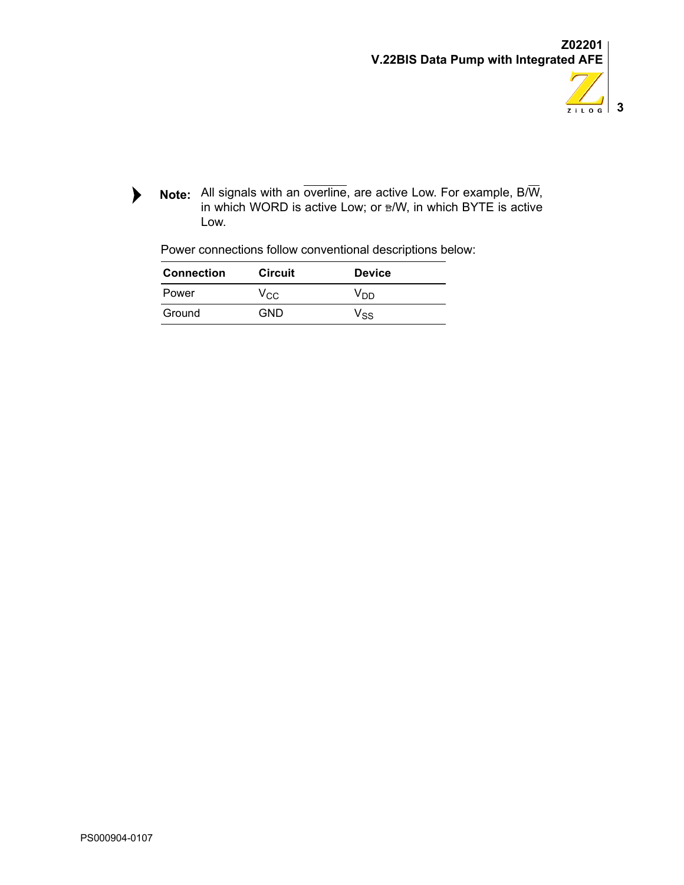> **Note:** All signals with an $\overline{\text{overline}}$, are active Low. For example, B/$\overline{\text{W}}$, in which WORD is active Low; or $\overline{\text{B}}$/W, in which BYTE is active Low.

Power connections follow conventional descriptions below:

| Connection | Circuit | Device |
|---|---|---|
| Power | $V_{CC}$ | $V_{DD}$ |
| Ground | GND | $V_{SS}$ |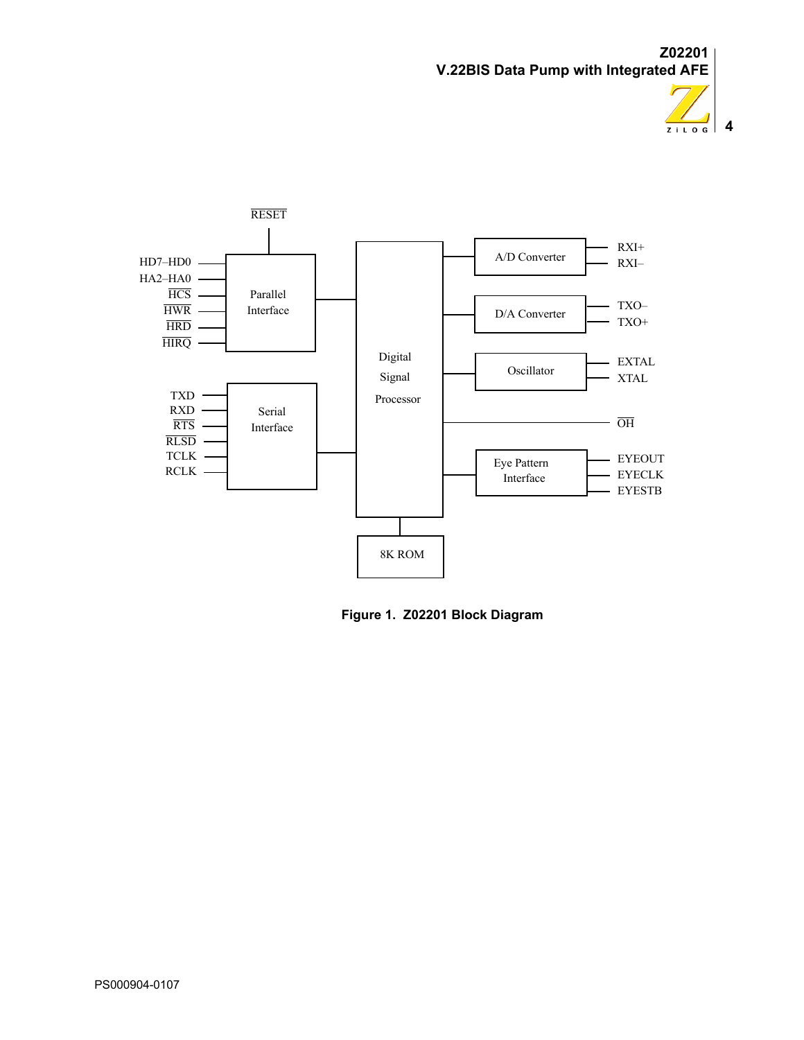Figure 1. Z02201 Block Diagram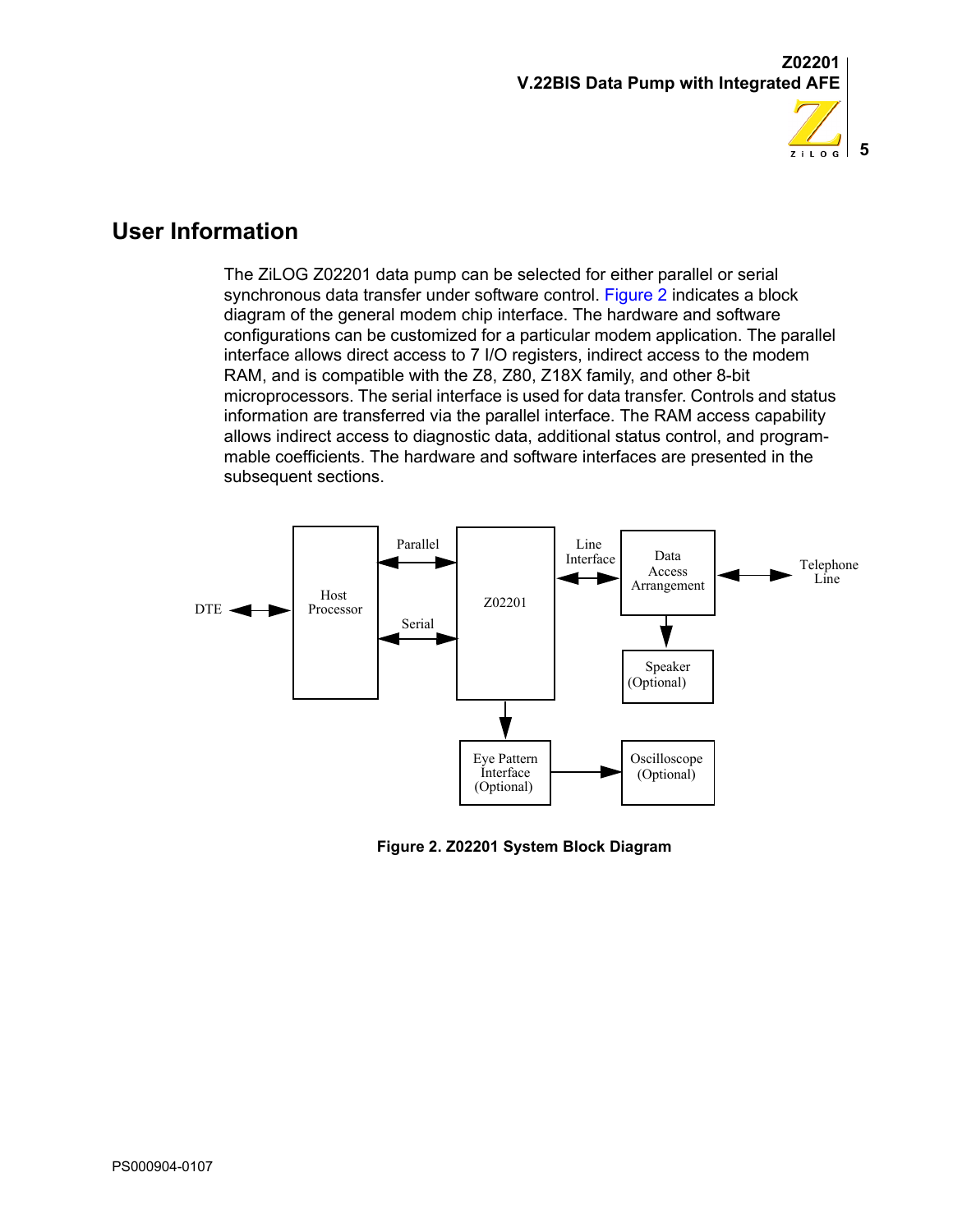## User Information

The ZiLOG Z02201 data pump can be selected for either parallel or serial synchronous data transfer under software control. Figure 2 indicates a block diagram of the general modem chip interface. The hardware and software configurations can be customized for a particular modem application. The parallel interface allows direct access to 7 I/O registers, indirect access to the modem RAM, and is compatible with the Z8, Z80, Z18X family, and other 8-bit microprocessors. The serial interface is used for data transfer. Controls and status information are transferred via the parallel interface. The RAM access capability allows indirect access to diagnostic data, additional status control, and programmable coefficients. The hardware and software interfaces are presented in the subsequent sections.

DTE | Host Processor | Parallel | Serial | Z02201 | Line Interface | Data Access Arrangement | Telephone Line | Speaker (Optional) | Eye Pattern Interface (Optional) | Oscilloscope (Optional)

**Figure 2. Z02201 System Block Diagram**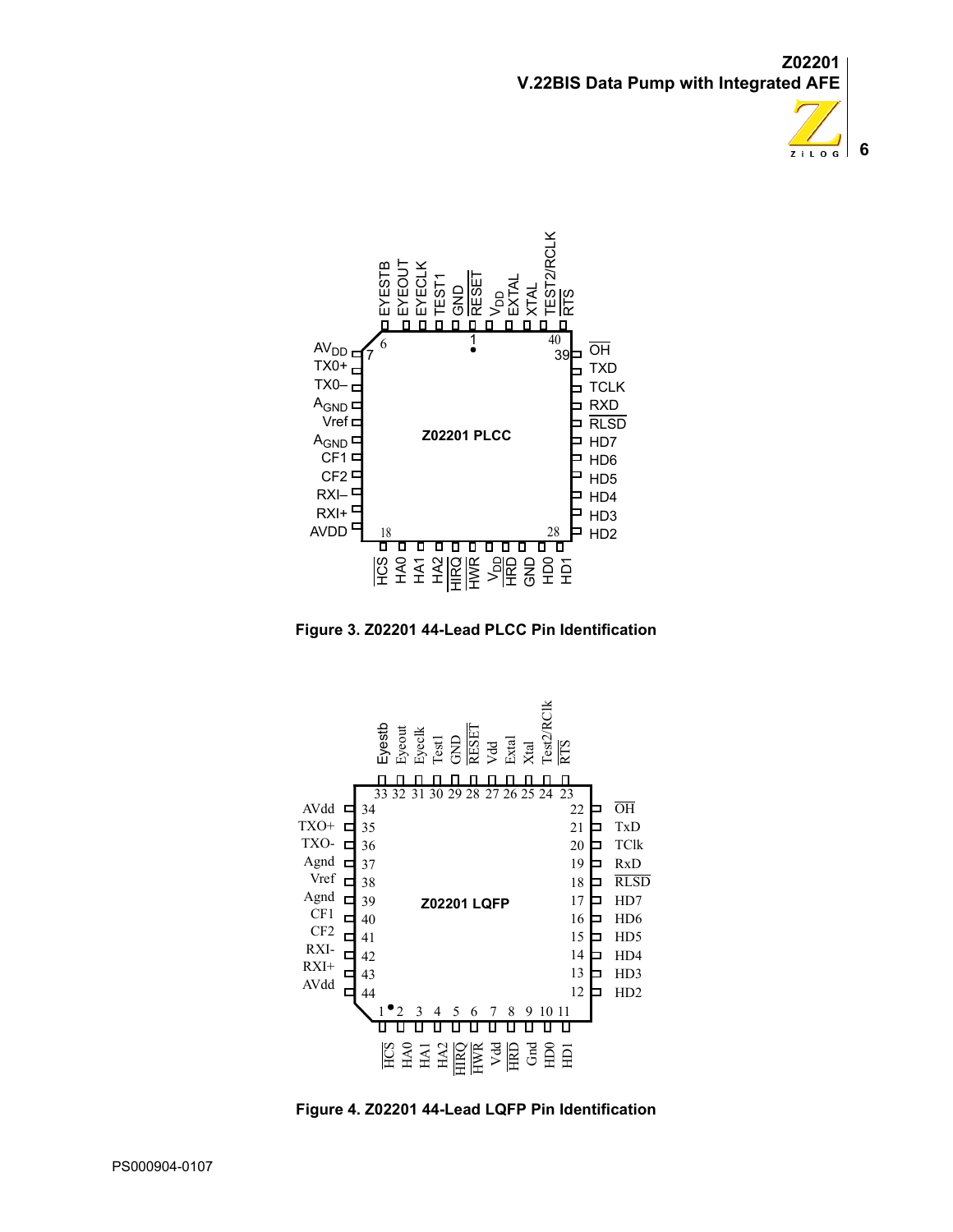Figure 3. Z02201 44-Lead PLCC Pin Identification

Figure 4. Z02201 44-Lead LQFP Pin Identification

PS000904-0107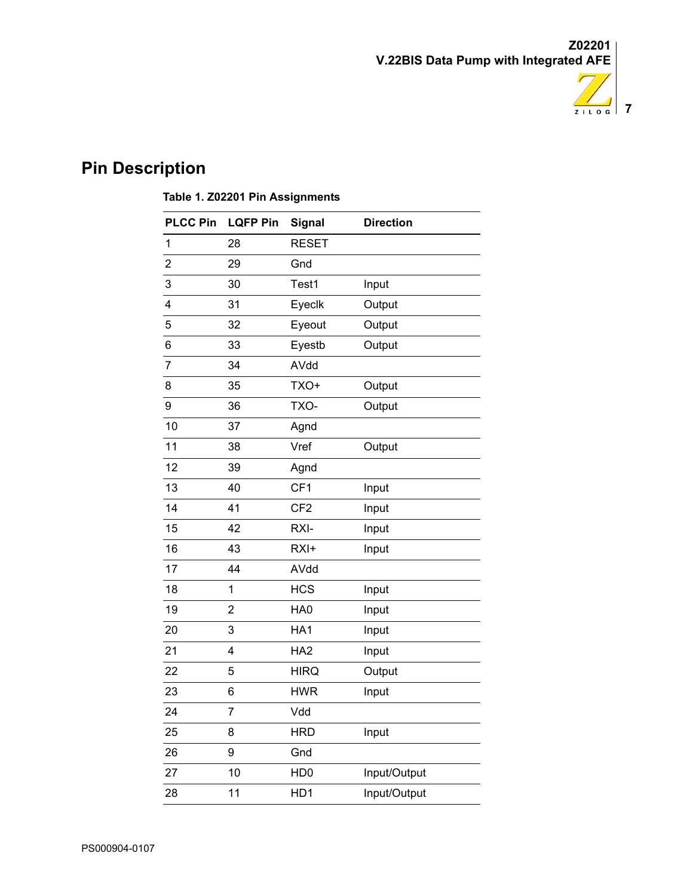# Pin Description

**Table 1. Z02201 Pin Assignments**

| PLCC Pin | LQFP Pin | Signal | Direction |
|---|---|---|---|
| 1 | 28 | RESET | |
| 2 | 29 | Gnd | |
| 3 | 30 | Test1 | Input |
| 4 | 31 | Eyeclk | Output |
| 5 | 32 | Eyeout | Output |
| 6 | 33 | Eyestb | Output |
| 7 | 34 | AVdd | |
| 8 | 35 | TXO+ | Output |
| 9 | 36 | TXO- | Output |
| 10 | 37 | Agnd | |
| 11 | 38 | Vref | Output |
| 12 | 39 | Agnd | |
| 13 | 40 | CF1 | Input |
| 14 | 41 | CF2 | Input |
| 15 | 42 | RXI- | Input |
| 16 | 43 | RXI+ | Input |
| 17 | 44 | AVdd | |
| 18 | 1 | HCS | Input |
| 19 | 2 | HA0 | Input |
| 20 | 3 | HA1 | Input |
| 21 | 4 | HA2 | Input |
| 22 | 5 | HIRQ | Output |
| 23 | 6 | HWR | Input |
| 24 | 7 | Vdd | |
| 25 | 8 | HRD | Input |
| 26 | 9 | Gnd | |
| 27 | 10 | HD0 | Input/Output |
| 28 | 11 | HD1 | Input/Output |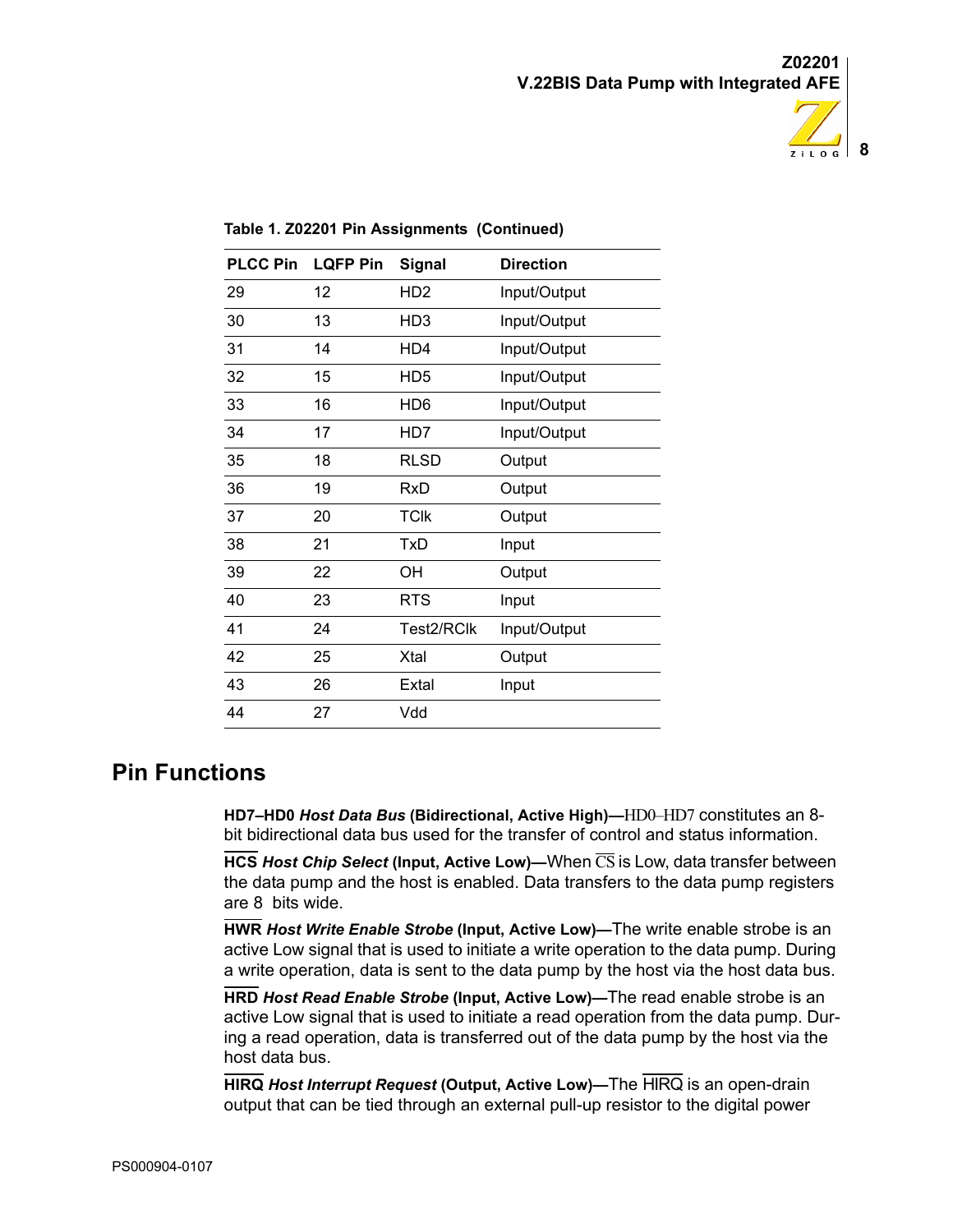**Table 1. Z02201 Pin Assignments (Continued)**

| PLCC Pin | LQFP Pin | Signal | Direction |
|---|---|---|---|
| 29 | 12 | HD2 | Input/Output |
| 30 | 13 | HD3 | Input/Output |
| 31 | 14 | HD4 | Input/Output |
| 32 | 15 | HD5 | Input/Output |
| 33 | 16 | HD6 | Input/Output |
| 34 | 17 | HD7 | Input/Output |
| 35 | 18 | RLSD | Output |
| 36 | 19 | RxD | Output |
| 37 | 20 | TClk | Output |
| 38 | 21 | TxD | Input |
| 39 | 22 | OH | Output |
| 40 | 23 | RTS | Input |
| 41 | 24 | Test2/RClk | Input/Output |
| 42 | 25 | Xtal | Output |
| 43 | 26 | Extal | Input |
| 44 | 27 | Vdd | |

## Pin Functions

**HD7–HD0** ***Host Data Bus*** **(Bidirectional, Active High)—**HD0–HD7 constitutes an 8-bit bidirectional data bus used for the transfer of control and status information.

**$\overline{\text{HCS}}$** ***Host Chip Select*** **(Input, Active Low)—**When $\overline{\text{CS}}$ is Low, data transfer between the data pump and the host is enabled. Data transfers to the data pump registers are 8 bits wide.

**$\overline{\text{HWR}}$** ***Host Write Enable Strobe*** **(Input, Active Low)—**The write enable strobe is an active Low signal that is used to initiate a write operation to the data pump. During a write operation, data is sent to the data pump by the host via the host data bus.

**$\overline{\text{HRD}}$** ***Host Read Enable Strobe*** **(Input, Active Low)—**The read enable strobe is an active Low signal that is used to initiate a read operation from the data pump. During a read operation, data is transferred out of the data pump by the host via the host data bus.

**$\overline{\text{HIRQ}}$** ***Host Interrupt Request*** **(Output, Active Low)—**The $\overline{\text{HIRQ}}$ is an open-drain output that can be tied through an external pull-up resistor to the digital power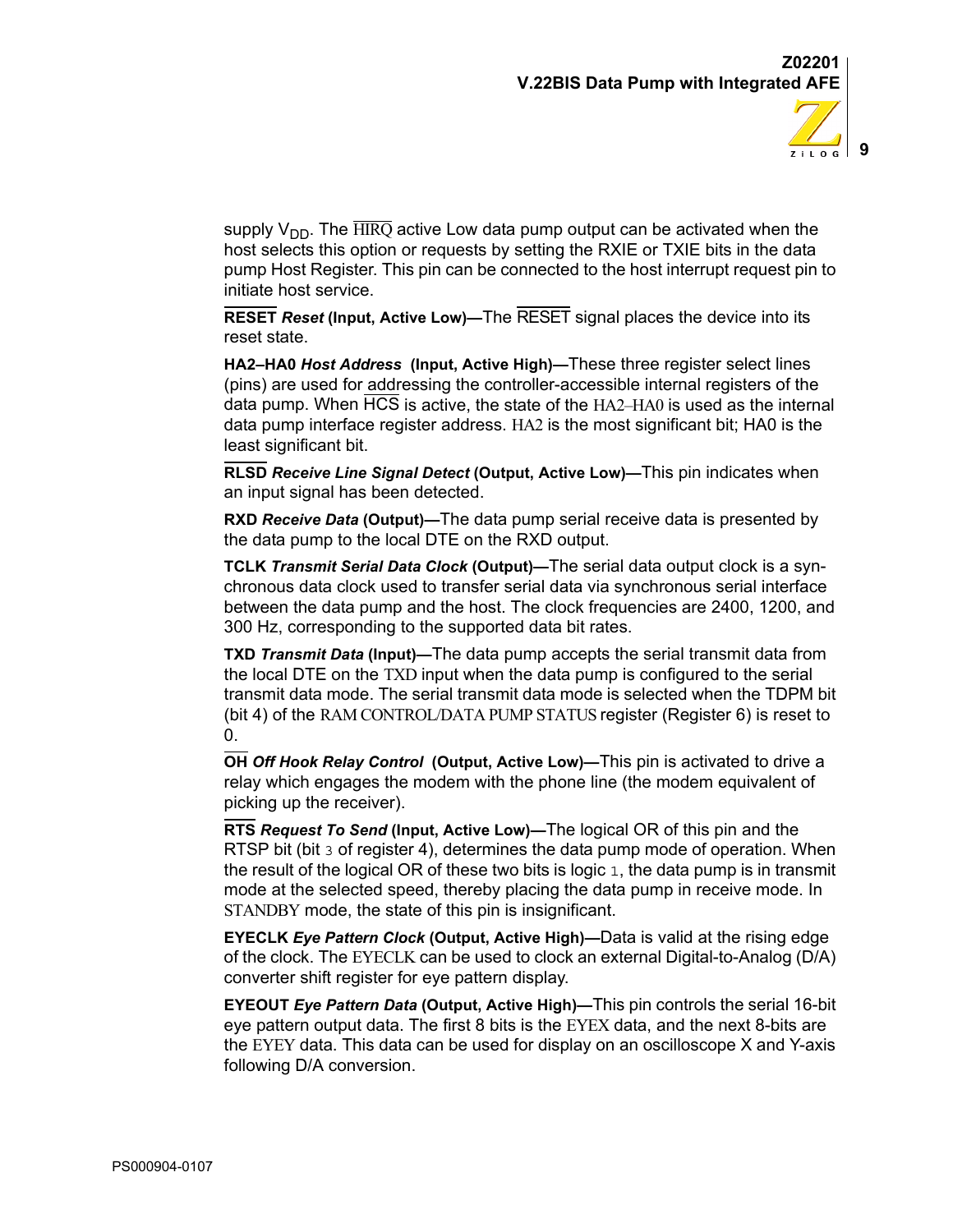supply $V_{DD}$. The HIRQ active Low data pump output can be activated when the host selects this option or requests by setting the RXIE or TXIE bits in the data pump Host Register. This pin can be connected to the host interrupt request pin to initiate host service.

**RESET** ***Reset*** **(Input, Active Low)—**The RESET signal places the device into its reset state.

**HA2–HA0** ***Host Address*** **(Input, Active High)—**These three register select lines (pins) are used for addressing the controller-accessible internal registers of the data pump. When HCS is active, the state of the HA2–HA0 is used as the internal data pump interface register address. HA2 is the most significant bit; HA0 is the least significant bit.

**RLSD** ***Receive Line Signal Detect*** **(Output, Active Low)—**This pin indicates when an input signal has been detected.

**RXD** ***Receive Data*** **(Output)—**The data pump serial receive data is presented by the data pump to the local DTE on the RXD output.

**TCLK** ***Transmit Serial Data Clock*** **(Output)—**The serial data output clock is a synchronous data clock used to transfer serial data via synchronous serial interface between the data pump and the host. The clock frequencies are 2400, 1200, and 300 Hz, corresponding to the supported data bit rates.

**TXD** ***Transmit Data*** **(Input)—**The data pump accepts the serial transmit data from the local DTE on the TXD input when the data pump is configured to the serial transmit data mode. The serial transmit data mode is selected when the TDPM bit (bit 4) of the RAM CONTROL/DATA PUMP STATUS register (Register 6) is reset to 0.

**OH** ***Off Hook Relay Control*** **(Output, Active Low)—**This pin is activated to drive a relay which engages the modem with the phone line (the modem equivalent of picking up the receiver).

**RTS** ***Request To Send*** **(Input, Active Low)—**The logical OR of this pin and the RTSP bit (bit 3 of register 4), determines the data pump mode of operation. When the result of the logical OR of these two bits is logic 1, the data pump is in transmit mode at the selected speed, thereby placing the data pump in receive mode. In STANDBY mode, the state of this pin is insignificant.

**EYECLK** ***Eye Pattern Clock*** **(Output, Active High)—**Data is valid at the rising edge of the clock. The EYECLK can be used to clock an external Digital-to-Analog (D/A) converter shift register for eye pattern display.

**EYEOUT** ***Eye Pattern Data*** **(Output, Active High)—**This pin controls the serial 16-bit eye pattern output data. The first 8 bits is the EYEX data, and the next 8-bits are the EYEY data. This data can be used for display on an oscilloscope X and Y-axis following D/A conversion.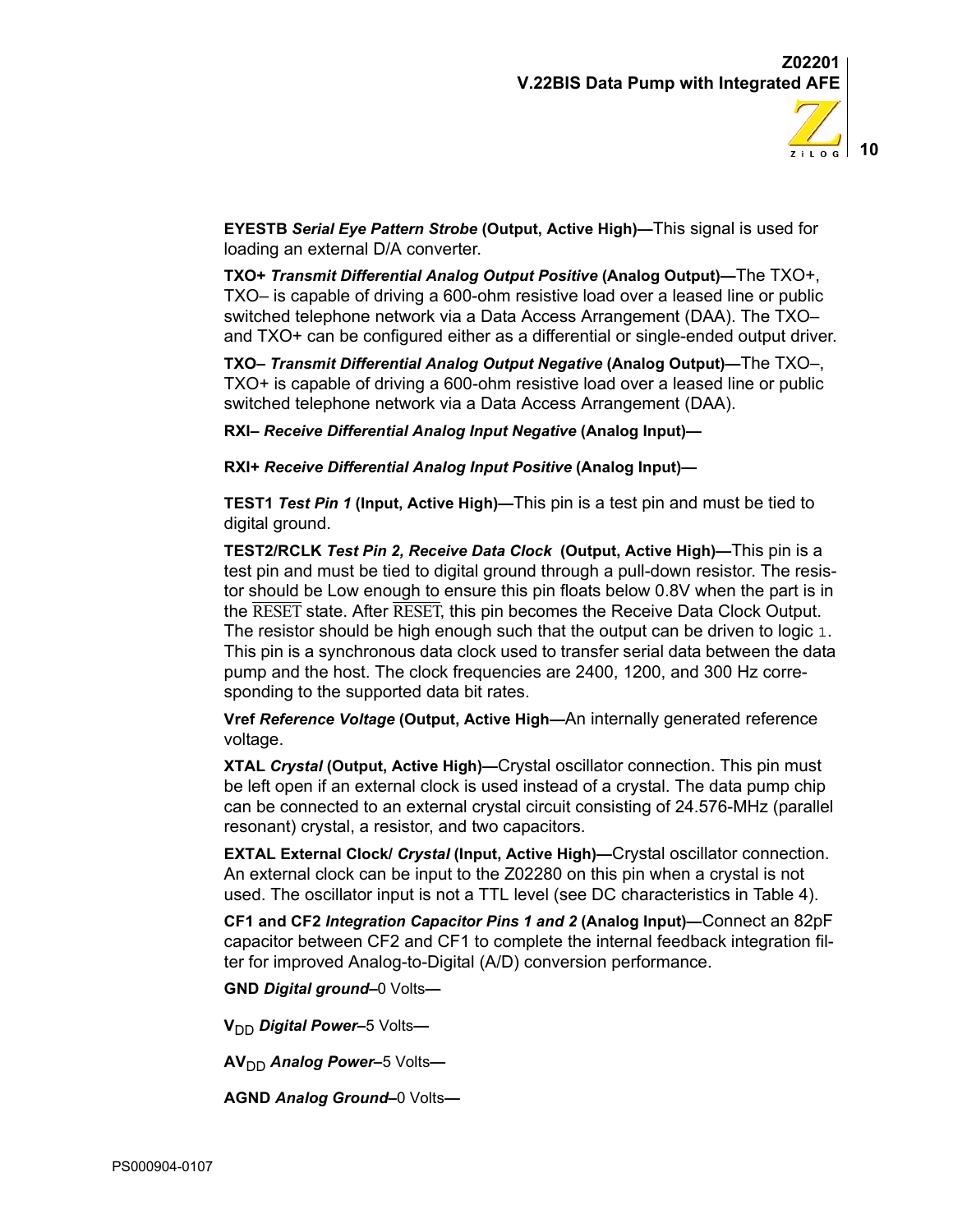**EYESTB** ***Serial Eye Pattern Strobe*** **(Output, Active High)—**This signal is used for loading an external D/A converter.

**TXO+** ***Transmit Differential Analog Output Positive*** **(Analog Output)—**The TXO+, TXO– is capable of driving a 600-ohm resistive load over a leased line or public switched telephone network via a Data Access Arrangement (DAA). The TXO– and TXO+ can be configured either as a differential or single-ended output driver.

**TXO–** ***Transmit Differential Analog Output Negative*** **(Analog Output)—**The TXO–, TXO+ is capable of driving a 600-ohm resistive load over a leased line or public switched telephone network via a Data Access Arrangement (DAA).

**RXI–** ***Receive Differential Analog Input Negative*** **(Analog Input)—**

**RXI+** ***Receive Differential Analog Input Positive*** **(Analog Input)—**

**TEST1** ***Test Pin 1*** **(Input, Active High)—**This pin is a test pin and must be tied to digital ground.

**TEST2/RCLK** ***Test Pin 2, Receive Data Clock*** **(Output, Active High)—**This pin is a test pin and must be tied to digital ground through a pull-down resistor. The resistor should be Low enough to ensure this pin floats below 0.8V when the part is in the $\overline{\text{RESET}}$ state. After $\overline{\text{RESET}}$, this pin becomes the Receive Data Clock Output. The resistor should be high enough such that the output can be driven to logic `1`. This pin is a synchronous data clock used to transfer serial data between the data pump and the host. The clock frequencies are 2400, 1200, and 300 Hz corresponding to the supported data bit rates.

**Vref** ***Reference Voltage*** **(Output, Active High—**An internally generated reference voltage.

**XTAL** ***Crystal*** **(Output, Active High)—**Crystal oscillator connection. This pin must be left open if an external clock is used instead of a crystal. The data pump chip can be connected to an external crystal circuit consisting of 24.576-MHz (parallel resonant) crystal, a resistor, and two capacitors.

**EXTAL External Clock/** ***Crystal*** **(Input, Active High)—**Crystal oscillator connection. An external clock can be input to the Z02280 on this pin when a crystal is not used. The oscillator input is not a TTL level (see DC characteristics in Table 4).

**CF1 and CF2** ***Integration Capacitor Pins 1 and 2*** **(Analog Input)—**Connect an 82pF capacitor between CF2 and CF1 to complete the internal feedback integration filter for improved Analog-to-Digital (A/D) conversion performance.

**GND** ***Digital ground*****–**0 Volts**—**

**$V_{DD}$** ***Digital Power*****–**5 Volts**—**

**$AV_{DD}$** ***Analog Power*****–**5 Volts**—**

**AGND** ***Analog Ground*****–**0 Volts**—**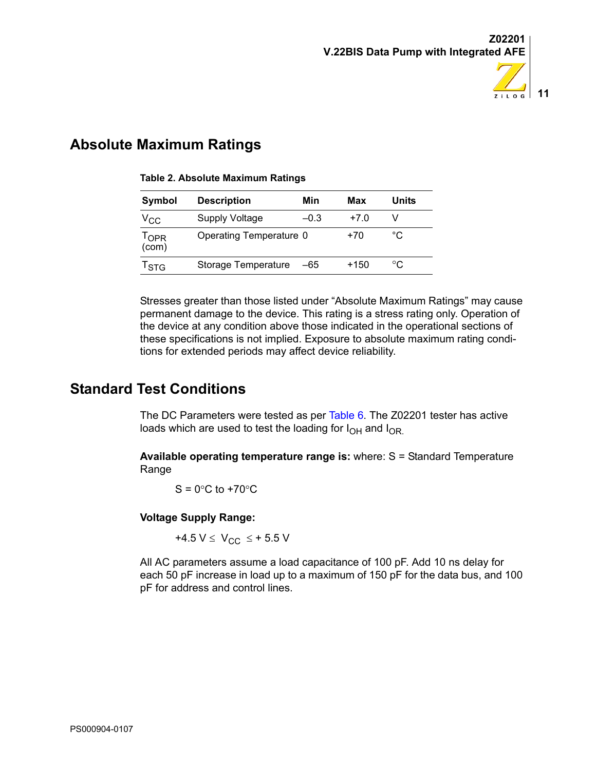## Absolute Maximum Ratings

**Table 2. Absolute Maximum Ratings**

| Symbol | Description | Min | Max | Units |
|---|---|---|---|---|
| $V_{CC}$ | Supply Voltage | –0.3 | +7.0 | V |
| $T_{OPR}$ (com) | Operating Temperature | 0 | +70 | °C |
| $T_{STG}$ | Storage Temperature | –65 | +150 | °C |

Stresses greater than those listed under "Absolute Maximum Ratings" may cause permanent damage to the device. This rating is a stress rating only. Operation of the device at any condition above those indicated in the operational sections of these specifications is not implied. Exposure to absolute maximum rating conditions for extended periods may affect device reliability.

## Standard Test Conditions

The DC Parameters were tested as per Table 6. The Z02201 tester has active loads which are used to test the loading for $I_{OH}$ and $I_{OR.}$

**Available operating temperature range is:** where: S = Standard Temperature Range

S = 0°C to +70°C

**Voltage Supply Range:**

$+4.5\text{ V} \leq V_{CC} \leq +5.5\text{ V}$

All AC parameters assume a load capacitance of 100 pF. Add 10 ns delay for each 50 pF increase in load up to a maximum of 150 pF for the data bus, and 100 pF for address and control lines.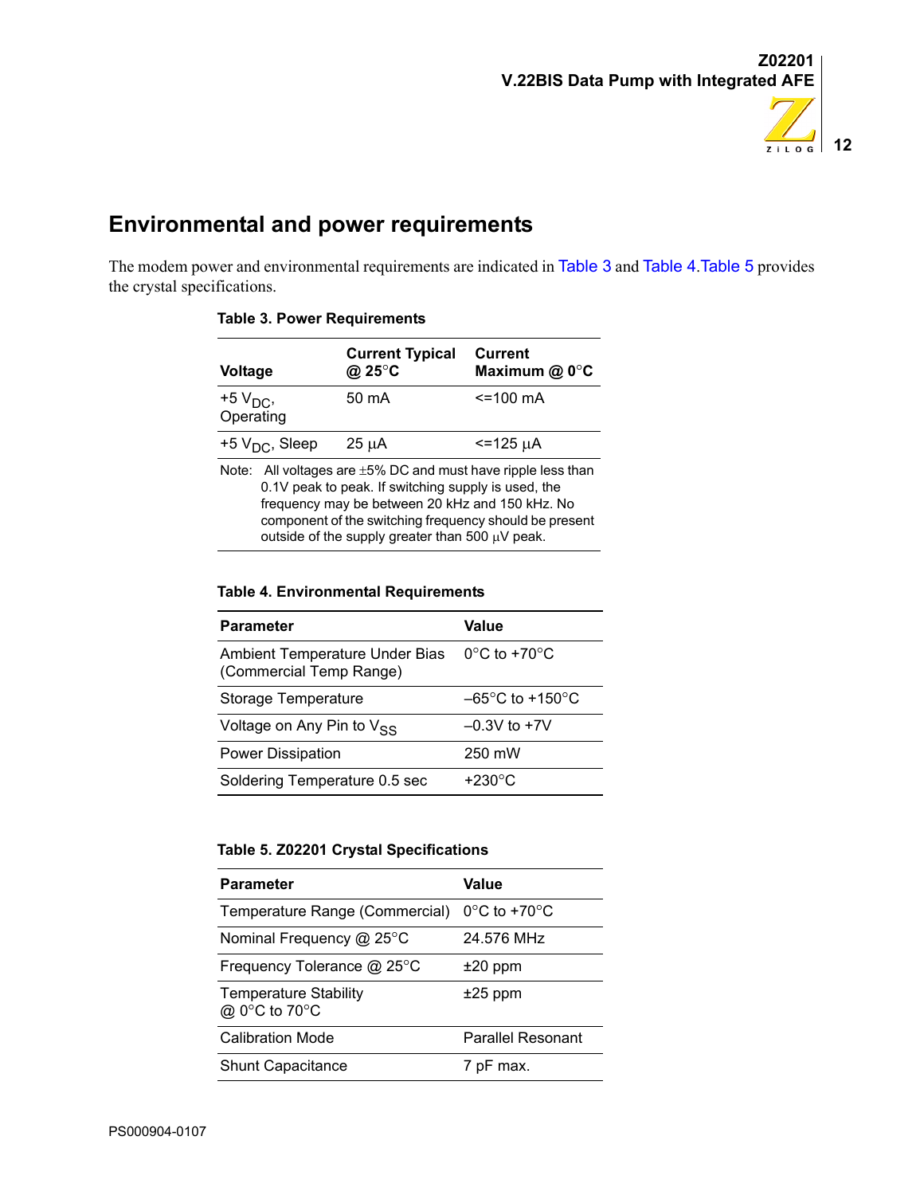## Environmental and power requirements

The modem power and environmental requirements are indicated in Table 3 and Table 4.Table 5 provides the crystal specifications.

**Table 3. Power Requirements**

| Voltage | Current Typical @ 25°C | Current Maximum @ 0°C |
|---|---|---|
| +5 $V_{DC}$, Operating | 50 mA | <=100 mA |
| +5 $V_{DC}$, Sleep | 25 µA | <=125 µA |

Note: All voltages are ±5% DC and must have ripple less than 0.1V peak to peak. If switching supply is used, the frequency may be between 20 kHz and 150 kHz. No component of the switching frequency should be present outside of the supply greater than 500 µV peak.

**Table 4. Environmental Requirements**

| Parameter | Value |
|---|---|
| Ambient Temperature Under Bias (Commercial Temp Range) | 0°C to +70°C |
| Storage Temperature | –65°C to +150°C |
| Voltage on Any Pin to $V_{SS}$ | –0.3V to +7V |
| Power Dissipation | 250 mW |
| Soldering Temperature 0.5 sec | +230°C |

**Table 5. Z02201 Crystal Specifications**

| Parameter | Value |
|---|---|
| Temperature Range (Commercial) | 0°C to +70°C |
| Nominal Frequency @ 25°C | 24.576 MHz |
| Frequency Tolerance @ 25°C | ±20 ppm |
| Temperature Stability @ 0°C to 70°C | ±25 ppm |
| Calibration Mode | Parallel Resonant |
| Shunt Capacitance | 7 pF max. |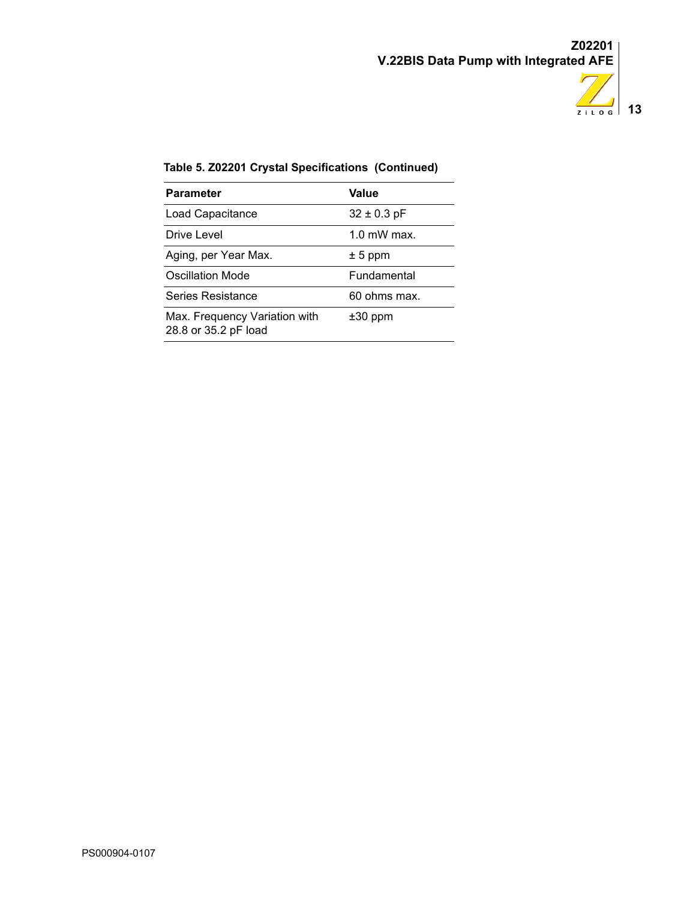**Table 5. Z02201 Crystal Specifications (Continued)**

| Parameter | Value |
|---|---|
| Load Capacitance | 32 ± 0.3 pF |
| Drive Level | 1.0 mW max. |
| Aging, per Year Max. | ± 5 ppm |
| Oscillation Mode | Fundamental |
| Series Resistance | 60 ohms max. |
| Max. Frequency Variation with 28.8 or 35.2 pF load | ±30 ppm |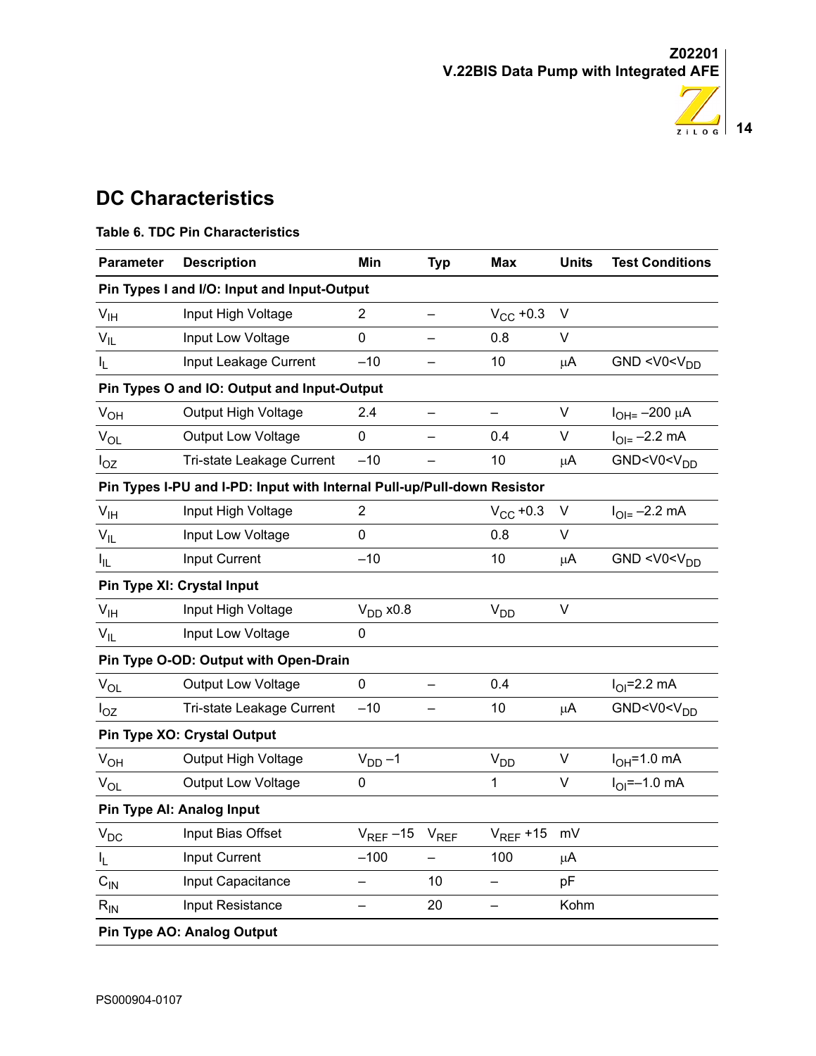## DC Characteristics

**Table 6. TDC Pin Characteristics**

| Parameter | Description | Min | Typ | Max | Units | Test Conditions |
|---|---|---|---|---|---|---|
| **Pin Types I and I/O: Input and Input-Output** | | | | | | |
| $V_{IH}$ | Input High Voltage | 2 | – | $V_{CC}$ +0.3 | V | |
| $V_{IL}$ | Input Low Voltage | 0 | – | 0.8 | V | |
| $I_L$ | Input Leakage Current | –10 | – | 10 | µA | GND <V0<$V_{DD}$ |
| **Pin Types O and IO: Output and Input-Output** | | | | | | |
| $V_{OH}$ | Output High Voltage | 2.4 | – | – | V | $I_{OH=}$ –200 µA |
| $V_{OL}$ | Output Low Voltage | 0 | – | 0.4 | V | $I_{OI=}$ –2.2 mA |
| $I_{OZ}$ | Tri-state Leakage Current | –10 | – | 10 | µA | GND<V0<$V_{DD}$ |
| **Pin Types I-PU and I-PD: Input with Internal Pull-up/Pull-down Resistor** | | | | | | |
| $V_{IH}$ | Input High Voltage | 2 | | $V_{CC}$ +0.3 | V | $I_{OI=}$ –2.2 mA |
| $V_{IL}$ | Input Low Voltage | 0 | | 0.8 | V | |
| $I_{IL}$ | Input Current | –10 | | 10 | µA | GND <V0<$V_{DD}$ |
| **Pin Type XI: Crystal Input** | | | | | | |
| $V_{IH}$ | Input High Voltage | $V_{DD}$ x0.8 | | $V_{DD}$ | V | |
| $V_{IL}$ | Input Low Voltage | 0 | | | | |
| **Pin Type O-OD: Output with Open-Drain** | | | | | | |
| $V_{OL}$ | Output Low Voltage | 0 | – | 0.4 | | $I_{OI}$=2.2 mA |
| $I_{OZ}$ | Tri-state Leakage Current | –10 | – | 10 | µA | GND<V0<$V_{DD}$ |
| **Pin Type XO: Crystal Output** | | | | | | |
| $V_{OH}$ | Output High Voltage | $V_{DD}$ –1 | | $V_{DD}$ | V | $I_{OH}$=1.0 mA |
| $V_{OL}$ | Output Low Voltage | 0 | | 1 | V | $I_{OI}$=–1.0 mA |
| **Pin Type AI: Analog Input** | | | | | | |
| $V_{DC}$ | Input Bias Offset | $V_{REF}$ –15 | $V_{REF}$ | $V_{REF}$ +15 | mV | |
| $I_L$ | Input Current | –100 | – | 100 | µA | |
| $C_{IN}$ | Input Capacitance | – | 10 | – | pF | |
| $R_{IN}$ | Input Resistance | – | 20 | – | Kohm | |
| **Pin Type AO: Analog Output** | | | | | | |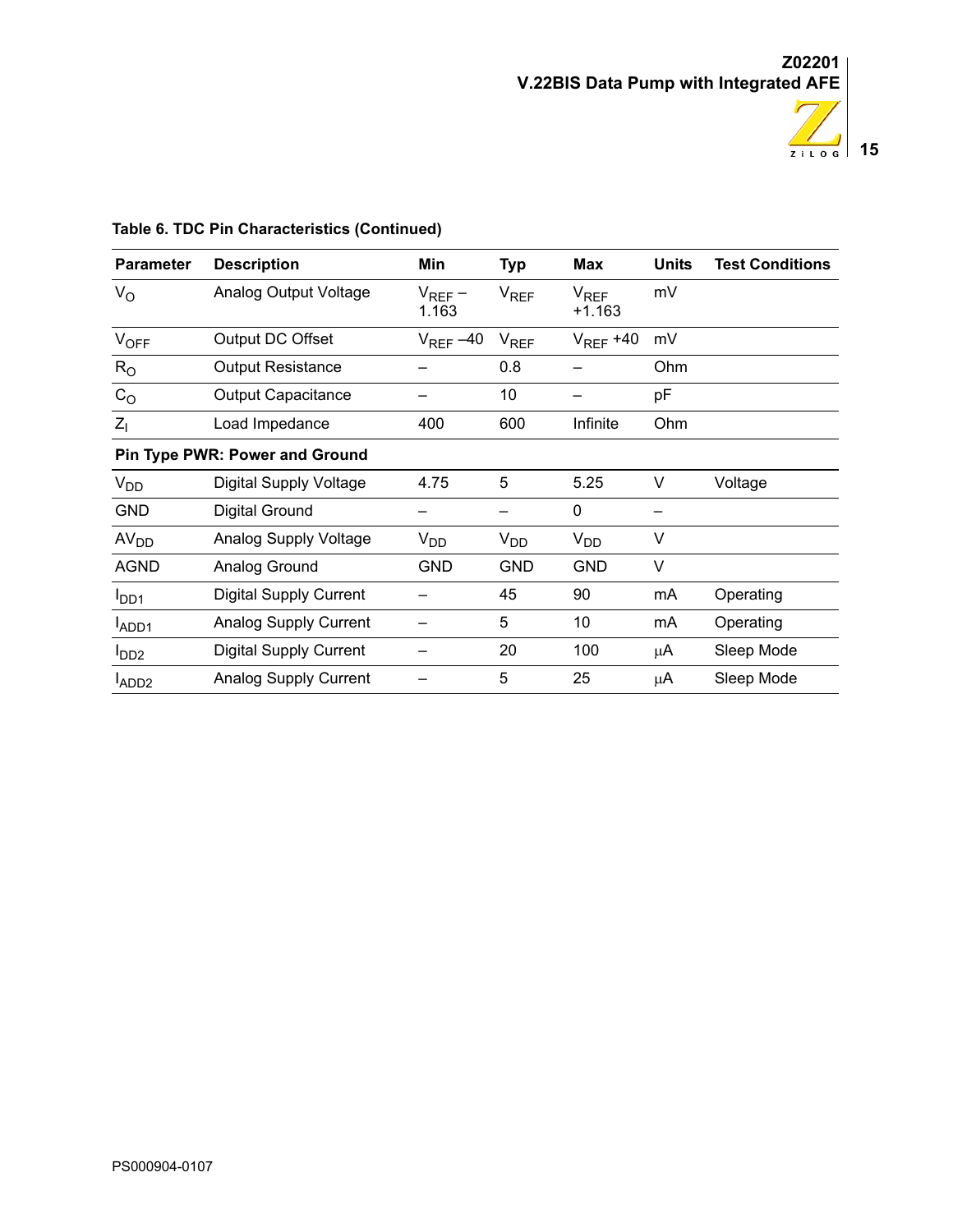**Table 6. TDC Pin Characteristics (Continued)**

| Parameter | Description | Min | Typ | Max | Units | Test Conditions |
|---|---|---|---|---|---|---|
| $V_O$ | Analog Output Voltage | $V_{REF}$ – 1.163 | $V_{REF}$ | $V_{REF}$ +1.163 | mV | |
| $V_{OFF}$ | Output DC Offset | $V_{REF}$ –40 | $V_{REF}$ | $V_{REF}$ +40 | mV | |
| $R_O$ | Output Resistance | – | 0.8 | – | Ohm | |
| $C_O$ | Output Capacitance | – | 10 | – | pF | |
| $Z_I$ | Load Impedance | 400 | 600 | Infinite | Ohm | |
| **Pin Type PWR: Power and Ground** | | | | | | |
| $V_{DD}$ | Digital Supply Voltage | 4.75 | 5 | 5.25 | V | Voltage |
| GND | Digital Ground | – | – | 0 | – | |
| $AV_{DD}$ | Analog Supply Voltage | $V_{DD}$ | $V_{DD}$ | $V_{DD}$ | V | |
| AGND | Analog Ground | GND | GND | GND | V | |
| $I_{DD1}$ | Digital Supply Current | – | 45 | 90 | mA | Operating |
| $I_{ADD1}$ | Analog Supply Current | – | 5 | 10 | mA | Operating |
| $I_{DD2}$ | Digital Supply Current | – | 20 | 100 | μA | Sleep Mode |
| $I_{ADD2}$ | Analog Supply Current | – | 5 | 25 | μA | Sleep Mode |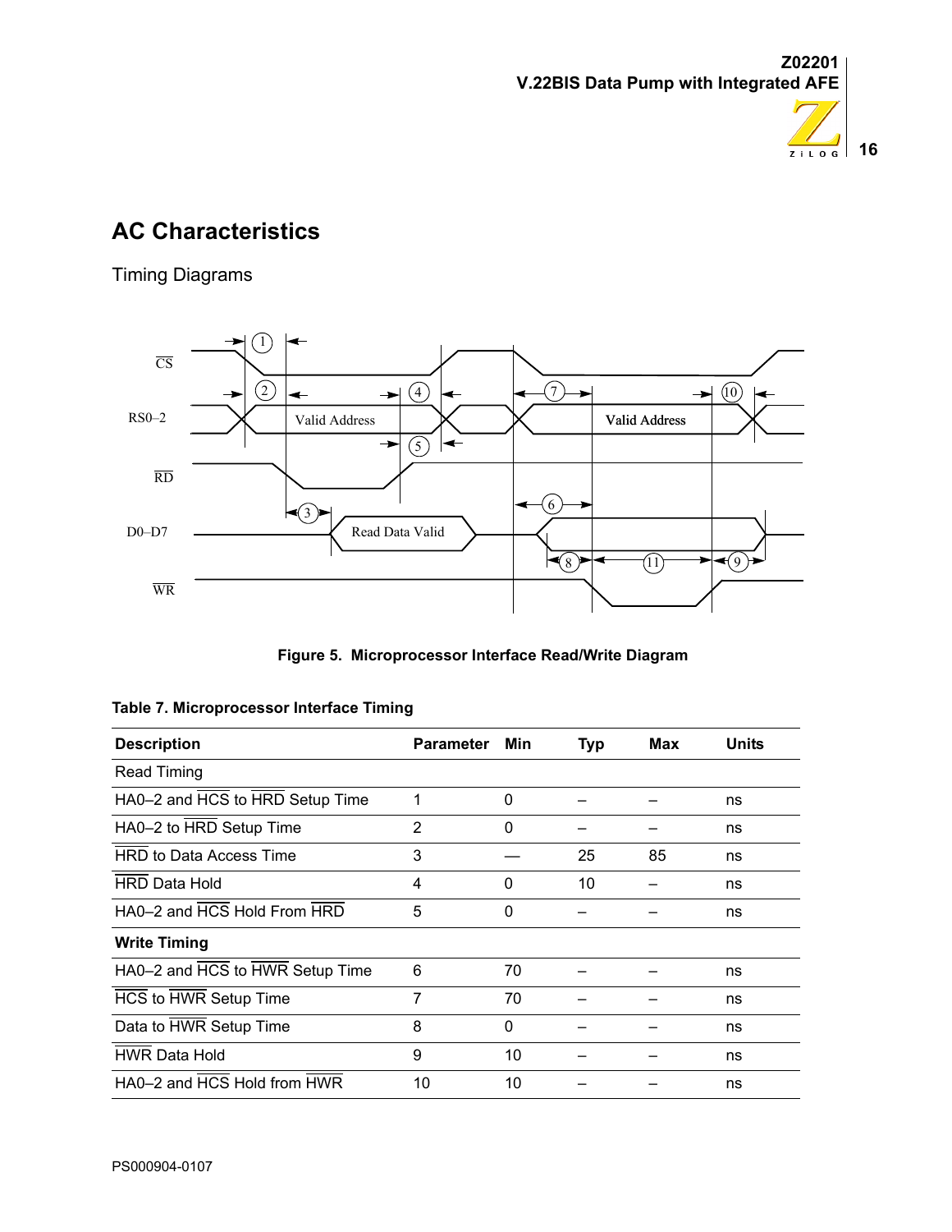## AC Characteristics

Timing Diagrams

**Figure 5. Microprocessor Interface Read/Write Diagram**

**Table 7. Microprocessor Interface Timing**

| Description | Parameter | Min | Typ | Max | Units |
|---|---|---|---|---|---|
| Read Timing | | | | | |
| HA0–2 and $\overline{HCS}$ to $\overline{HRD}$ Setup Time | 1 | 0 | – | – | ns |
| HA0–2 to $\overline{HRD}$ Setup Time | 2 | 0 | – | – | ns |
| $\overline{HRD}$ to Data Access Time | 3 | — | 25 | 85 | ns |
| $\overline{HRD}$ Data Hold | 4 | 0 | 10 | – | ns |
| HA0–2 and $\overline{HCS}$ Hold From $\overline{HRD}$ | 5 | 0 | – | – | ns |
| **Write Timing** | | | | | |
| HA0–2 and $\overline{HCS}$ to $\overline{HWR}$ Setup Time | 6 | 70 | – | – | ns |
| $\overline{HCS}$ to $\overline{HWR}$ Setup Time | 7 | 70 | – | – | ns |
| Data to $\overline{HWR}$ Setup Time | 8 | 0 | – | – | ns |
| $\overline{HWR}$ Data Hold | 9 | 10 | – | – | ns |
| HA0–2 and $\overline{HCS}$ Hold from $\overline{HWR}$ | 10 | 10 | – | – | ns |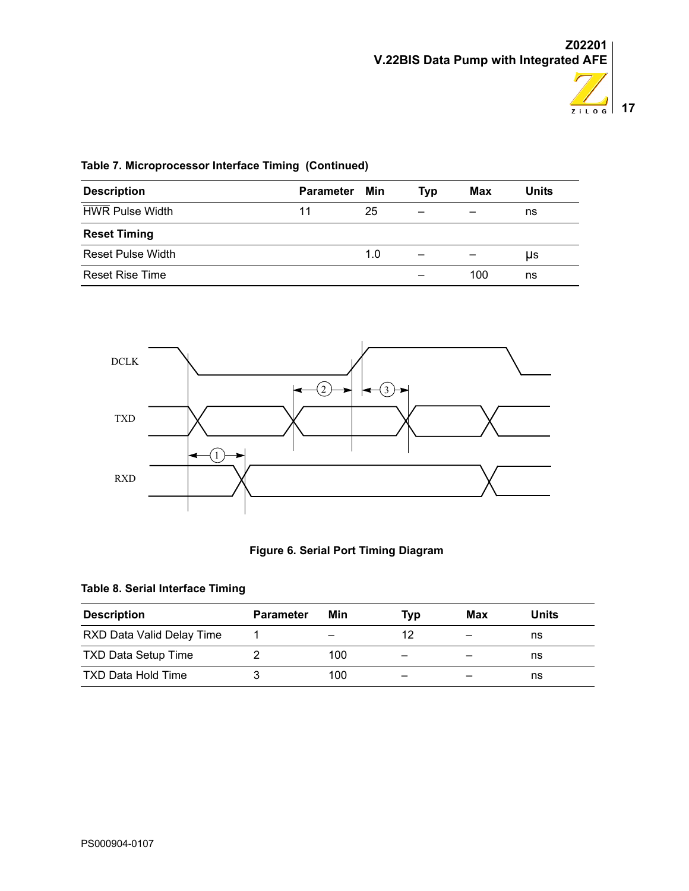**Table 7. Microprocessor Interface Timing (Continued)**

| Description | Parameter | Min | Typ | Max | Units |
|---|---|---|---|---|---|
| $\overline{\text{HWR}}$ Pulse Width | 11 | 25 | – | – | ns |
| **Reset Timing** | | | | | |
| Reset Pulse Width | | 1.0 | – | – | µs |
| Reset Rise Time | | | – | 100 | ns |

**Figure 6. Serial Port Timing Diagram**

**Table 8. Serial Interface Timing**

| Description | Parameter | Min | Typ | Max | Units |
|---|---|---|---|---|---|
| RXD Data Valid Delay Time | 1 | – | 12 | – | ns |
| TXD Data Setup Time | 2 | 100 | – | – | ns |
| TXD Data Hold Time | 3 | 100 | – | – | ns |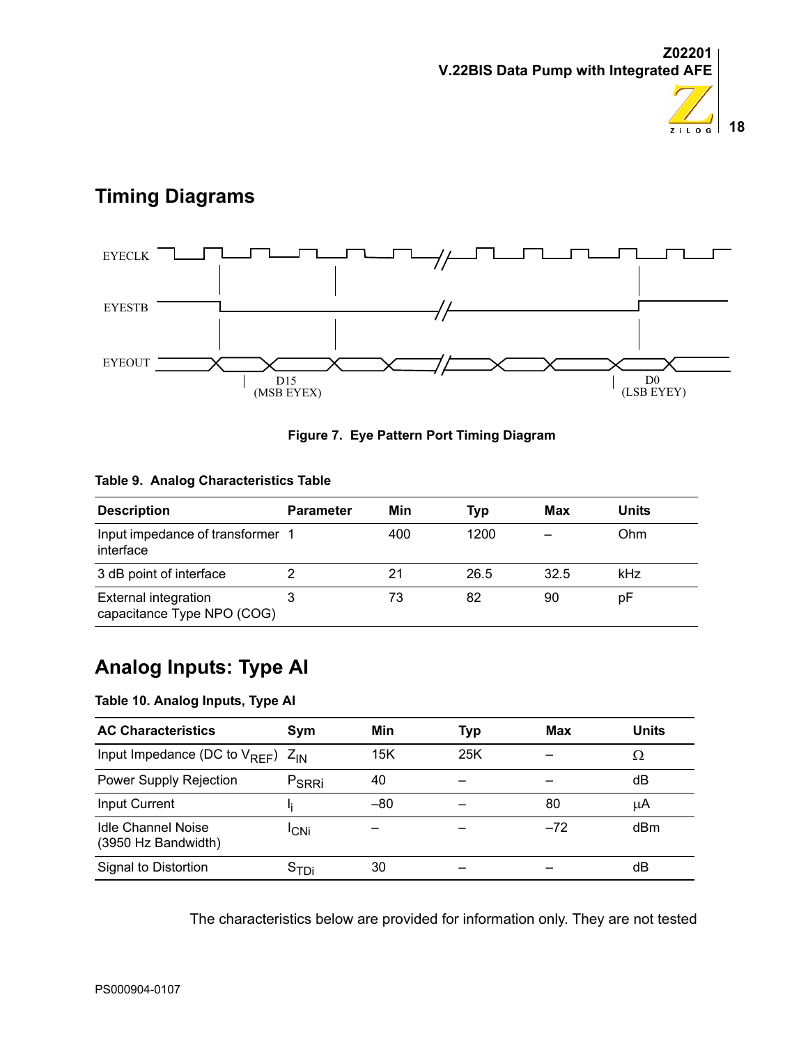## Timing Diagrams

EYECLK

EYESTB

EYEOUT

D15 (MSB EYEX)

D0 (LSB EYEY)

**Figure 7. Eye Pattern Port Timing Diagram**

**Table 9. Analog Characteristics Table**

| Description | Parameter | Min | Typ | Max | Units |
|---|---|---|---|---|---|
| Input impedance of transformer interface | 1 | 400 | 1200 | – | Ohm |
| 3 dB point of interface | 2 | 21 | 26.5 | 32.5 | kHz |
| External integration capacitance Type NPO (COG) | 3 | 73 | 82 | 90 | pF |

## Analog Inputs: Type AI

**Table 10. Analog Inputs, Type AI**

| AC Characteristics | Sym | Min | Typ | Max | Units |
|---|---|---|---|---|---|
| Input Impedance (DC to $V_{REF}$) | $Z_{IN}$ | 15K | 25K | – | Ω |
| Power Supply Rejection | $P_{SRRi}$ | 40 | – | – | dB |
| Input Current | $I_i$ | –80 | – | 80 | µA |
| Idle Channel Noise (3950 Hz Bandwidth) | $I_{CNi}$ | – | – | –72 | dBm |
| Signal to Distortion | $S_{TDi}$ | 30 | – | – | dB |

The characteristics below are provided for information only. They are not tested

PS000904-0107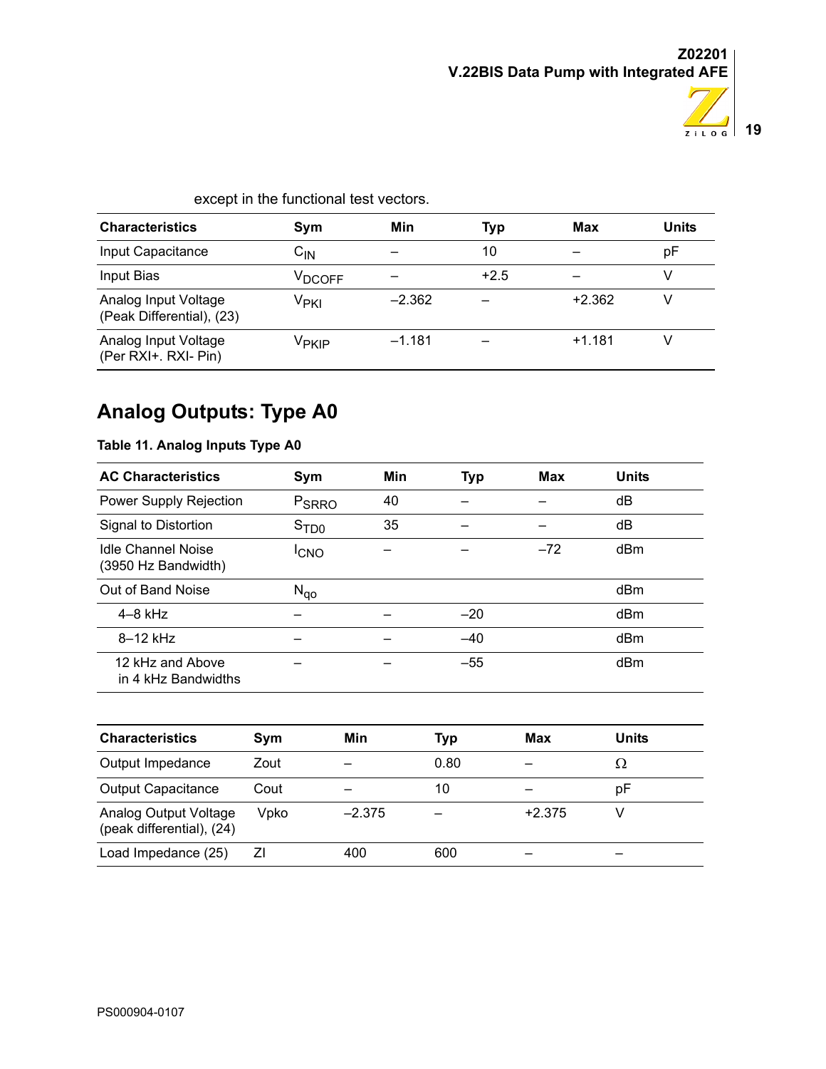except in the functional test vectors.

| Characteristics | Sym | Min | Typ | Max | Units |
|---|---|---|---|---|---|
| Input Capacitance | $C_{IN}$ | – | 10 | – | pF |
| Input Bias | $V_{DCOFF}$ | – | +2.5 | – | V |
| Analog Input Voltage (Peak Differential), (23) | $V_{PKI}$ | –2.362 | – | +2.362 | V |
| Analog Input Voltage (Per RXI+. RXI- Pin) | $V_{PKIP}$ | –1.181 | – | +1.181 | V |

## Analog Outputs: Type A0

**Table 11. Analog Inputs Type A0**

| AC Characteristics | Sym | Min | Typ | Max | Units |
|---|---|---|---|---|---|
| Power Supply Rejection | $P_{SRRO}$ | 40 | – | – | dB |
| Signal to Distortion | $S_{TD0}$ | 35 | – | – | dB |
| Idle Channel Noise (3950 Hz Bandwidth) | $I_{CNO}$ | – | – | –72 | dBm |
| Out of Band Noise | $N_{qo}$ | | | | dBm |
| 4–8 kHz | – | – | –20 | | dBm |
| 8–12 kHz | – | – | –40 | | dBm |
| 12 kHz and Above in 4 kHz Bandwidths | – | – | –55 | | dBm |

| Characteristics | Sym | Min | Typ | Max | Units |
|---|---|---|---|---|---|
| Output Impedance | Zout | – | 0.80 | – | Ω |
| Output Capacitance | Cout | – | 10 | – | pF |
| Analog Output Voltage (peak differential), (24) | Vpko | –2.375 | – | +2.375 | V |
| Load Impedance (25) | Zl | 400 | 600 | – | – |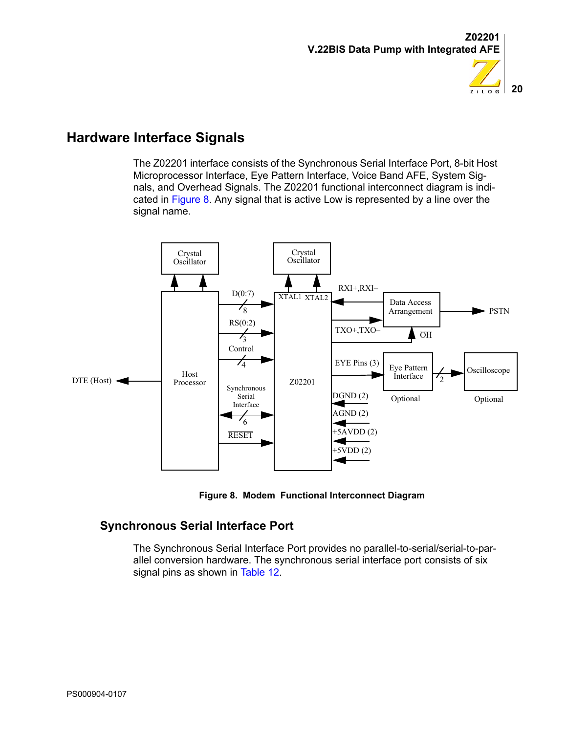## Hardware Interface Signals

The Z02201 interface consists of the Synchronous Serial Interface Port, 8-bit Host Microprocessor Interface, Eye Pattern Interface, Voice Band AFE, System Signals, and Overhead Signals. The Z02201 functional interconnect diagram is indicated in Figure 8. Any signal that is active Low is represented by a line over the signal name.

**Figure 8. Modem Functional Interconnect Diagram**

### Synchronous Serial Interface Port

The Synchronous Serial Interface Port provides no parallel-to-serial/serial-to-parallel conversion hardware. The synchronous serial interface port consists of six signal pins as shown in Table 12.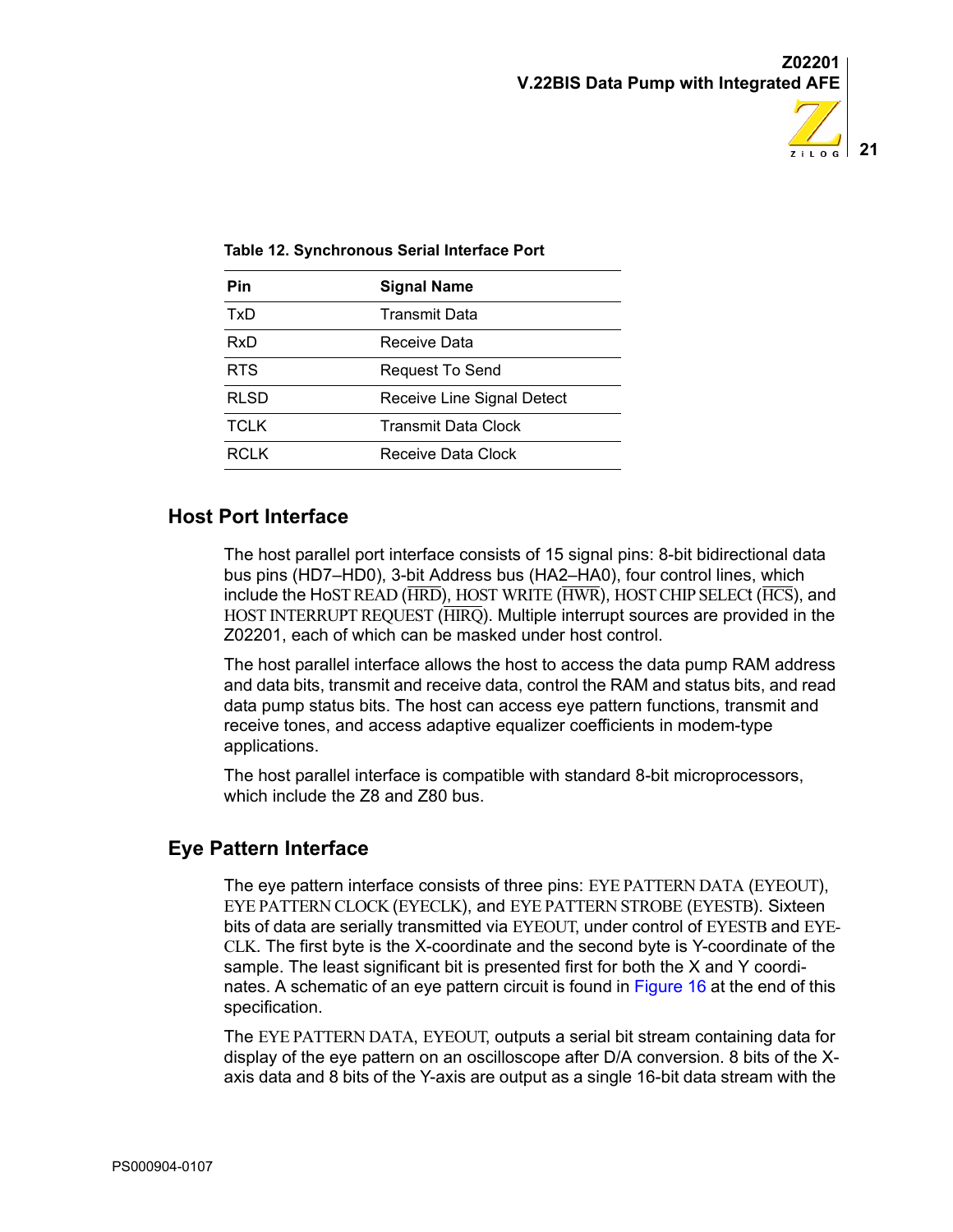**Table 12. Synchronous Serial Interface Port**

| Pin | Signal Name |
|---|---|
| TxD | Transmit Data |
| RxD | Receive Data |
| RTS | Request To Send |
| RLSD | Receive Line Signal Detect |
| TCLK | Transmit Data Clock |
| RCLK | Receive Data Clock |

## Host Port Interface

The host parallel port interface consists of 15 signal pins: 8-bit bidirectional data bus pins (HD7–HD0), 3-bit Address bus (HA2–HA0), four control lines, which include the HoST READ ($\overline{HRD}$), HOST WRITE ($\overline{HWR}$), HOST CHIP SELECt ($\overline{HCS}$), and HOST INTERRUPT REQUEST ($\overline{HIRQ}$). Multiple interrupt sources are provided in the Z02201, each of which can be masked under host control.

The host parallel interface allows the host to access the data pump RAM address and data bits, transmit and receive data, control the RAM and status bits, and read data pump status bits. The host can access eye pattern functions, transmit and receive tones, and access adaptive equalizer coefficients in modem-type applications.

The host parallel interface is compatible with standard 8-bit microprocessors, which include the Z8 and Z80 bus.

## Eye Pattern Interface

The eye pattern interface consists of three pins: EYE PATTERN DATA (EYEOUT), EYE PATTERN CLOCK (EYECLK), and EYE PATTERN STROBE (EYESTB). Sixteen bits of data are serially transmitted via EYEOUT, under control of EYESTB and EYE-CLK. The first byte is the X-coordinate and the second byte is Y-coordinate of the sample. The least significant bit is presented first for both the X and Y coordinates. A schematic of an eye pattern circuit is found in Figure 16 at the end of this specification.

The EYE PATTERN DATA, EYEOUT, outputs a serial bit stream containing data for display of the eye pattern on an oscilloscope after D/A conversion. 8 bits of the X-axis data and 8 bits of the Y-axis are output as a single 16-bit data stream with the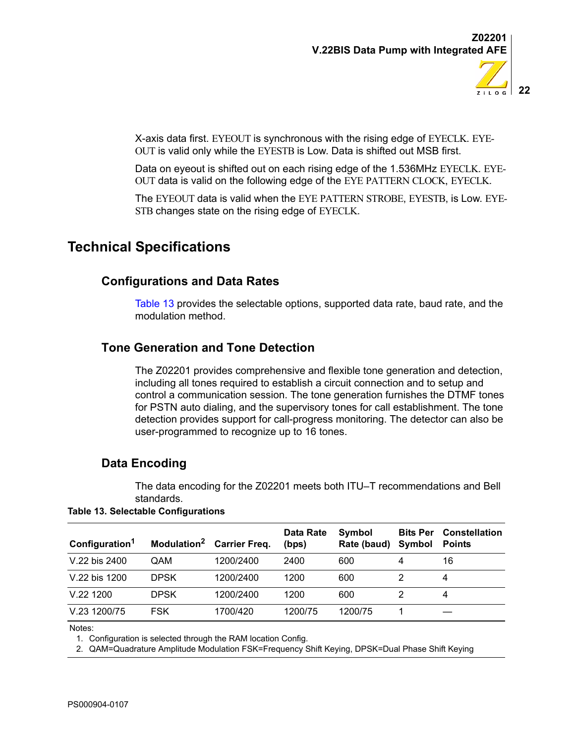X-axis data first. EYEOUT is synchronous with the rising edge of EYECLK. EYEOUT is valid only while the EYESTB is Low. Data is shifted out MSB first.

Data on eyeout is shifted out on each rising edge of the 1.536MHz EYECLK. EYEOUT data is valid on the following edge of the EYE PATTERN CLOCK, EYECLK.

The EYEOUT data is valid when the EYE PATTERN STROBE, EYESTB, is Low. EYESTB changes state on the rising edge of EYECLK.

# Technical Specifications

## Configurations and Data Rates

Table 13 provides the selectable options, supported data rate, baud rate, and the modulation method.

## Tone Generation and Tone Detection

The Z02201 provides comprehensive and flexible tone generation and detection, including all tones required to establish a circuit connection and to setup and control a communication session. The tone generation furnishes the DTMF tones for PSTN auto dialing, and the supervisory tones for call establishment. The tone detection provides support for call-progress monitoring. The detector can also be user-programmed to recognize up to 16 tones.

## Data Encoding

The data encoding for the Z02201 meets both ITU–T recommendations and Bell standards.

**Table 13. Selectable Configurations**

| Configuration[1] | Modulation[2] | Carrier Freq. | Data Rate (bps) | Symbol Rate (baud) | Bits Per Symbol | Constellation Points |
|---|---|---|---|---|---|---|
| V.22 bis 2400 | QAM | 1200/2400 | 2400 | 600 | 4 | 16 |
| V.22 bis 1200 | DPSK | 1200/2400 | 1200 | 600 | 2 | 4 |
| V.22 1200 | DPSK | 1200/2400 | 1200 | 600 | 2 | 4 |
| V.23 1200/75 | FSK | 1700/420 | 1200/75 | 1200/75 | 1 | — |

Notes:
1. Configuration is selected through the RAM location Config.
2. QAM=Quadrature Amplitude Modulation FSK=Frequency Shift Keying, DPSK=Dual Phase Shift Keying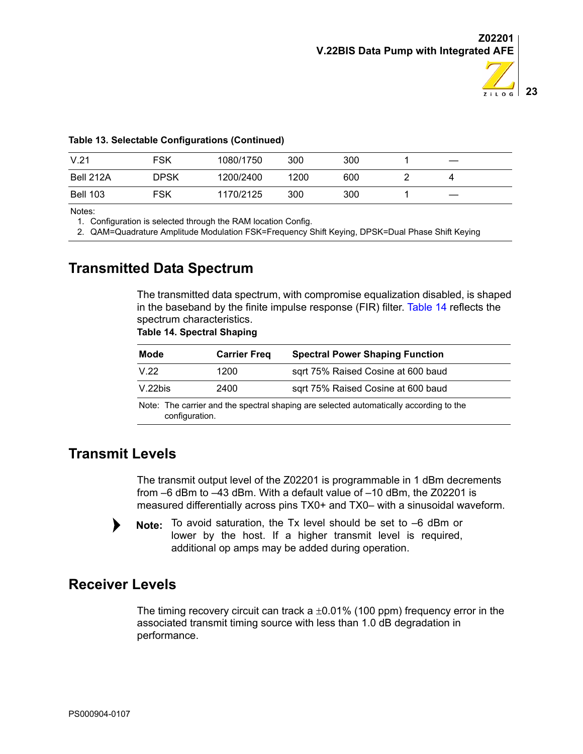**Table 13. Selectable Configurations (Continued)**

| | | | | | | |
|---|---|---|---|---|---|---|
| V.21 | FSK | 1080/1750 | 300 | 300 | 1 | — |
| Bell 212A | DPSK | 1200/2400 | 1200 | 600 | 2 | 4 |
| Bell 103 | FSK | 1170/2125 | 300 | 300 | 1 | — |

Notes:
1. Configuration is selected through the RAM location Config.
2. QAM=Quadrature Amplitude Modulation FSK=Frequency Shift Keying, DPSK=Dual Phase Shift Keying

## Transmitted Data Spectrum

The transmitted data spectrum, with compromise equalization disabled, is shaped in the baseband by the finite impulse response (FIR) filter. Table 14 reflects the spectrum characteristics.

**Table 14. Spectral Shaping**

| Mode | Carrier Freq | Spectral Power Shaping Function |
|---|---|---|
| V.22 | 1200 | sqrt 75% Raised Cosine at 600 baud |
| V.22bis | 2400 | sqrt 75% Raised Cosine at 600 baud |

Note: The carrier and the spectral shaping are selected automatically according to the configuration.

## Transmit Levels

The transmit output level of the Z02201 is programmable in 1 dBm decrements from –6 dBm to –43 dBm. With a default value of –10 dBm, the Z02201 is measured differentially across pins TX0+ and TX0– with a sinusoidal waveform.

**Note:** To avoid saturation, the Tx level should be set to –6 dBm or lower by the host. If a higher transmit level is required, additional op amps may be added during operation.

## Receiver Levels

The timing recovery circuit can track a ±0.01% (100 ppm) frequency error in the associated transmit timing source with less than 1.0 dB degradation in performance.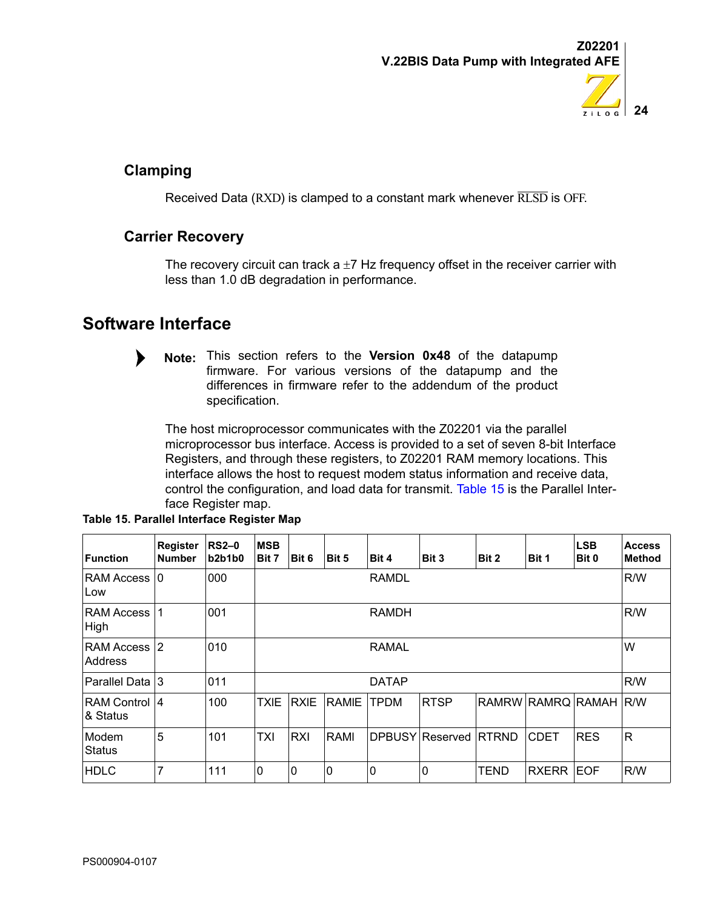## Clamping

Received Data (RXD) is clamped to a constant mark whenever $\overline{\text{RLSD}}$ is OFF.

## Carrier Recovery

The recovery circuit can track a ±7 Hz frequency offset in the receiver carrier with less than 1.0 dB degradation in performance.

# Software Interface

> **Note:** This section refers to the **Version 0x48** of the datapump firmware. For various versions of the datapump and the differences in firmware refer to the addendum of the product specification.

The host microprocessor communicates with the Z02201 via the parallel microprocessor bus interface. Access is provided to a set of seven 8-bit Interface Registers, and through these registers, to Z02201 RAM memory locations. This interface allows the host to request modem status information and receive data, control the configuration, and load data for transmit. Table 15 is the Parallel Interface Register map.

**Table 15. Parallel Interface Register Map**

| Function | Register Number | RS2–0 b2b1b0 | MSB Bit 7 | Bit 6 | Bit 5 | Bit 4 | Bit 3 | Bit 2 | Bit 1 | LSB Bit 0 | Access Method |
|---|---|---|---|---|---|---|---|---|---|---|---|
| RAM Access Low | 0 | 000 | | | | RAMDL | | | | | R/W |
| RAM Access High | 1 | 001 | | | | RAMDH | | | | | R/W |
| RAM Access Address | 2 | 010 | | | | RAMAL | | | | | W |
| Parallel Data | 3 | 011 | | | | DATAP | | | | | R/W |
| RAM Control & Status | 4 | 100 | TXIE | RXIE | RAMIE | TPDM | RTSP | RAMRW | RAMRQ | RAMAH | R/W |
| Modem Status | 5 | 101 | TXI | RXI | RAMI | DPBUSY | Reserved | RTRND | CDET | RES | R |
| HDLC | 7 | 111 | 0 | 0 | 0 | 0 | 0 | TEND | RXERR | EOF | R/W |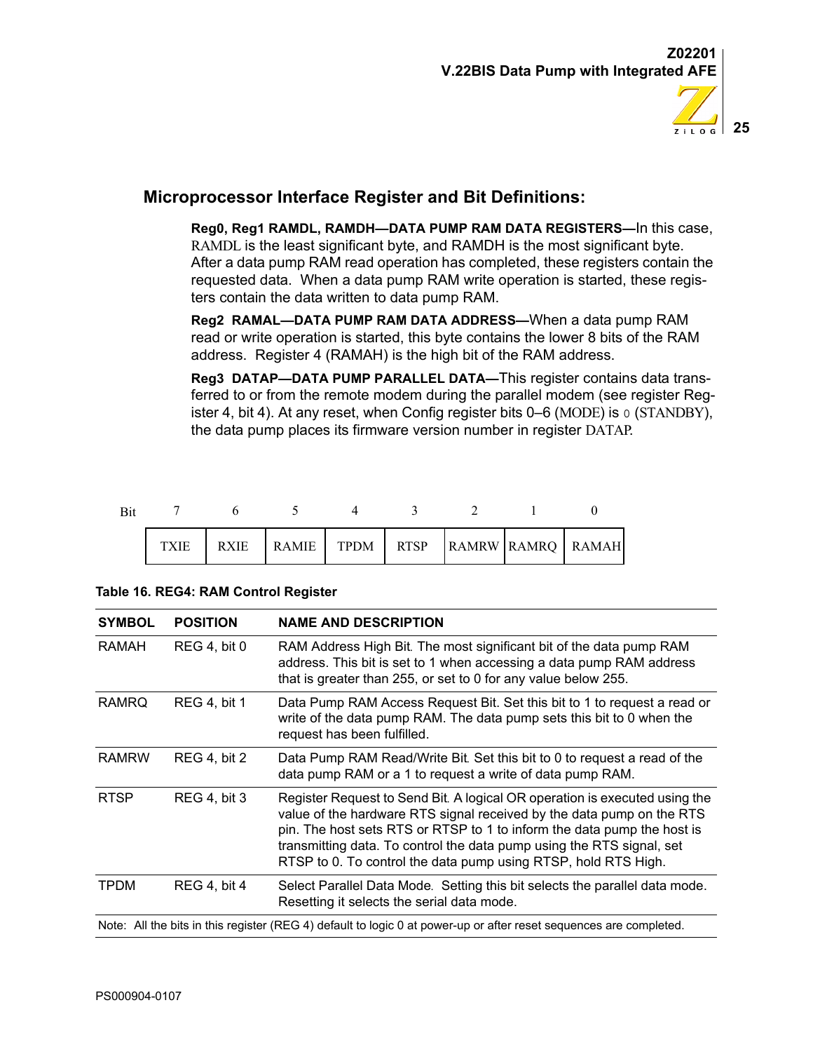## Microprocessor Interface Register and Bit Definitions:

**Reg0, Reg1 RAMDL, RAMDH—DATA PUMP RAM DATA REGISTERS—**In this case, RAMDL is the least significant byte, and RAMDH is the most significant byte. After a data pump RAM read operation has completed, these registers contain the requested data. When a data pump RAM write operation is started, these registers contain the data written to data pump RAM.

**Reg2 RAMAL—DATA PUMP RAM DATA ADDRESS—**When a data pump RAM read or write operation is started, this byte contains the lower 8 bits of the RAM address. Register 4 (RAMAH) is the high bit of the RAM address.

**Reg3 DATAP—DATA PUMP PARALLEL DATA—**This register contains data transferred to or from the remote modem during the parallel modem (see register Register 4, bit 4). At any reset, when Config register bits 0–6 (MODE) is 0 (STANDBY), the data pump places its firmware version number in register DATAP.

| Bit | 7 | 6 | 5 | 4 | 3 | 2 | 1 | 0 |
|---|---|---|---|---|---|---|---|---|
| | TXIE | RXIE | RAMIE | TPDM | RTSP | RAMRW | RAMRQ | RAMAH |

**Table 16. REG4: RAM Control Register**

| SYMBOL | POSITION | NAME AND DESCRIPTION |
|---|---|---|
| RAMAH | REG 4, bit 0 | RAM Address High Bit. The most significant bit of the data pump RAM address. This bit is set to 1 when accessing a data pump RAM address that is greater than 255, or set to 0 for any value below 255. |
| RAMRQ | REG 4, bit 1 | Data Pump RAM Access Request Bit. Set this bit to 1 to request a read or write of the data pump RAM. The data pump sets this bit to 0 when the request has been fulfilled. |
| RAMRW | REG 4, bit 2 | Data Pump RAM Read/Write Bit. Set this bit to 0 to request a read of the data pump RAM or a 1 to request a write of data pump RAM. |
| RTSP | REG 4, bit 3 | Register Request to Send Bit. A logical OR operation is executed using the value of the hardware RTS signal received by the data pump on the RTS pin. The host sets RTS or RTSP to 1 to inform the data pump the host is transmitting data. To control the data pump using the RTS signal, set RTSP to 0. To control the data pump using RTSP, hold RTS High. |
| TPDM | REG 4, bit 4 | Select Parallel Data Mode. Setting this bit selects the parallel data mode. Resetting it selects the serial data mode. |

Note: All the bits in this register (REG 4) default to logic 0 at power-up or after reset sequences are completed.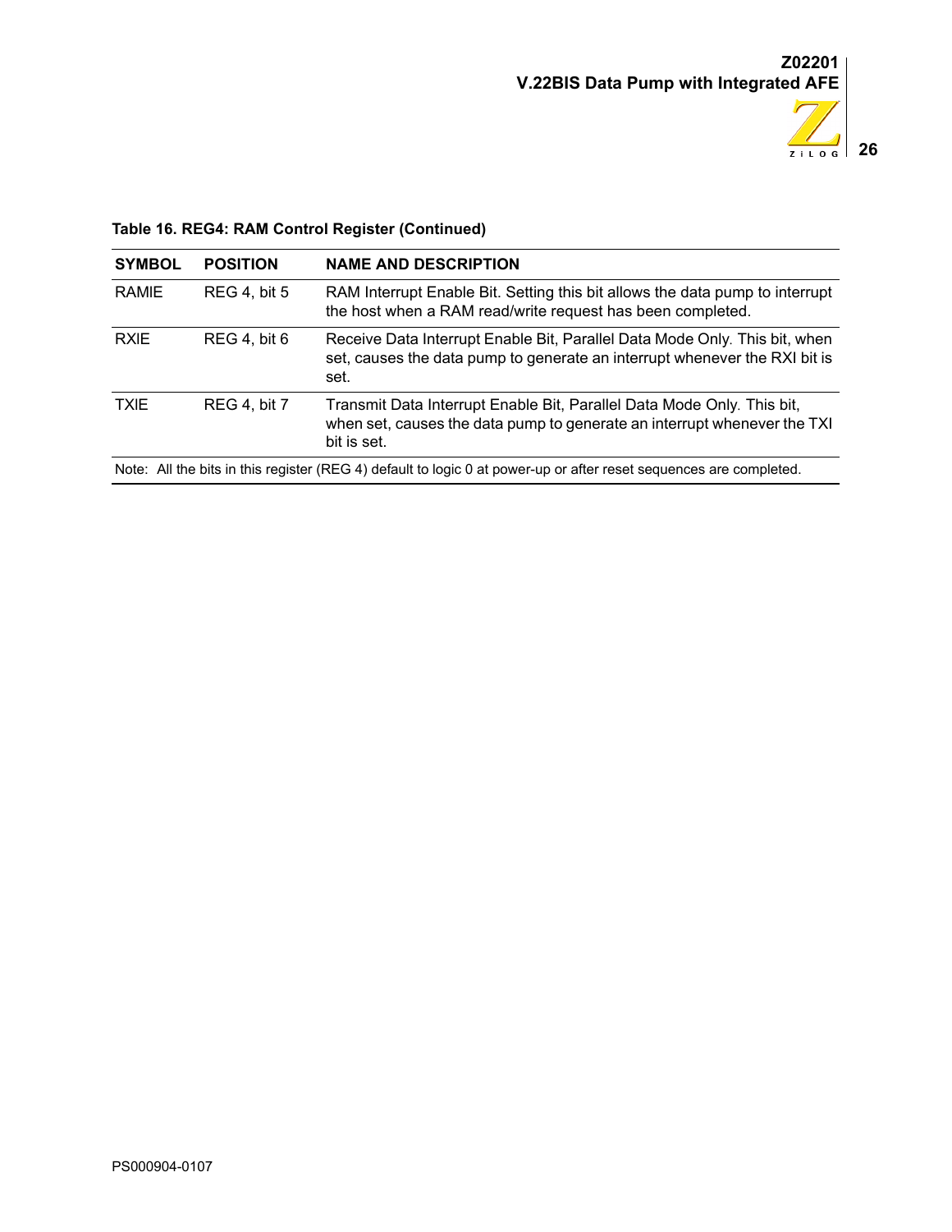**Table 16. REG4: RAM Control Register (Continued)**

| SYMBOL | POSITION | NAME AND DESCRIPTION |
|---|---|---|
| RAMIE | REG 4, bit 5 | RAM Interrupt Enable Bit. Setting this bit allows the data pump to interrupt the host when a RAM read/write request has been completed. |
| RXIE | REG 4, bit 6 | Receive Data Interrupt Enable Bit, Parallel Data Mode Only. This bit, when set, causes the data pump to generate an interrupt whenever the RXI bit is set. |
| TXIE | REG 4, bit 7 | Transmit Data Interrupt Enable Bit, Parallel Data Mode Only. This bit, when set, causes the data pump to generate an interrupt whenever the TXI bit is set. |

Note: All the bits in this register (REG 4) default to logic 0 at power-up or after reset sequences are completed.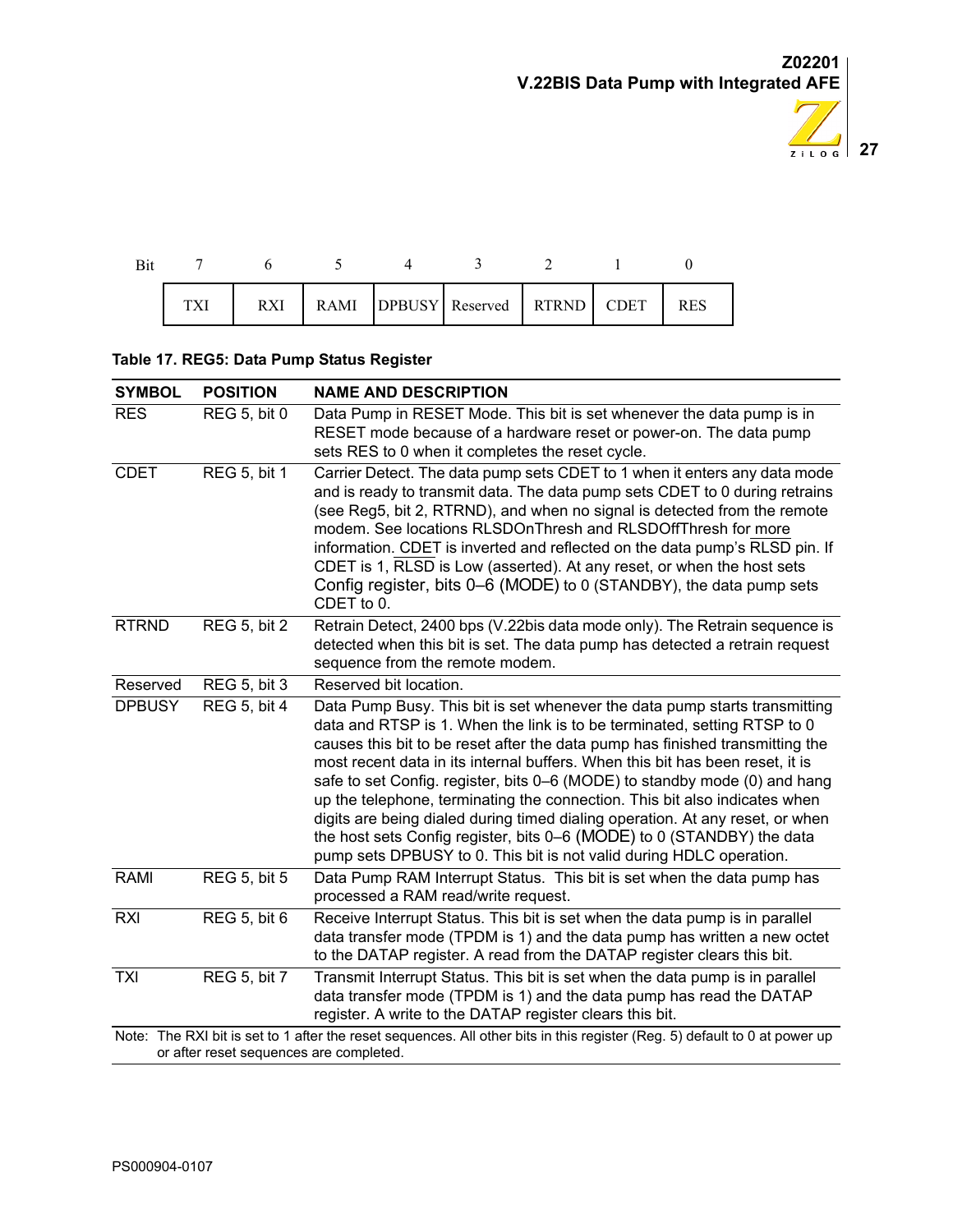| Bit | 7 | 6 | 5 | 4 | 3 | 2 | 1 | 0 |
|---|---|---|---|---|---|---|---|---|
| | TXI | RXI | RAMI | DPBUSY | Reserved | RTRND | CDET | RES |

**Table 17. REG5: Data Pump Status Register**

| SYMBOL | POSITION | NAME AND DESCRIPTION |
|---|---|---|
| RES | REG 5, bit 0 | Data Pump in RESET Mode. This bit is set whenever the data pump is in RESET mode because of a hardware reset or power-on. The data pump sets RES to 0 when it completes the reset cycle. |
| CDET | REG 5, bit 1 | Carrier Detect. The data pump sets CDET to 1 when it enters any data mode and is ready to transmit data. The data pump sets CDET to 0 during retrains (see Reg5, bit 2, RTRND), and when no signal is detected from the remote modem. See locations RLSDOnThresh and RLSDOffThresh for more information. CDET is inverted and reflected on the data pump's RLSD pin. If CDET is 1, RLSD is Low (asserted). At any reset, or when the host sets Config register, bits 0–6 (MODE) to 0 (STANDBY), the data pump sets CDET to 0. |
| RTRND | REG 5, bit 2 | Retrain Detect, 2400 bps (V.22bis data mode only). The Retrain sequence is detected when this bit is set. The data pump has detected a retrain request sequence from the remote modem. |
| Reserved | REG 5, bit 3 | Reserved bit location. |
| DPBUSY | REG 5, bit 4 | Data Pump Busy. This bit is set whenever the data pump starts transmitting data and RTSP is 1. When the link is to be terminated, setting RTSP to 0 causes this bit to be reset after the data pump has finished transmitting the most recent data in its internal buffers. When this bit has been reset, it is safe to set Config. register, bits 0–6 (MODE) to standby mode (0) and hang up the telephone, terminating the connection. This bit also indicates when digits are being dialed during timed dialing operation. At any reset, or when the host sets Config register, bits 0–6 (MODE) to 0 (STANDBY) the data pump sets DPBUSY to 0. This bit is not valid during HDLC operation. |
| RAMI | REG 5, bit 5 | Data Pump RAM Interrupt Status. This bit is set when the data pump has processed a RAM read/write request. |
| RXI | REG 5, bit 6 | Receive Interrupt Status. This bit is set when the data pump is in parallel data transfer mode (TPDM is 1) and the data pump has written a new octet to the DATAP register. A read from the DATAP register clears this bit. |
| TXI | REG 5, bit 7 | Transmit Interrupt Status. This bit is set when the data pump is in parallel data transfer mode (TPDM is 1) and the data pump has read the DATAP register. A write to the DATAP register clears this bit. |

Note: The RXI bit is set to 1 after the reset sequences. All other bits in this register (Reg. 5) default to 0 at power up or after reset sequences are completed.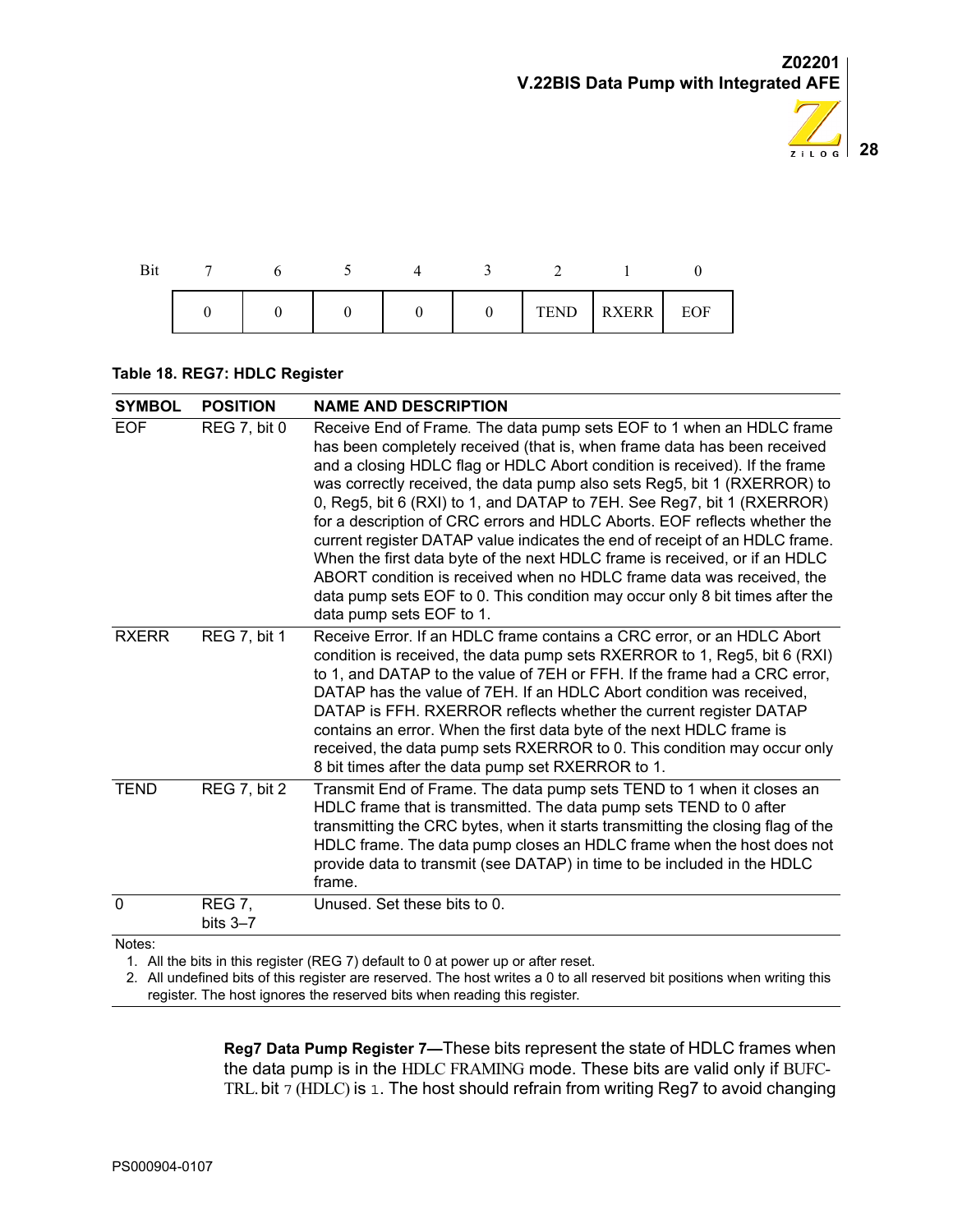| Bit | 7 | 6 | 5 | 4 | 3 | 2 | 1 | 0 |
|---|---|---|---|---|---|---|---|---|
| | 0 | 0 | 0 | 0 | 0 | TEND | RXERR | EOF |

**Table 18. REG7: HDLC Register**

| SYMBOL | POSITION | NAME AND DESCRIPTION |
|---|---|---|
| EOF | REG 7, bit 0 | Receive End of Frame. The data pump sets EOF to 1 when an HDLC frame has been completely received (that is, when frame data has been received and a closing HDLC flag or HDLC Abort condition is received). If the frame was correctly received, the data pump also sets Reg5, bit 1 (RXERROR) to 0, Reg5, bit 6 (RXI) to 1, and DATAP to 7EH. See Reg7, bit 1 (RXERROR) for a description of CRC errors and HDLC Aborts. EOF reflects whether the current register DATAP value indicates the end of receipt of an HDLC frame. When the first data byte of the next HDLC frame is received, or if an HDLC ABORT condition is received when no HDLC frame data was received, the data pump sets EOF to 0. This condition may occur only 8 bit times after the data pump sets EOF to 1. |
| RXERR | REG 7, bit 1 | Receive Error. If an HDLC frame contains a CRC error, or an HDLC Abort condition is received, the data pump sets RXERROR to 1, Reg5, bit 6 (RXI) to 1, and DATAP to the value of 7EH or FFH. If the frame had a CRC error, DATAP has the value of 7EH. If an HDLC Abort condition was received, DATAP is FFH. RXERROR reflects whether the current register DATAP contains an error. When the first data byte of the next HDLC frame is received, the data pump sets RXERROR to 0. This condition may occur only 8 bit times after the data pump set RXERROR to 1. |
| TEND | REG 7, bit 2 | Transmit End of Frame. The data pump sets TEND to 1 when it closes an HDLC frame that is transmitted. The data pump sets TEND to 0 after transmitting the CRC bytes, when it starts transmitting the closing flag of the HDLC frame. The data pump closes an HDLC frame when the host does not provide data to transmit (see DATAP) in time to be included in the HDLC frame. |
| 0 | REG 7, bits 3–7 | Unused. Set these bits to 0. |

Notes:

1. All the bits in this register (REG 7) default to 0 at power up or after reset.
2. All undefined bits of this register are reserved. The host writes a 0 to all reserved bit positions when writing this register. The host ignores the reserved bits when reading this register.

**Reg7 Data Pump Register 7—**These bits represent the state of HDLC frames when the data pump is in the HDLC FRAMING mode. These bits are valid only if BUFCTRL. bit 7 (HDLC) is 1. The host should refrain from writing Reg7 to avoid changing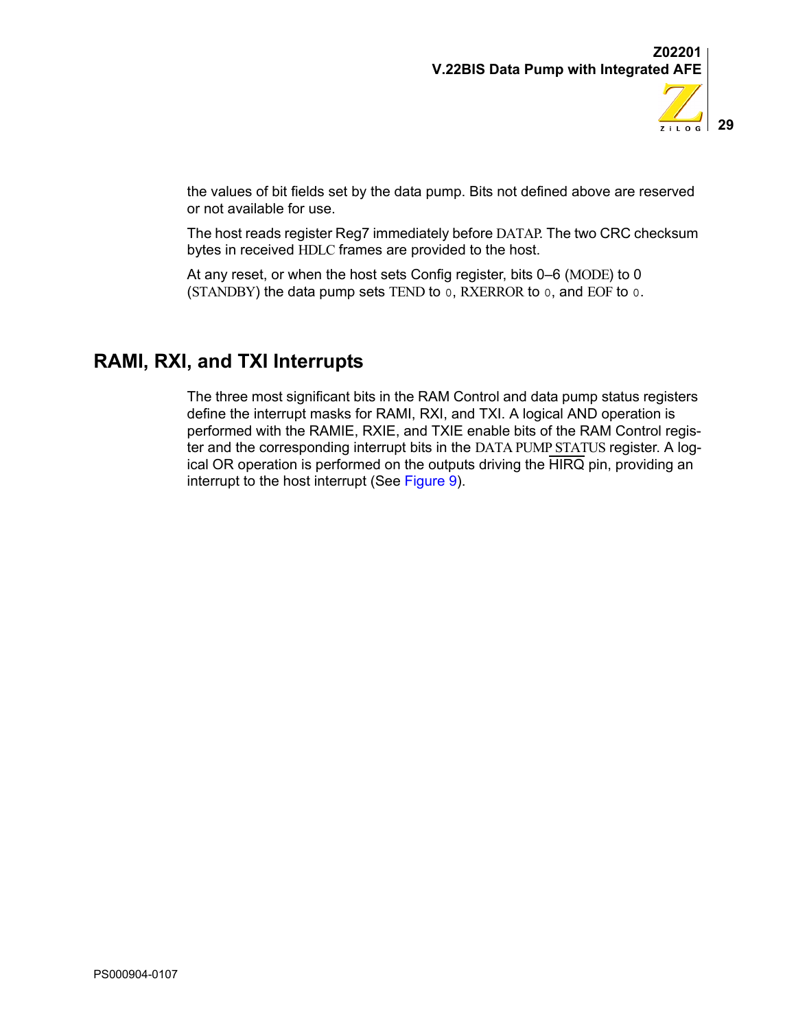the values of bit fields set by the data pump. Bits not defined above are reserved or not available for use.

The host reads register Reg7 immediately before DATAP. The two CRC checksum bytes in received HDLC frames are provided to the host.

At any reset, or when the host sets Config register, bits 0–6 (MODE) to 0 (STANDBY) the data pump sets TEND to 0, RXERROR to 0, and EOF to 0.

## RAMI, RXI, and TXI Interrupts

The three most significant bits in the RAM Control and data pump status registers define the interrupt masks for RAMI, RXI, and TXI. A logical AND operation is performed with the RAMIE, RXIE, and TXIE enable bits of the RAM Control register and the corresponding interrupt bits in the DATA PUMP STATUS register. A logical OR operation is performed on the outputs driving the $\overline{\text{HIRQ}}$ pin, providing an interrupt to the host interrupt (See Figure 9).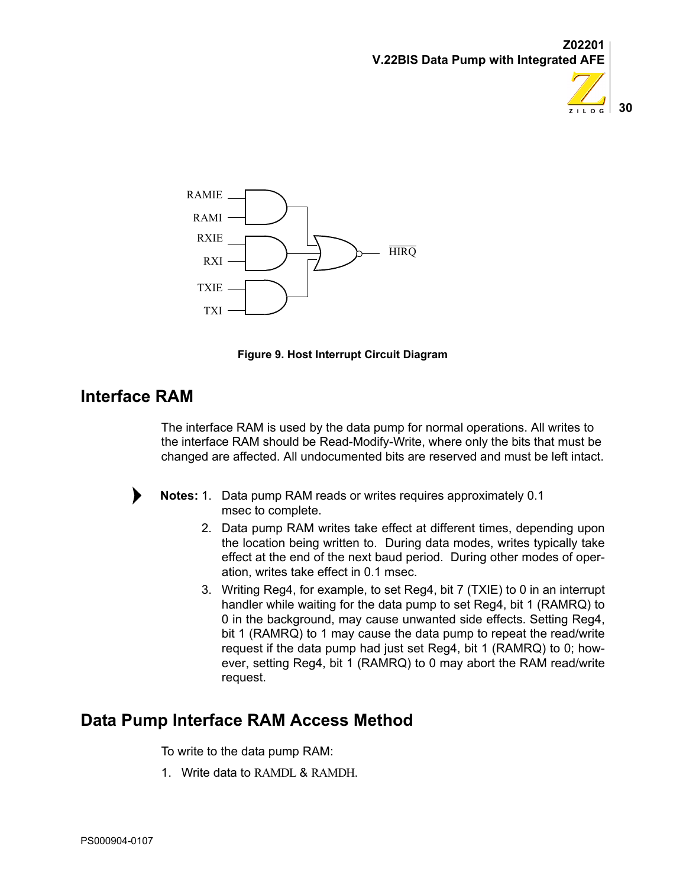Figure 9. Host Interrupt Circuit Diagram

## Interface RAM

The interface RAM is used by the data pump for normal operations. All writes to the interface RAM should be Read-Modify-Write, where only the bits that must be changed are affected. All undocumented bits are reserved and must be left intact.

**Notes:**
1. Data pump RAM reads or writes requires approximately 0.1 msec to complete.
2. Data pump RAM writes take effect at different times, depending upon the location being written to. During data modes, writes typically take effect at the end of the next baud period. During other modes of operation, writes take effect in 0.1 msec.
3. Writing Reg4, for example, to set Reg4, bit 7 (TXIE) to 0 in an interrupt handler while waiting for the data pump to set Reg4, bit 1 (RAMRQ) to 0 in the background, may cause unwanted side effects. Setting Reg4, bit 1 (RAMRQ) to 1 may cause the data pump to repeat the read/write request if the data pump had just set Reg4, bit 1 (RAMRQ) to 0; however, setting Reg4, bit 1 (RAMRQ) to 0 may abort the RAM read/write request.

## Data Pump Interface RAM Access Method

To write to the data pump RAM:

1. Write data to RAMDL & RAMDH.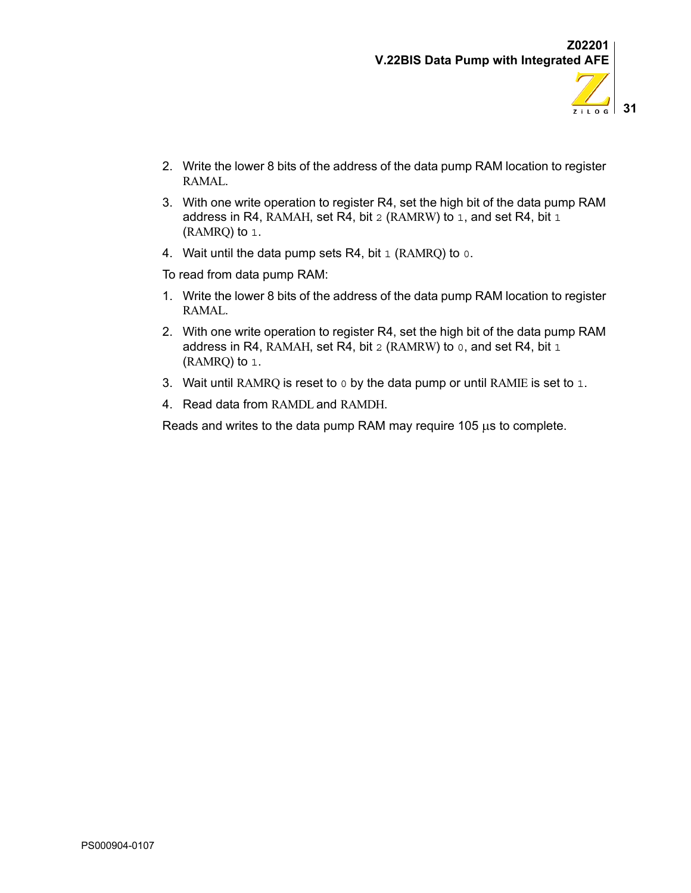2. Write the lower 8 bits of the address of the data pump RAM location to register RAMAL.
3. With one write operation to register R4, set the high bit of the data pump RAM address in R4, RAMAH, set R4, bit `2` (RAMRW) to `1`, and set R4, bit `1` (RAMRQ) to `1`.
4. Wait until the data pump sets R4, bit `1` (RAMRQ) to `0`.

To read from data pump RAM:

1. Write the lower 8 bits of the address of the data pump RAM location to register RAMAL.
2. With one write operation to register R4, set the high bit of the data pump RAM address in R4, RAMAH, set R4, bit `2` (RAMRW) to `0`, and set R4, bit `1` (RAMRQ) to `1`.
3. Wait until RAMRQ is reset to `0` by the data pump or until RAMIE is set to `1`.
4. Read data from RAMDL and RAMDH.

Reads and writes to the data pump RAM may require 105 µs to complete.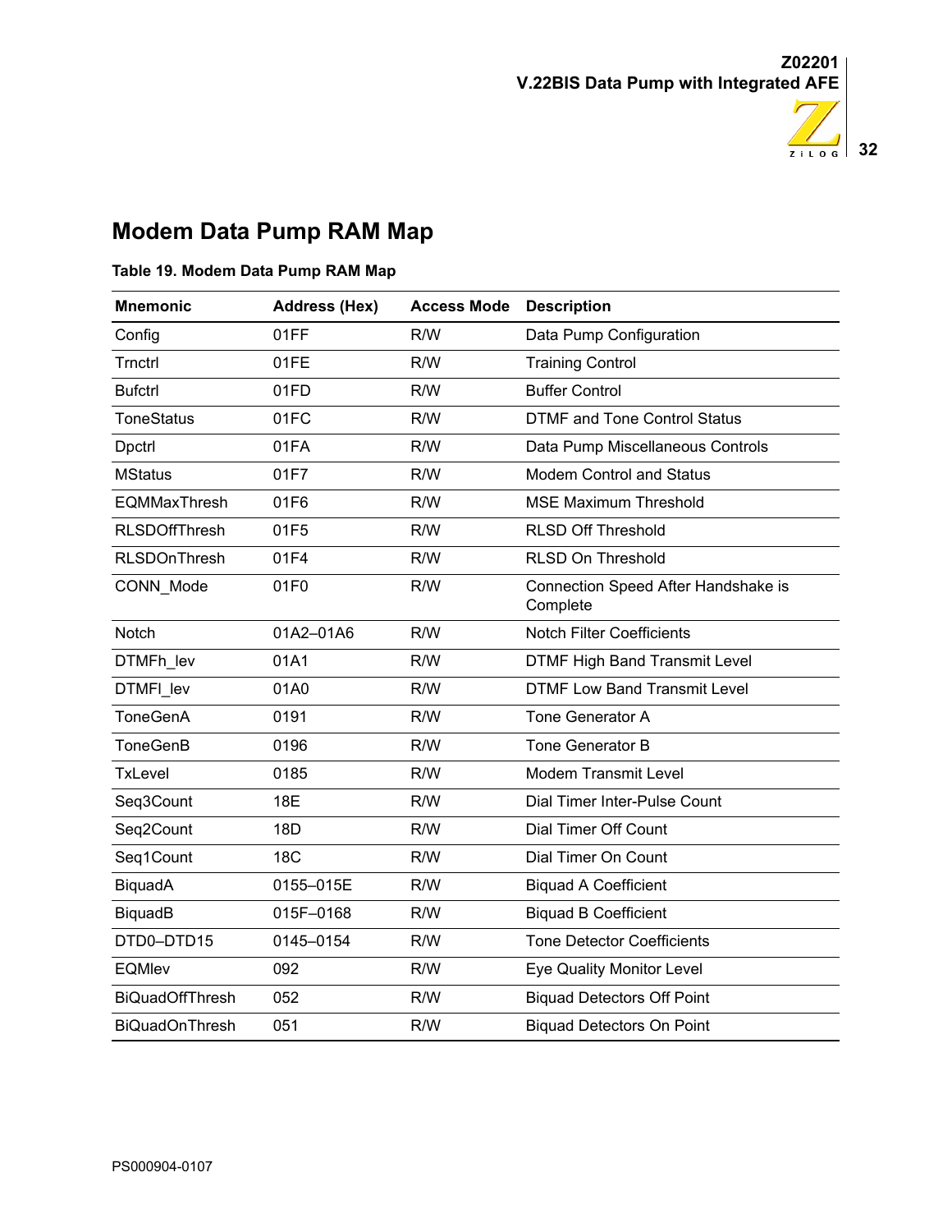## Modem Data Pump RAM Map

**Table 19. Modem Data Pump RAM Map**

| Mnemonic | Address (Hex) | Access Mode | Description |
|---|---|---|---|
| Config | 01FF | R/W | Data Pump Configuration |
| Trnctrl | 01FE | R/W | Training Control |
| Bufctrl | 01FD | R/W | Buffer Control |
| ToneStatus | 01FC | R/W | DTMF and Tone Control Status |
| Dpctrl | 01FA | R/W | Data Pump Miscellaneous Controls |
| MStatus | 01F7 | R/W | Modem Control and Status |
| EQMMaxThresh | 01F6 | R/W | MSE Maximum Threshold |
| RLSDOffThresh | 01F5 | R/W | RLSD Off Threshold |
| RLSDOnThresh | 01F4 | R/W | RLSD On Threshold |
| CONN_Mode | 01F0 | R/W | Connection Speed After Handshake is Complete |
| Notch | 01A2–01A6 | R/W | Notch Filter Coefficients |
| DTMFh_lev | 01A1 | R/W | DTMF High Band Transmit Level |
| DTMFl_lev | 01A0 | R/W | DTMF Low Band Transmit Level |
| ToneGenA | 0191 | R/W | Tone Generator A |
| ToneGenB | 0196 | R/W | Tone Generator B |
| TxLevel | 0185 | R/W | Modem Transmit Level |
| Seq3Count | 18E | R/W | Dial Timer Inter-Pulse Count |
| Seq2Count | 18D | R/W | Dial Timer Off Count |
| Seq1Count | 18C | R/W | Dial Timer On Count |
| BiquadA | 0155–015E | R/W | Biquad A Coefficient |
| BiquadB | 015F–0168 | R/W | Biquad B Coefficient |
| DTD0–DTD15 | 0145–0154 | R/W | Tone Detector Coefficients |
| EQMlev | 092 | R/W | Eye Quality Monitor Level |
| BiQuadOffThresh | 052 | R/W | Biquad Detectors Off Point |
| BiQuadOnThresh | 051 | R/W | Biquad Detectors On Point |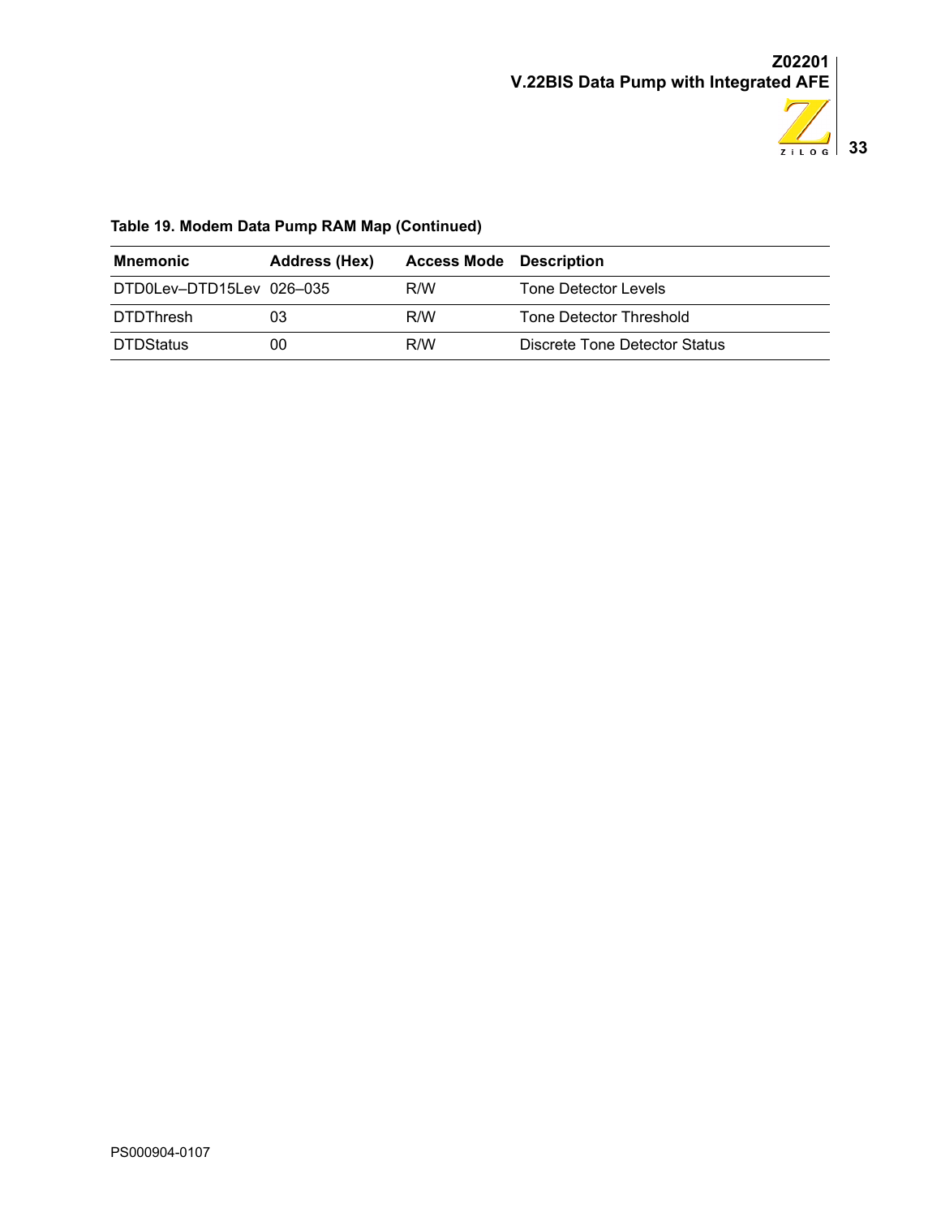**Table 19. Modem Data Pump RAM Map (Continued)**

| Mnemonic | Address (Hex) | Access Mode | Description |
|---|---|---|---|
| DTD0Lev–DTD15Lev | 026–035 | R/W | Tone Detector Levels |
| DTDThresh | 03 | R/W | Tone Detector Threshold |
| DTDStatus | 00 | R/W | Discrete Tone Detector Status |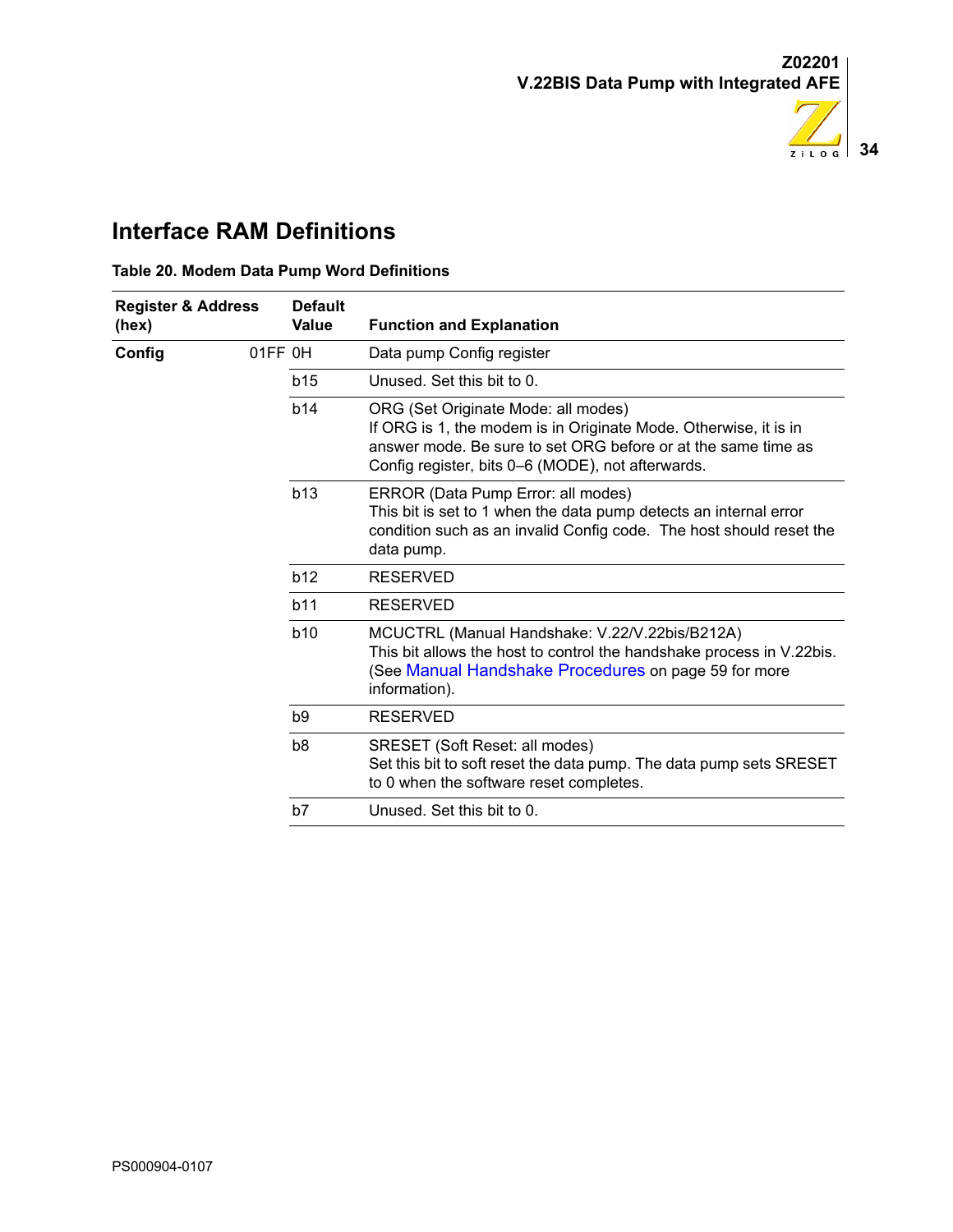## Interface RAM Definitions

**Table 20. Modem Data Pump Word Definitions**

| Register & Address (hex) | | Default Value | Function and Explanation |
|---|---|---|---|
| **Config** | 01FF | 0H | Data pump Config register |
| | | b15 | Unused. Set this bit to 0. |
| | | b14 | ORG (Set Originate Mode: all modes)<br>If ORG is 1, the modem is in Originate Mode. Otherwise, it is in answer mode. Be sure to set ORG before or at the same time as Config register, bits 0–6 (MODE), not afterwards. |
| | | b13 | ERROR (Data Pump Error: all modes)<br>This bit is set to 1 when the data pump detects an internal error condition such as an invalid Config code. The host should reset the data pump. |
| | | b12 | RESERVED |
| | | b11 | RESERVED |
| | | b10 | MCUCTRL (Manual Handshake: V.22/V.22bis/B212A)<br>This bit allows the host to control the handshake process in V.22bis. (See Manual Handshake Procedures on page 59 for more information). |
| | | b9 | RESERVED |
| | | b8 | SRESET (Soft Reset: all modes)<br>Set this bit to soft reset the data pump. The data pump sets SRESET to 0 when the software reset completes. |
| | | b7 | Unused. Set this bit to 0. |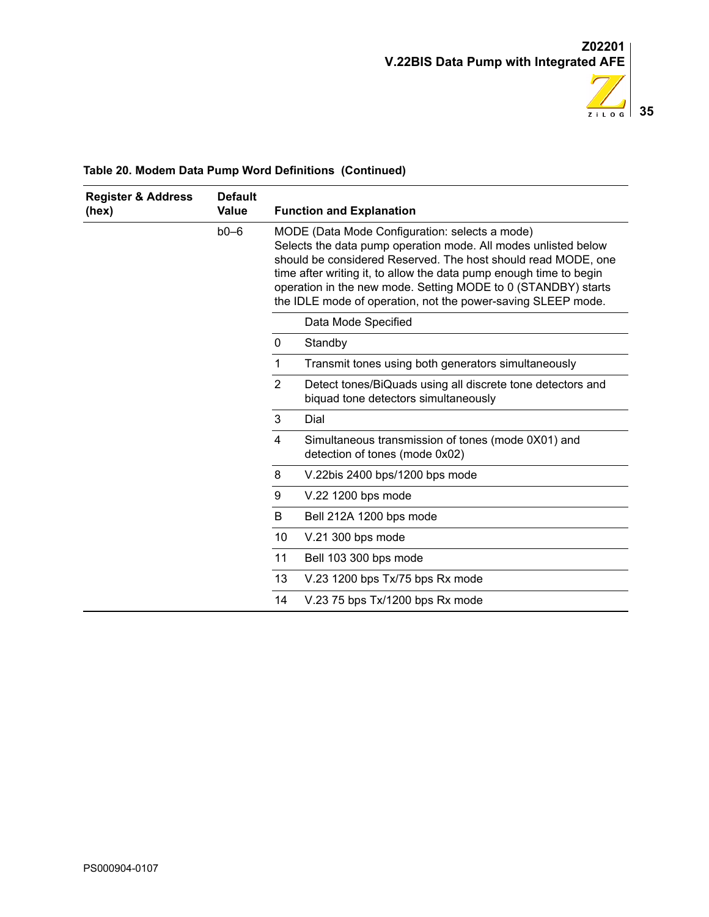**Table 20. Modem Data Pump Word Definitions (Continued)**

| Register & Address (hex) | Default Value | Function and Explanation | |
|---|---|---|---|
| | b0–6 | MODE (Data Mode Configuration: selects a mode) Selects the data pump operation mode. All modes unlisted below should be considered Reserved. The host should read MODE, one time after writing it, to allow the data pump enough time to begin operation in the new mode. Setting MODE to 0 (STANDBY) starts the IDLE mode of operation, not the power-saving SLEEP mode. | |
| | | | Data Mode Specified |
| | | 0 | Standby |
| | | 1 | Transmit tones using both generators simultaneously |
| | | 2 | Detect tones/BiQuads using all discrete tone detectors and biquad tone detectors simultaneously |
| | | 3 | Dial |
| | | 4 | Simultaneous transmission of tones (mode 0X01) and detection of tones (mode 0x02) |
| | | 8 | V.22bis 2400 bps/1200 bps mode |
| | | 9 | V.22 1200 bps mode |
| | | B | Bell 212A 1200 bps mode |
| | | 10 | V.21 300 bps mode |
| | | 11 | Bell 103 300 bps mode |
| | | 13 | V.23 1200 bps Tx/75 bps Rx mode |
| | | 14 | V.23 75 bps Tx/1200 bps Rx mode |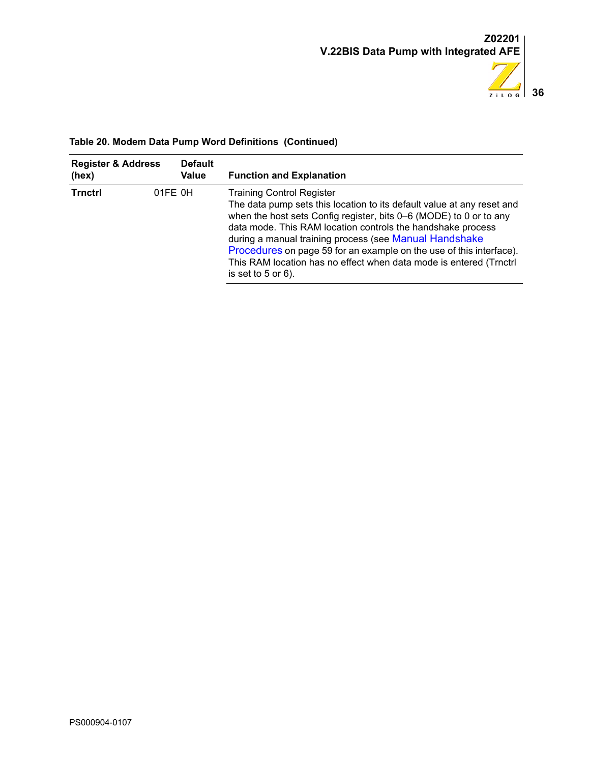**Table 20. Modem Data Pump Word Definitions (Continued)**

| Register & Address (hex) | | Default Value | Function and Explanation |
|---|---|---|---|
| **Trnctrl** | 01FE | 0H | Training Control Register<br>The data pump sets this location to its default value at any reset and when the host sets Config register, bits 0–6 (MODE) to 0 or to any data mode. This RAM location controls the handshake process during a manual training process (see Manual Handshake Procedures on page 59 for an example on the use of this interface). This RAM location has no effect when data mode is entered (Trnctrl is set to 5 or 6). |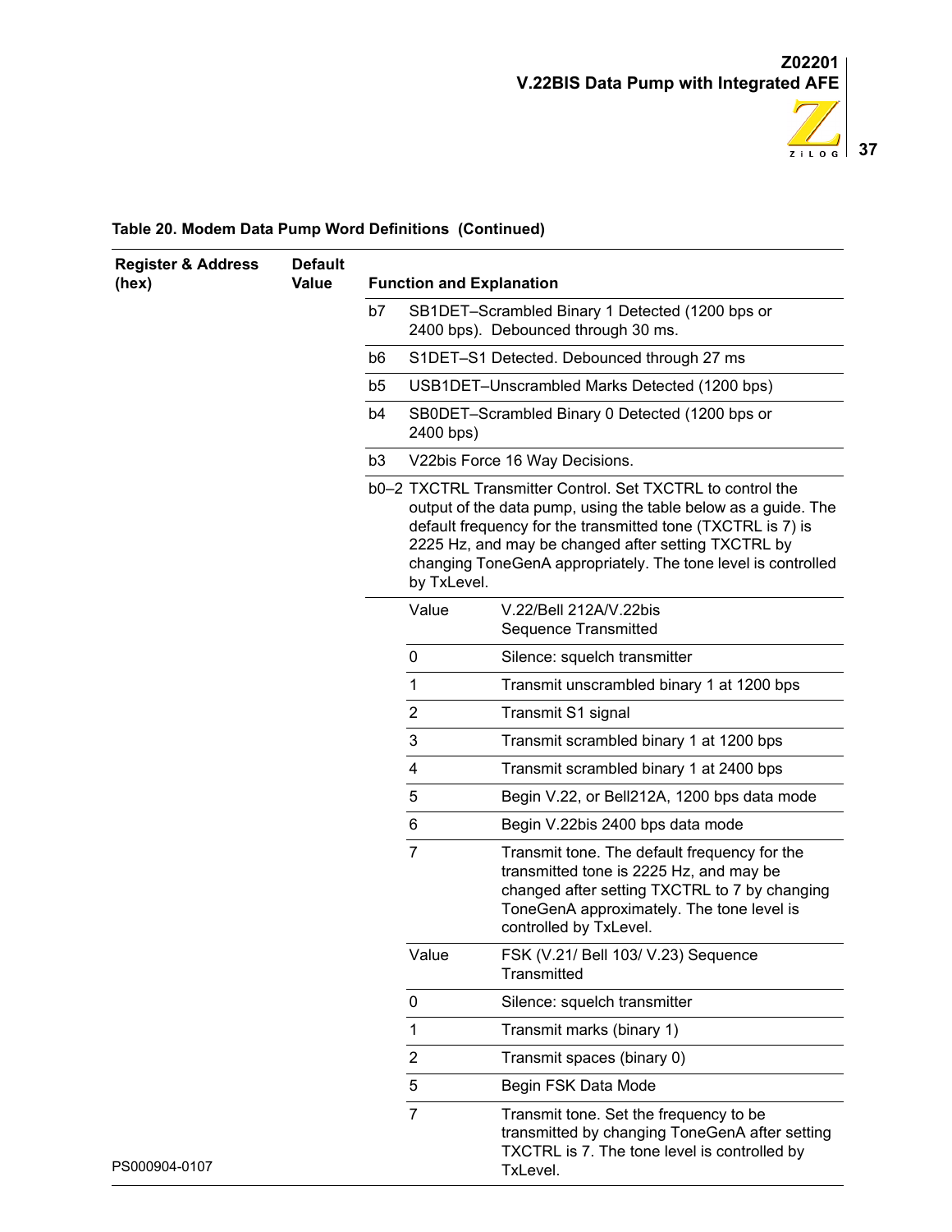**Table 20. Modem Data Pump Word Definitions (Continued)**

| Register & Address (hex) | Default Value | Function and Explanation | | |
|---|---|---|---|---|
| | | b7 | SB1DET–Scrambled Binary 1 Detected (1200 bps or 2400 bps). Debounced through 30 ms. | |
| | | b6 | S1DET–S1 Detected. Debounced through 27 ms | |
| | | b5 | USB1DET–Unscrambled Marks Detected (1200 bps) | |
| | | b4 | SB0DET–Scrambled Binary 0 Detected (1200 bps or 2400 bps) | |
| | | b3 | V22bis Force 16 Way Decisions. | |
| | | b0–2 | TXCTRL Transmitter Control. Set TXCTRL to control the output of the data pump, using the table below as a guide. The default frequency for the transmitted tone (TXCTRL is 7) is 2225 Hz, and may be changed after setting TXCTRL by changing ToneGenA appropriately. The tone level is controlled by TxLevel. | |
| | | | **Value** | **V.22/Bell 212A/V.22bis Sequence Transmitted** |
| | | | 0 | Silence: squelch transmitter |
| | | | 1 | Transmit unscrambled binary 1 at 1200 bps |
| | | | 2 | Transmit S1 signal |
| | | | 3 | Transmit scrambled binary 1 at 1200 bps |
| | | | 4 | Transmit scrambled binary 1 at 2400 bps |
| | | | 5 | Begin V.22, or Bell212A, 1200 bps data mode |
| | | | 6 | Begin V.22bis 2400 bps data mode |
| | | | 7 | Transmit tone. The default frequency for the transmitted tone is 2225 Hz, and may be changed after setting TXCTRL to 7 by changing ToneGenA approximately. The tone level is controlled by TxLevel. |
| | | | **Value** | **FSK (V.21/ Bell 103/ V.23) Sequence Transmitted** |
| | | | 0 | Silence: squelch transmitter |
| | | | 1 | Transmit marks (binary 1) |
| | | | 2 | Transmit spaces (binary 0) |
| | | | 5 | Begin FSK Data Mode |
| | | | 7 | Transmit tone. Set the frequency to be transmitted by changing ToneGenA after setting TXCTRL is 7. The tone level is controlled by TxLevel. |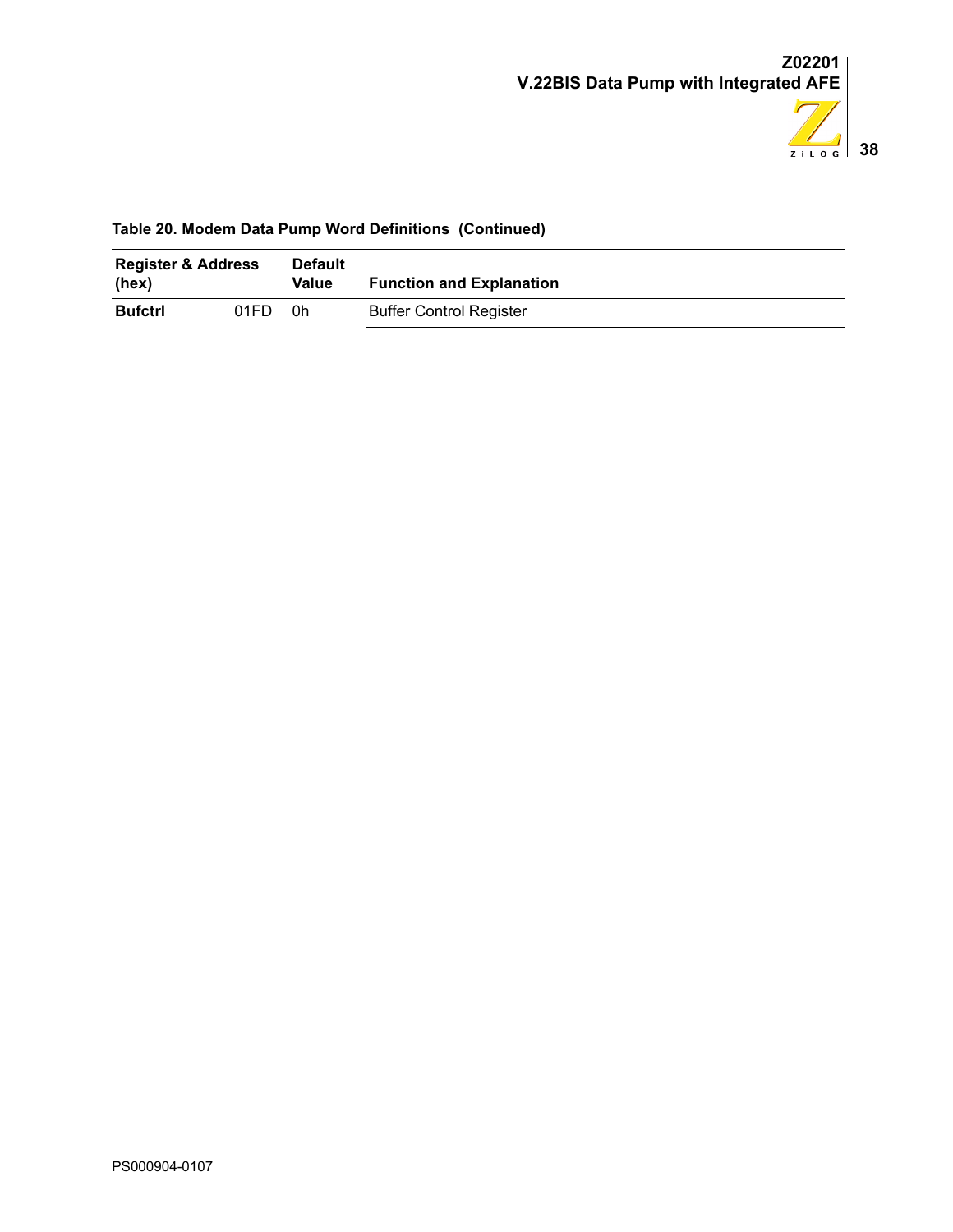**Table 20. Modem Data Pump Word Definitions (Continued)**

| Register & Address (hex) | | Default Value | Function and Explanation |
|---|---|---|---|
| **Bufctrl** | 01FD | 0h | Buffer Control Register |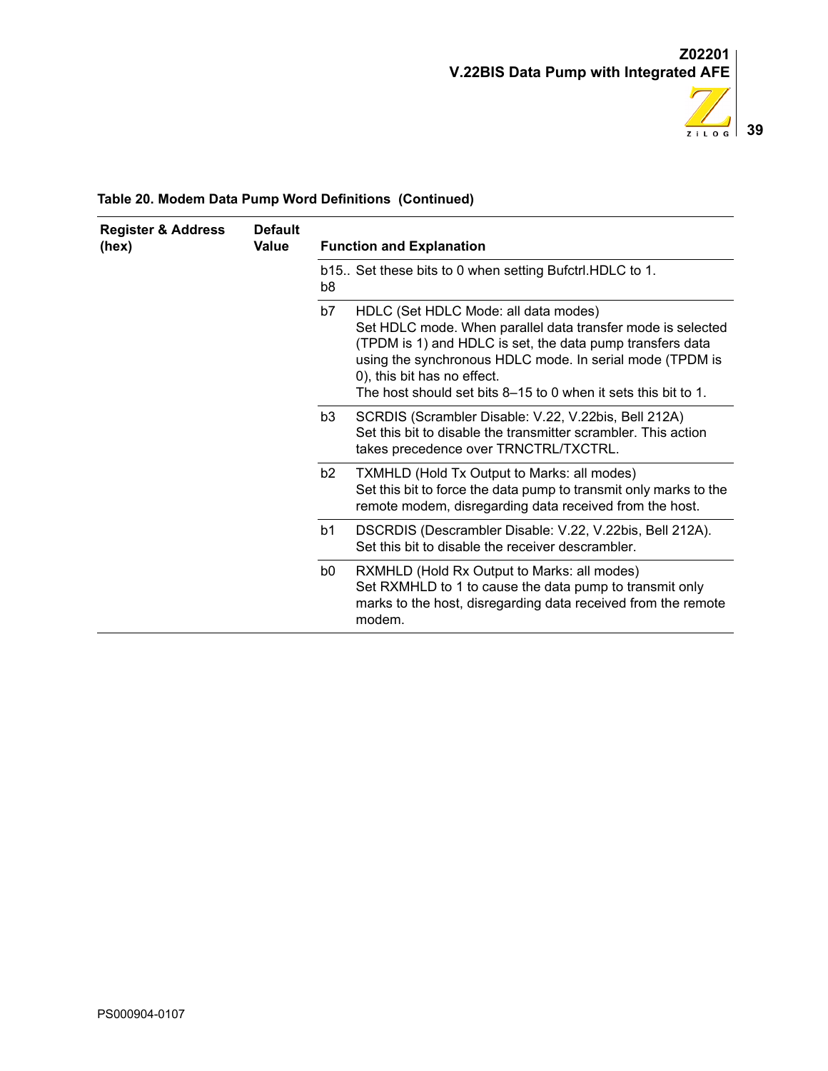**Table 20. Modem Data Pump Word Definitions (Continued)**

| Register & Address (hex) | Default Value | Function and Explanation | |
|---|---|---|---|
| | | b15.. b8 | Set these bits to 0 when setting Bufctrl.HDLC to 1. |
| | | b7 | HDLC (Set HDLC Mode: all data modes)<br>Set HDLC mode. When parallel data transfer mode is selected (TPDM is 1) and HDLC is set, the data pump transfers data using the synchronous HDLC mode. In serial mode (TPDM is 0), this bit has no effect.<br>The host should set bits 8–15 to 0 when it sets this bit to 1. |
| | | b3 | SCRDIS (Scrambler Disable: V.22, V.22bis, Bell 212A)<br>Set this bit to disable the transmitter scrambler. This action takes precedence over TRNCTRL/TXCTRL. |
| | | b2 | TXMHLD (Hold Tx Output to Marks: all modes)<br>Set this bit to force the data pump to transmit only marks to the remote modem, disregarding data received from the host. |
| | | b1 | DSCRDIS (Descrambler Disable: V.22, V.22bis, Bell 212A).<br>Set this bit to disable the receiver descrambler. |
| | | b0 | RXMHLD (Hold Rx Output to Marks: all modes)<br>Set RXMHLD to 1 to cause the data pump to transmit only marks to the host, disregarding data received from the remote modem. |

PS000904-0107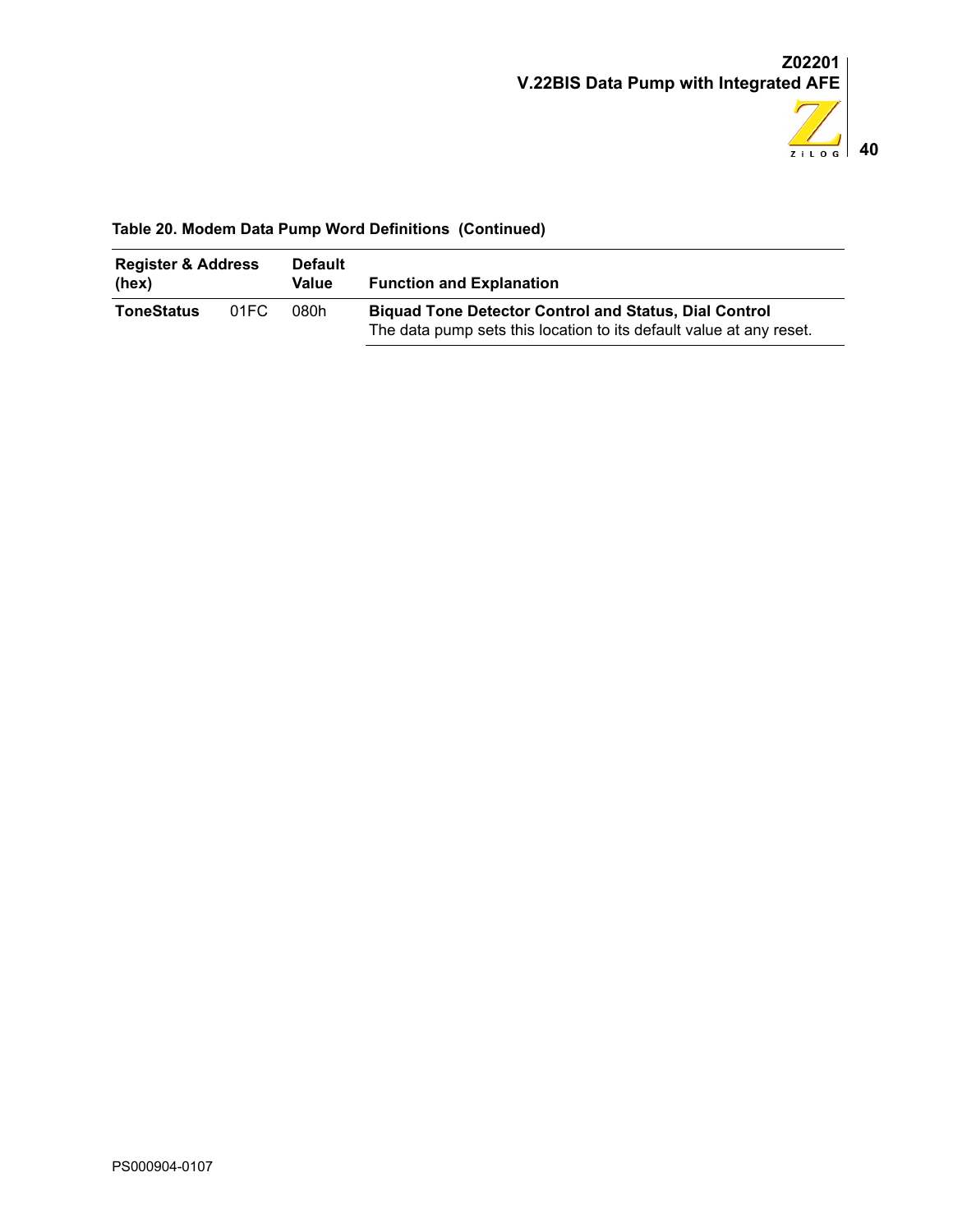**Table 20. Modem Data Pump Word Definitions (Continued)**

| Register & Address (hex) | | Default Value | Function and Explanation |
|---|---|---|---|
| **ToneStatus** | 01FC | 080h | **Biquad Tone Detector Control and Status, Dial Control** The data pump sets this location to its default value at any reset. |

PS000904-0107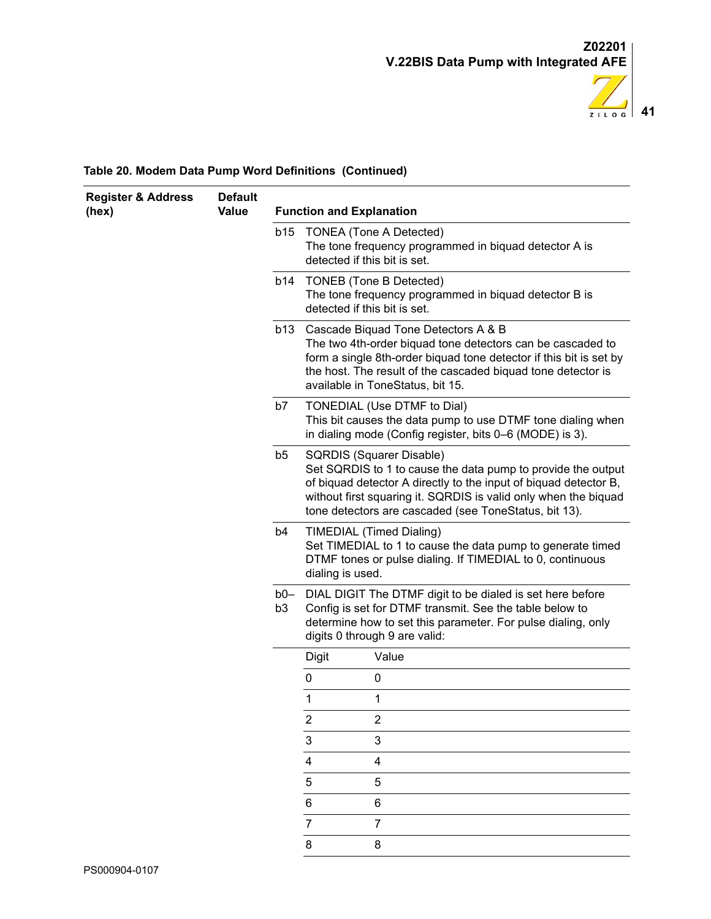**Table 20. Modem Data Pump Word Definitions (Continued)**

| Register & Address (hex) | Default Value | Function and Explanation | |
|---|---|---|---|
| | | b15 | TONEA (Tone A Detected)<br>The tone frequency programmed in biquad detector A is detected if this bit is set. |
| | | b14 | TONEB (Tone B Detected)<br>The tone frequency programmed in biquad detector B is detected if this bit is set. |
| | | b13 | Cascade Biquad Tone Detectors A & B<br>The two 4th-order biquad tone detectors can be cascaded to form a single 8th-order biquad tone detector if this bit is set by the host. The result of the cascaded biquad tone detector is available in ToneStatus, bit 15. |
| | | b7 | TONEDIAL (Use DTMF to Dial)<br>This bit causes the data pump to use DTMF tone dialing when in dialing mode (Config register, bits 0–6 (MODE) is 3). |
| | | b5 | SQRDIS (Squarer Disable)<br>Set SQRDIS to 1 to cause the data pump to provide the output of biquad detector A directly to the input of biquad detector B, without first squaring it. SQRDIS is valid only when the biquad tone detectors are cascaded (see ToneStatus, bit 13). |
| | | b4 | TIMEDIAL (Timed Dialing)<br>Set TIMEDIAL to 1 to cause the data pump to generate timed DTMF tones or pulse dialing. If TIMEDIAL to 0, continuous dialing is used. |
| | | b0–b3 | DIAL DIGIT The DTMF digit to be dialed is set here before Config is set for DTMF transmit. See the table below to determine how to set this parameter. For pulse dialing, only digits 0 through 9 are valid: |

| Digit | Value |
|---|---|
| 0 | 0 |
| 1 | 1 |
| 2 | 2 |
| 3 | 3 |
| 4 | 4 |
| 5 | 5 |
| 6 | 6 |
| 7 | 7 |
| 8 | 8 |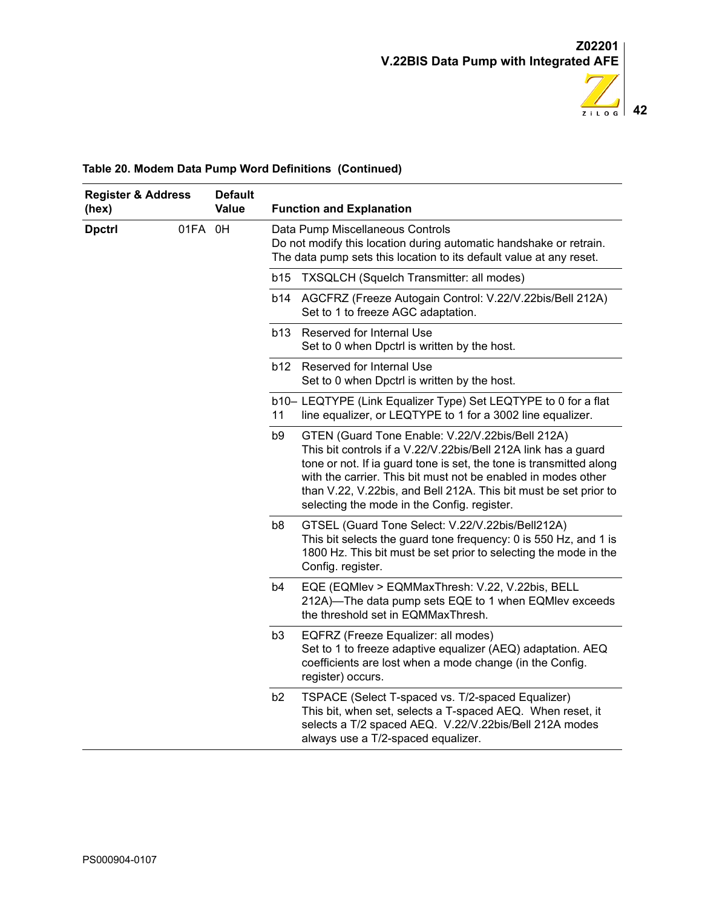**Table 20. Modem Data Pump Word Definitions (Continued)**

| Register & Address (hex) | | Default Value | Function and Explanation | |
|---|---|---|---|---|
| **Dpctrl** | 01FA | 0H | Data Pump Miscellaneous Controls<br>Do not modify this location during automatic handshake or retrain. The data pump sets this location to its default value at any reset. | |
| | | | b15 | TXSQLCH (Squelch Transmitter: all modes) |
| | | | b14 | AGCFRZ (Freeze Autogain Control: V.22/V.22bis/Bell 212A)<br>Set to 1 to freeze AGC adaptation. |
| | | | b13 | Reserved for Internal Use<br>Set to 0 when Dpctrl is written by the host. |
| | | | b12 | Reserved for Internal Use<br>Set to 0 when Dpctrl is written by the host. |
| | | | b10–11 | LEQTYPE (Link Equalizer Type) Set LEQTYPE to 0 for a flat line equalizer, or LEQTYPE to 1 for a 3002 line equalizer. |
| | | | b9 | GTEN (Guard Tone Enable: V.22/V.22bis/Bell 212A)<br>This bit controls if a V.22/V.22bis/Bell 212A link has a guard tone or not. If ia guard tone is set, the tone is transmitted along with the carrier. This bit must not be enabled in modes other than V.22, V.22bis, and Bell 212A. This bit must be set prior to selecting the mode in the Config. register. |
| | | | b8 | GTSEL (Guard Tone Select: V.22/V.22bis/Bell212A)<br>This bit selects the guard tone frequency: 0 is 550 Hz, and 1 is 1800 Hz. This bit must be set prior to selecting the mode in the Config. register. |
| | | | b4 | EQE (EQMlev > EQMMaxThresh: V.22, V.22bis, BELL 212A)—The data pump sets EQE to 1 when EQMlev exceeds the threshold set in EQMMaxThresh. |
| | | | b3 | EQFRZ (Freeze Equalizer: all modes)<br>Set to 1 to freeze adaptive equalizer (AEQ) adaptation. AEQ coefficients are lost when a mode change (in the Config. register) occurs. |
| | | | b2 | TSPACE (Select T-spaced vs. T/2-spaced Equalizer)<br>This bit, when set, selects a T-spaced AEQ. When reset, it selects a T/2 spaced AEQ. V.22/V.22bis/Bell 212A modes always use a T/2-spaced equalizer. |

PS000904-0107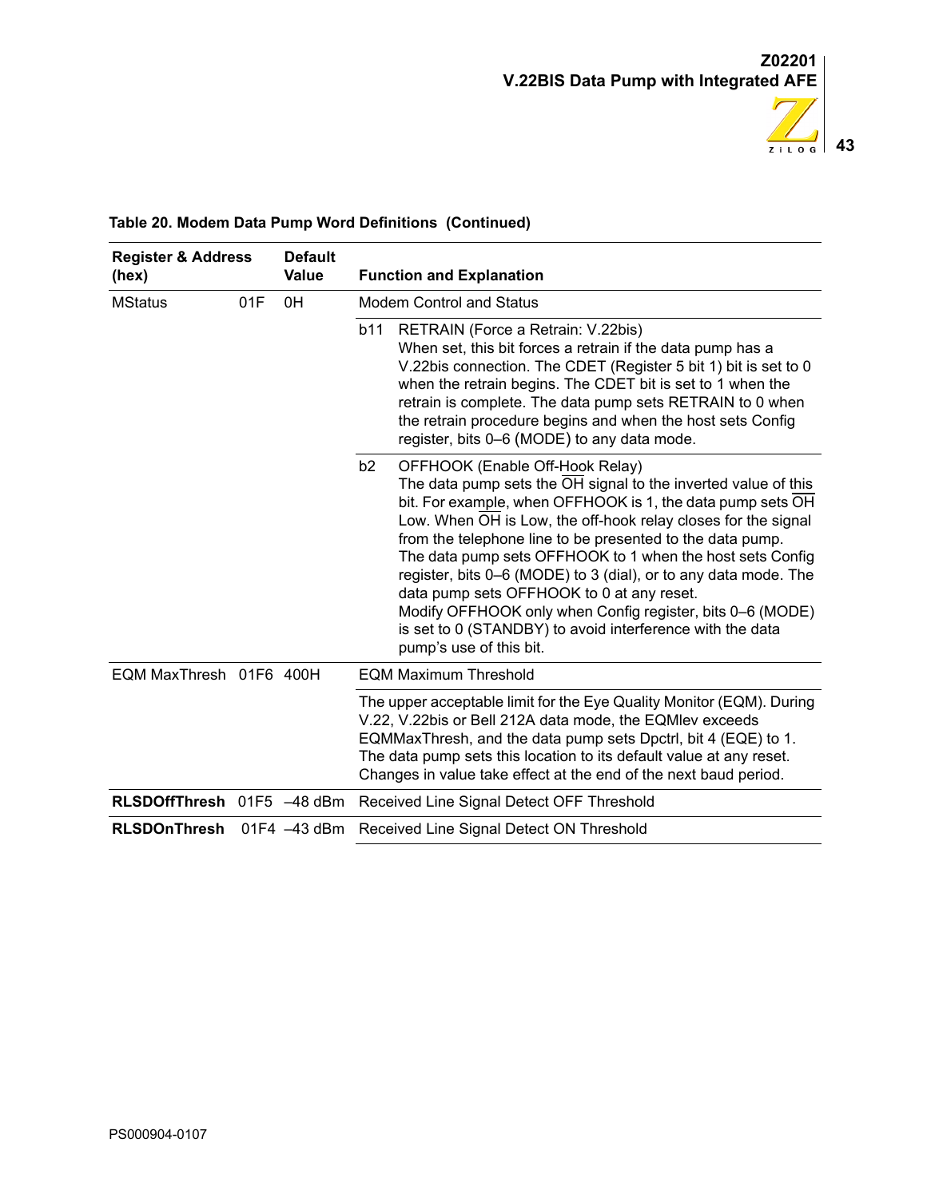**Table 20. Modem Data Pump Word Definitions (Continued)**

| Register & Address (hex) | | Default Value | Function and Explanation |
|---|---|---|---|
| MStatus | 01F | 0H | Modem Control and Status |
| | | | b11 RETRAIN (Force a Retrain: V.22bis)<br>When set, this bit forces a retrain if the data pump has a V.22bis connection. The CDET (Register 5 bit 1) bit is set to 0 when the retrain begins. The CDET bit is set to 1 when the retrain is complete. The data pump sets RETRAIN to 0 when the retrain procedure begins and when the host sets Config register, bits 0–6 (MODE) to any data mode. |
| | | | b2 OFFHOOK (Enable Off-Hook Relay)<br>The data pump sets the $\overline{OH}$ signal to the inverted value of this bit. For example, when OFFHOOK is 1, the data pump sets $\overline{OH}$ Low. When $\overline{OH}$ is Low, the off-hook relay closes for the signal from the telephone line to be presented to the data pump.<br>The data pump sets OFFHOOK to 1 when the host sets Config register, bits 0–6 (MODE) to 3 (dial), or to any data mode. The data pump sets OFFHOOK to 0 at any reset.<br>Modify OFFHOOK only when Config register, bits 0–6 (MODE) is set to 0 (STANDBY) to avoid interference with the data pump's use of this bit. |
| EQM MaxThresh | 01F6 | 400H | EQM Maximum Threshold |
| | | | The upper acceptable limit for the Eye Quality Monitor (EQM). During V.22, V.22bis or Bell 212A data mode, the EQMlev exceeds EQMMaxThresh, and the data pump sets Dpctrl, bit 4 (EQE) to 1. The data pump sets this location to its default value at any reset. Changes in value take effect at the end of the next baud period. |
| **RLSDOffThresh** | 01F5 | –48 dBm | Received Line Signal Detect OFF Threshold |
| **RLSDOnThresh** | 01F4 | –43 dBm | Received Line Signal Detect ON Threshold |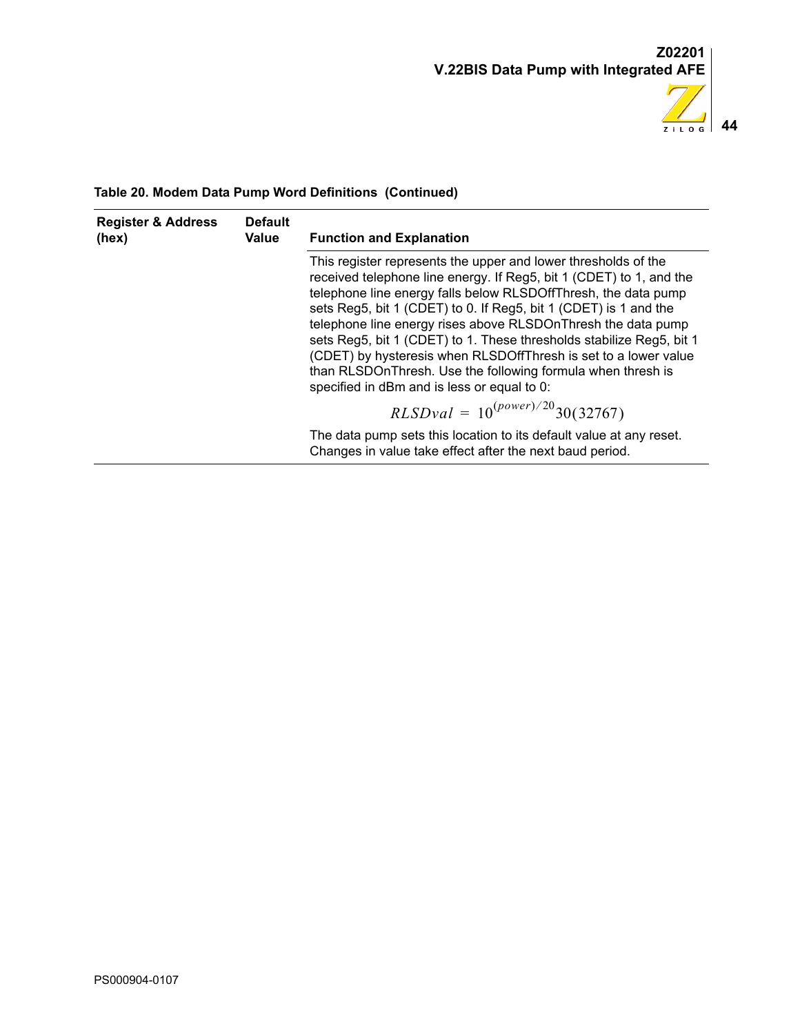**Table 20. Modem Data Pump Word Definitions (Continued)**

| Register & Address (hex) | Default Value | Function and Explanation |
|---|---|---|
| | | This register represents the upper and lower thresholds of the received telephone line energy. If Reg5, bit 1 (CDET) to 1, and the telephone line energy falls below RLSDOffThresh, the data pump sets Reg5, bit 1 (CDET) to 0. If Reg5, bit 1 (CDET) is 1 and the telephone line energy rises above RLSDOnThresh the data pump sets Reg5, bit 1 (CDET) to 1. These thresholds stabilize Reg5, bit 1 (CDET) by hysteresis when RLSDOffThresh is set to a lower value than RLSDOnThresh. Use the following formula when thresh is specified in dBm and is less or equal to 0: $$RLSDval = 10^{(power)/20}30(32767)$$ The data pump sets this location to its default value at any reset. Changes in value take effect after the next baud period. |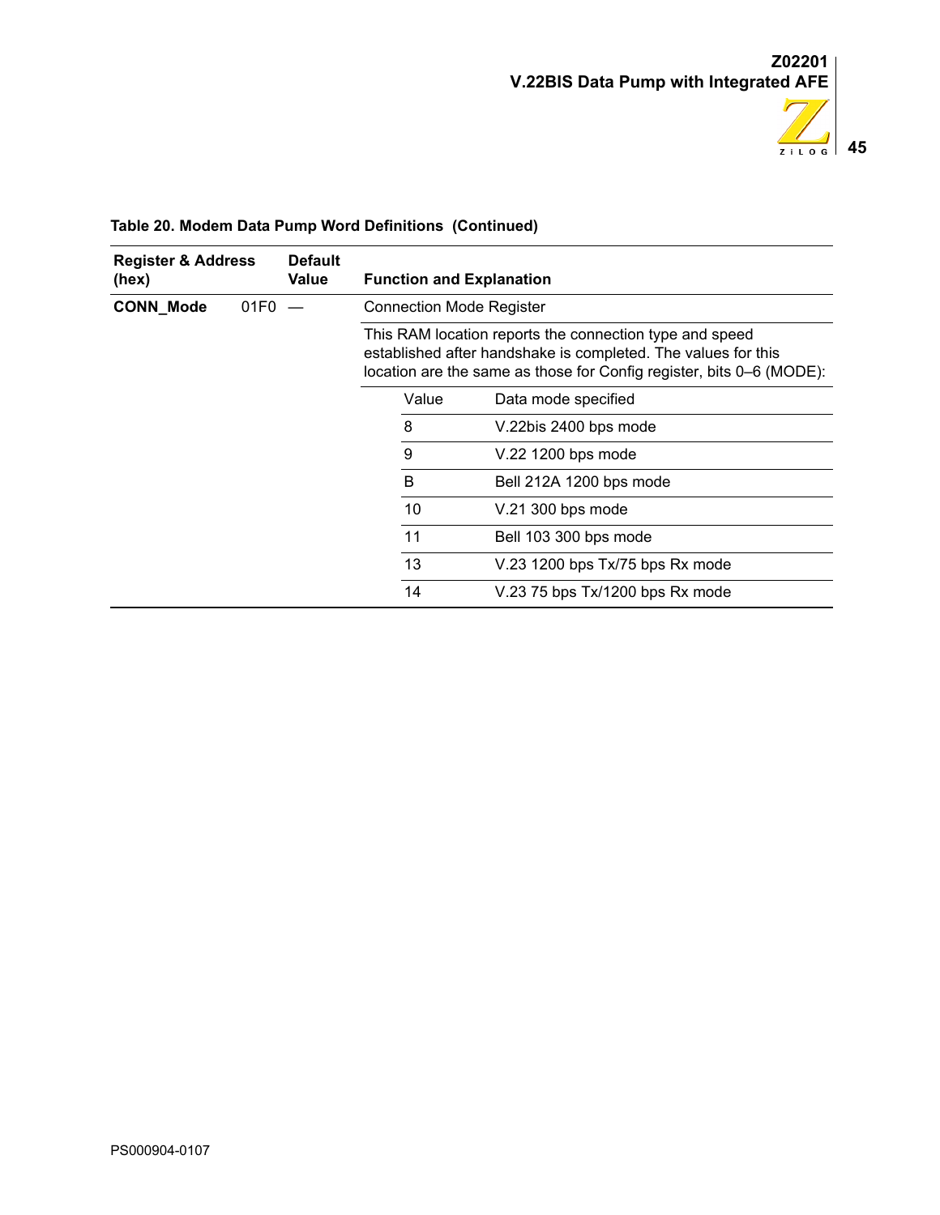**Table 20. Modem Data Pump Word Definitions (Continued)**

| Register & Address (hex) | | Default Value | Function and Explanation | |
|---|---|---|---|---|
| **CONN_Mode** | 01F0 | — | Connection Mode Register | |
| | | | This RAM location reports the connection type and speed established after handshake is completed. The values for this location are the same as those for Config register, bits 0–6 (MODE): | |
| | | | Value | Data mode specified |
| | | | 8 | V.22bis 2400 bps mode |
| | | | 9 | V.22 1200 bps mode |
| | | | B | Bell 212A 1200 bps mode |
| | | | 10 | V.21 300 bps mode |
| | | | 11 | Bell 103 300 bps mode |
| | | | 13 | V.23 1200 bps Tx/75 bps Rx mode |
| | | | 14 | V.23 75 bps Tx/1200 bps Rx mode |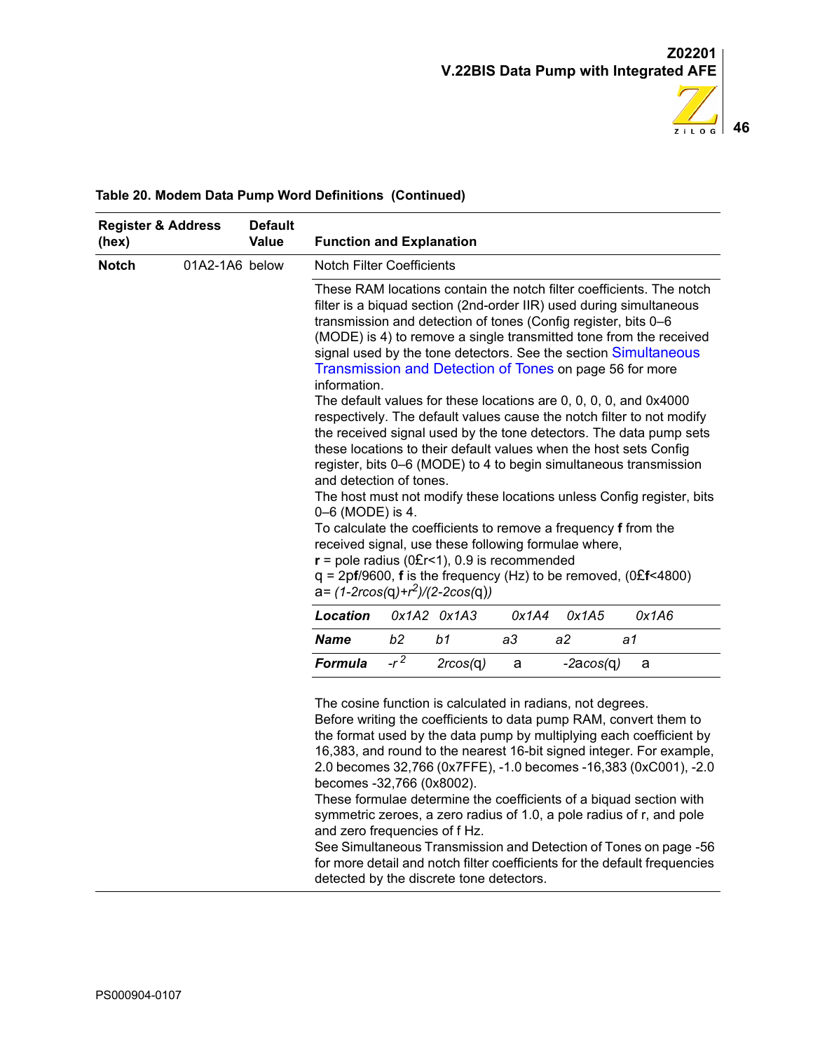**Table 20. Modem Data Pump Word Definitions (Continued)**

| Register & Address (hex) | | Default Value | Function and Explanation |
|---|---|---|---|
| **Notch** | 01A2-1A6 | below | Notch Filter Coefficients |
| | | | These RAM locations contain the notch filter coefficients. The notch filter is a biquad section (2nd-order IIR) used during simultaneous transmission and detection of tones (Config register, bits 0–6 (MODE) is 4) to remove a single transmitted tone from the received signal used by the tone detectors. See the section Simultaneous Transmission and Detection of Tones on page 56 for more information. The default values for these locations are 0, 0, 0, 0, and 0x4000 respectively. The default values cause the notch filter to not modify the received signal used by the tone detectors. The data pump sets these locations to their default values when the host sets Config register, bits 0–6 (MODE) to 4 to begin simultaneous transmission and detection of tones. The host must not modify these locations unless Config register, bits 0–6 (MODE) is 4. To calculate the coefficients to remove a frequency **f** from the received signal, use these following formulae where, **r** = pole radius ($0 \le r < 1$), 0.9 is recommended; $\theta = 2\pi f/9600$, **f** is the frequency (Hz) to be removed, ($0 \le f < 4800$); $a = (1 - 2r\cos(\theta) + r^2)/(2 - 2\cos(\theta))$ |

| *Location* | *0x1A2* | *0x1A3* | *0x1A4* | *0x1A5* | *0x1A6* |
|---|---|---|---|---|---|
| ***Name*** | *b2* | *b1* | *a3* | *a2* | *a1* |
| ***Formula*** | $-r^2$ | $2r\cos(\theta)$ | a | $-2a\cos(\theta)$ | a |

The cosine function is calculated in radians, not degrees.
Before writing the coefficients to data pump RAM, convert them to the format used by the data pump by multiplying each coefficient by 16,383, and round to the nearest 16-bit signed integer. For example, 2.0 becomes 32,766 (0x7FFE), -1.0 becomes -16,383 (0xC001), -2.0 becomes -32,766 (0x8002).
These formulae determine the coefficients of a biquad section with symmetric zeroes, a zero radius of 1.0, a pole radius of r, and pole and zero frequencies of f Hz.
See Simultaneous Transmission and Detection of Tones on page -56 for more detail and notch filter coefficients for the default frequencies detected by the discrete tone detectors.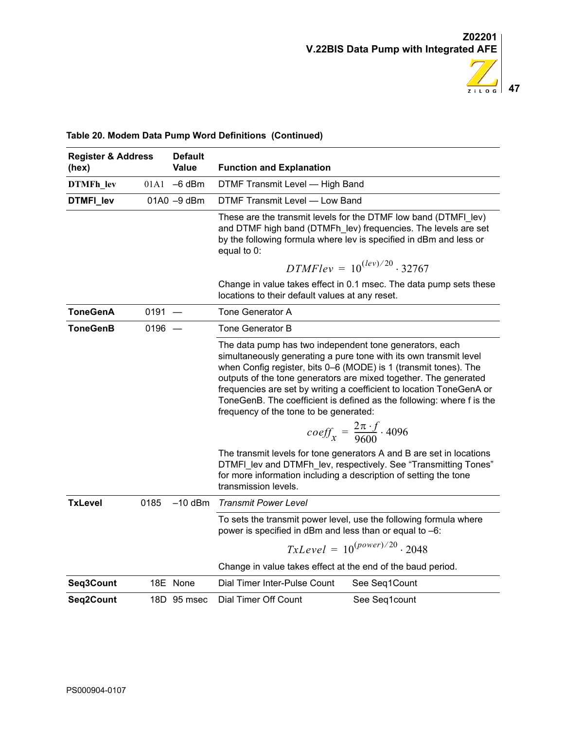**Table 20. Modem Data Pump Word Definitions (Continued)**

| Register & Address (hex) | | Default Value | Function and Explanation | |
|---|---|---|---|---|
| **DTMFh_lev** | 01A1 | –6 dBm | DTMF Transmit Level — High Band | |
| **DTMFl_lev** | 01A0 | –9 dBm | DTMF Transmit Level — Low Band | |
| | | | These are the transmit levels for the DTMF low band (DTMFl_lev) and DTMF high band (DTMFh_lev) frequencies. The levels are set by the following formula where lev is specified in dBm and less or equal to 0: $DTMFlev = 10^{(lev)/20} \cdot 32767$ Change in value takes effect in 0.1 msec. The data pump sets these locations to their default values at any reset. | |
| **ToneGenA** | 0191 | — | Tone Generator A | |
| **ToneGenB** | 0196 | — | Tone Generator B | |
| | | | The data pump has two independent tone generators, each simultaneously generating a pure tone with its own transmit level when Config register, bits 0–6 (MODE) is 1 (transmit tones). The outputs of the tone generators are mixed together. The generated frequencies are set by writing a coefficient to location ToneGenA or ToneGenB. The coefficient is defined as the following: where f is the frequency of the tone to be generated: $coeff_x = \frac{2\pi \cdot f}{9600} \cdot 4096$ The transmit levels for tone generators A and B are set in locations DTMFl_lev and DTMFh_lev, respectively. See “Transmitting Tones” for more information including a description of setting the tone transmission levels. | |
| **TxLevel** | 0185 | –10 dBm | *Transmit Power Level* | |
| | | | To sets the transmit power level, use the following formula where power is specified in dBm and less than or equal to –6: $TxLevel = 10^{(power)/20} \cdot 2048$ Change in value takes effect at the end of the baud period. | |
| **Seq3Count** | 18E | None | Dial Timer Inter-Pulse Count | See Seq1Count |
| **Seq2Count** | 18D | 95 msec | Dial Timer Off Count | See Seq1count |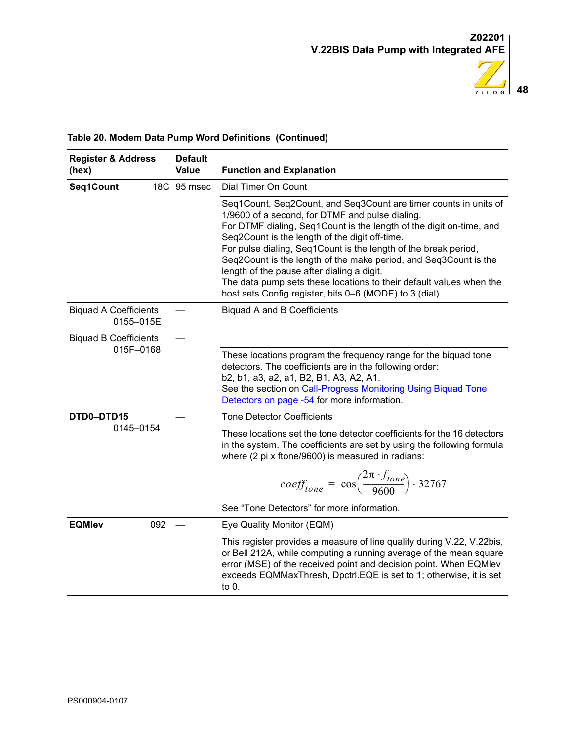**Table 20. Modem Data Pump Word Definitions (Continued)**

| Register & Address (hex) | Default Value | Function and Explanation |
|---|---|---|
| **Seq1Count** 18C | 95 msec | Dial Timer On Count |
| | | Seq1Count, Seq2Count, and Seq3Count are timer counts in units of 1/9600 of a second, for DTMF and pulse dialing. For DTMF dialing, Seq1Count is the length of the digit on-time, and Seq2Count is the length of the digit off-time. For pulse dialing, Seq1Count is the length of the break period, Seq2Count is the length of the make period, and Seq3Count is the length of the pause after dialing a digit. The data pump sets these locations to their default values when the host sets Config register, bits 0–6 (MODE) to 3 (dial). |
| Biquad A Coefficients 0155–015E | — | Biquad A and B Coefficients |
| Biquad B Coefficients 015F–0168 | — | |
| | | These locations program the frequency range for the biquad tone detectors. The coefficients are in the following order: b2, b1, a3, a2, a1, B2, B1, A3, A2, A1. See the section on Call-Progress Monitoring Using Biquad Tone Detectors on page -54 for more information. |
| **DTD0–DTD15** 0145–0154 | — | Tone Detector Coefficients |
| | | These locations set the tone detector coefficients for the 16 detectors in the system. The coefficients are set by using the following formula where (2 pi x ftone/9600) is measured in radians: $coeff_{tone} = \cos\left(\frac{2\pi \cdot f_{tone}}{9600}\right) \cdot 32767$ See “Tone Detectors” for more information. |
| **EQMlev** 092 | — | Eye Quality Monitor (EQM) |
| | | This register provides a measure of line quality during V.22, V.22bis, or Bell 212A, while computing a running average of the mean square error (MSE) of the received point and decision point. When EQMlev exceeds EQMMaxThresh, Dpctrl.EQE is set to 1; otherwise, it is set to 0. |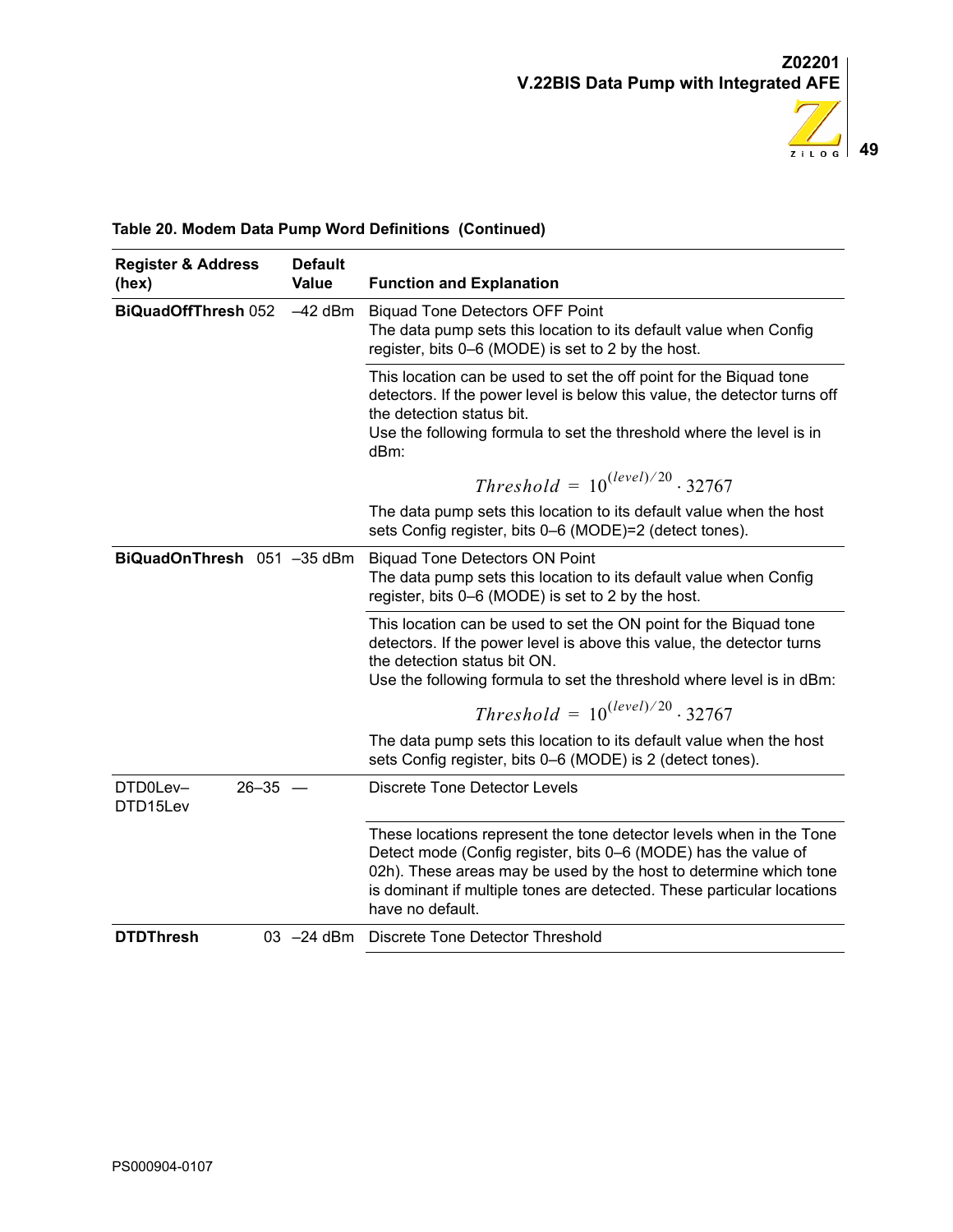**Table 20. Modem Data Pump Word Definitions (Continued)**

| Register & Address (hex) | Default Value | Function and Explanation |
|---|---|---|
| **BiQuadOffThresh** 052 | –42 dBm | Biquad Tone Detectors OFF Point<br>The data pump sets this location to its default value when Config register, bits 0–6 (MODE) is set to 2 by the host. |
| | | This location can be used to set the off point for the Biquad tone detectors. If the power level is below this value, the detector turns off the detection status bit.<br>Use the following formula to set the threshold where the level is in dBm:<br>$$Threshold = 10^{(level)/20} \cdot 32767$$<br>The data pump sets this location to its default value when the host sets Config register, bits 0–6 (MODE)=2 (detect tones). |
| **BiQuadOnThresh** 051 | –35 dBm | Biquad Tone Detectors ON Point<br>The data pump sets this location to its default value when Config register, bits 0–6 (MODE) is set to 2 by the host. |
| | | This location can be used to set the ON point for the Biquad tone detectors. If the power level is above this value, the detector turns the detection status bit ON.<br>Use the following formula to set the threshold where level is in dBm:<br>$$Threshold = 10^{(level)/20} \cdot 32767$$<br>The data pump sets this location to its default value when the host sets Config register, bits 0–6 (MODE) is 2 (detect tones). |
| DTD0Lev–DTD15Lev 26–35 | — | Discrete Tone Detector Levels |
| | | These locations represent the tone detector levels when in the Tone Detect mode (Config register, bits 0–6 (MODE) has the value of 02h). These areas may be used by the host to determine which tone is dominant if multiple tones are detected. These particular locations have no default. |
| **DTDThresh** 03 | –24 dBm | Discrete Tone Detector Threshold |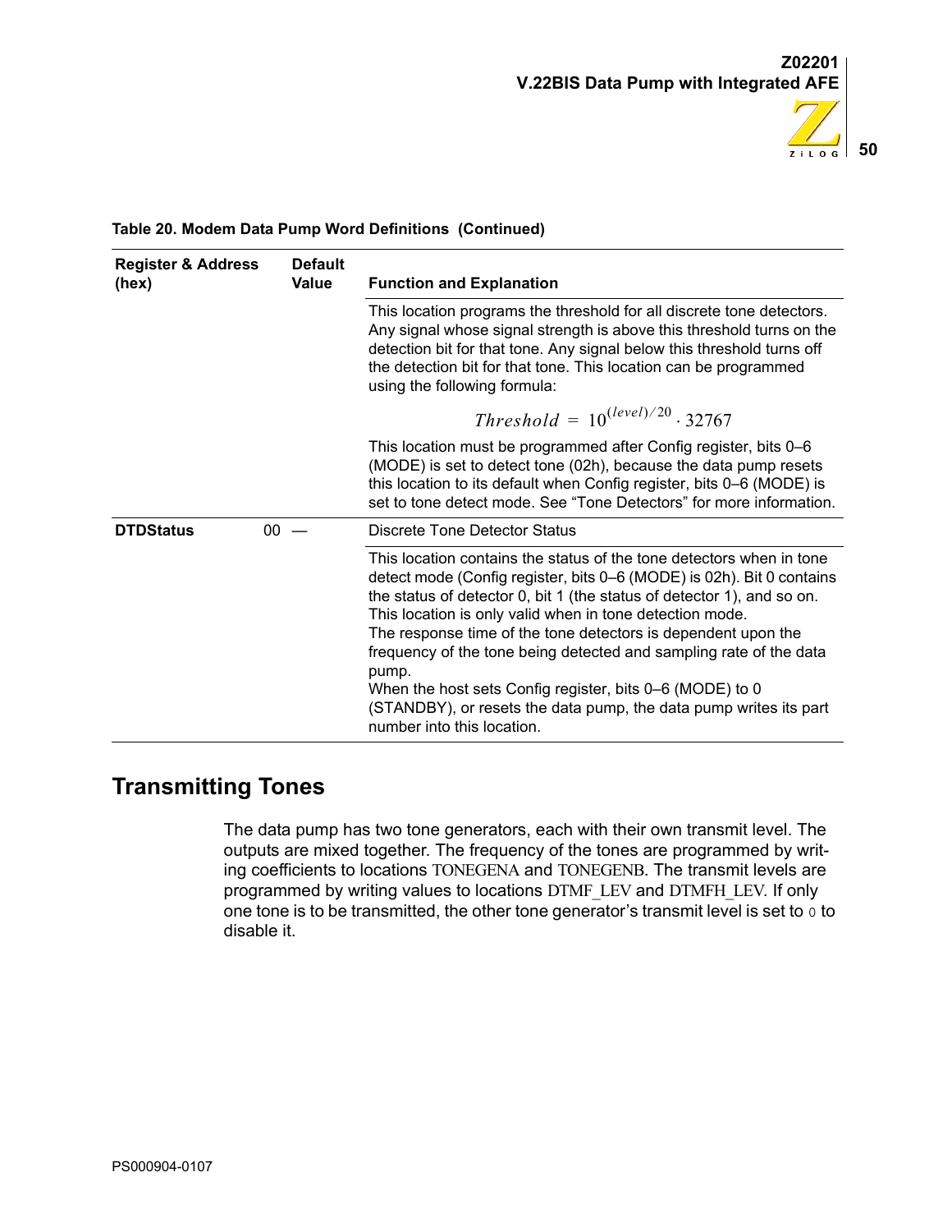**Table 20. Modem Data Pump Word Definitions (Continued)**

| Register & Address (hex) | Default Value | Function and Explanation |
|---|---|---|
| | | This location programs the threshold for all discrete tone detectors. Any signal whose signal strength is above this threshold turns on the detection bit for that tone. Any signal below this threshold turns off the detection bit for that tone. This location can be programmed using the following formula: $$Threshold = 10^{(level)/20} \cdot 32767$$ This location must be programmed after Config register, bits 0–6 (MODE) is set to detect tone (02h), because the data pump resets this location to its default when Config register, bits 0–6 (MODE) is set to tone detect mode. See “Tone Detectors” for more information. |
| **DTDStatus** 00 | — | Discrete Tone Detector Status |
| | | This location contains the status of the tone detectors when in tone detect mode (Config register, bits 0–6 (MODE) is 02h). Bit 0 contains the status of detector 0, bit 1 (the status of detector 1), and so on. This location is only valid when in tone detection mode. The response time of the tone detectors is dependent upon the frequency of the tone being detected and sampling rate of the data pump. When the host sets Config register, bits 0–6 (MODE) to 0 (STANDBY), or resets the data pump, the data pump writes its part number into this location. |

## Transmitting Tones

The data pump has two tone generators, each with their own transmit level. The outputs are mixed together. The frequency of the tones are programmed by writing coefficients to locations TONEGENA and TONEGENB. The transmit levels are programmed by writing values to locations DTMF_LEV and DTMFH_LEV. If only one tone is to be transmitted, the other tone generator’s transmit level is set to 0 to disable it.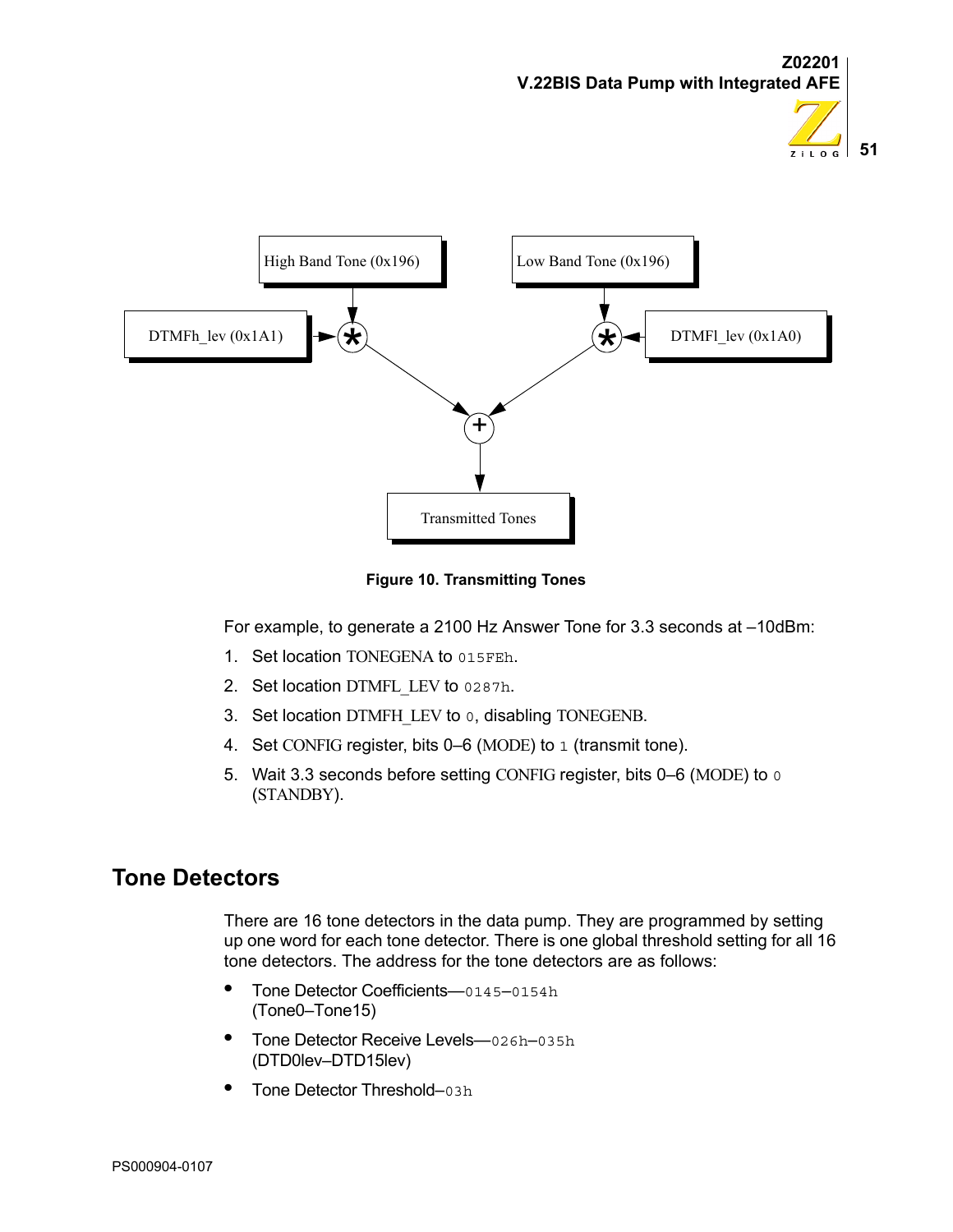High Band Tone (0x196)

Low Band Tone (0x196)

DTMFh_lev (0x1A1)

DTMFl_lev (0x1A0)

Transmitted Tones

**Figure 10. Transmitting Tones**

For example, to generate a 2100 Hz Answer Tone for 3.3 seconds at –10dBm:

1. Set location TONEGENA to `015FEh`.
2. Set location DTMFL_LEV to `0287h`.
3. Set location DTMFH_LEV to `0`, disabling TONEGENB.
4. Set CONFIG register, bits 0–6 (MODE) to `1` (transmit tone).
5. Wait 3.3 seconds before setting CONFIG register, bits 0–6 (MODE) to `0` (STANDBY).

## Tone Detectors

There are 16 tone detectors in the data pump. They are programmed by setting up one word for each tone detector. There is one global threshold setting for all 16 tone detectors. The address for the tone detectors are as follows:

- Tone Detector Coefficients—`0145–0154h` (Tone0–Tone15)
- Tone Detector Receive Levels—`026h–035h` (DTD0lev–DTD15lev)
- Tone Detector Threshold–`03h`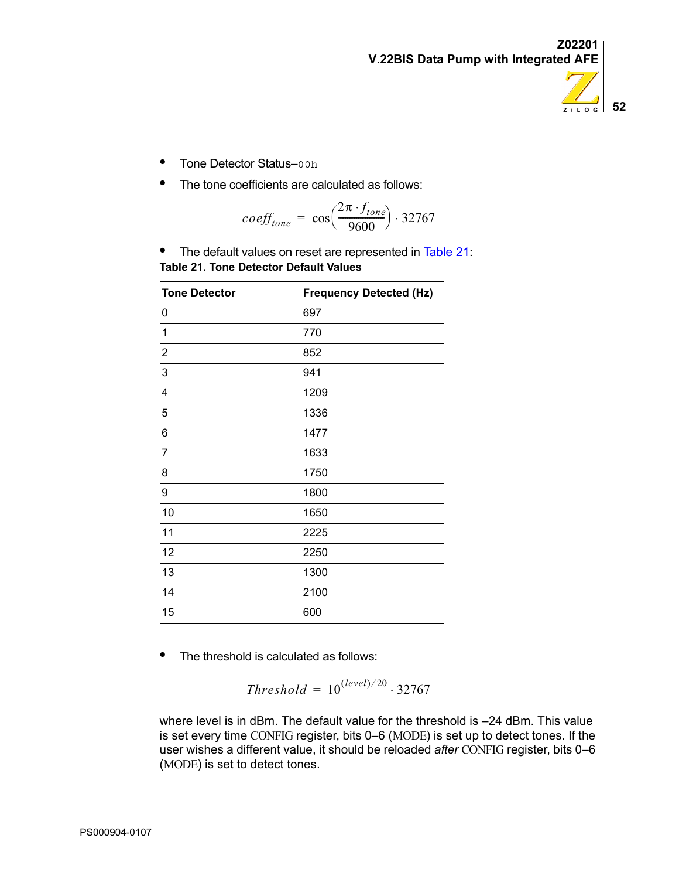- Tone Detector Status–`00h`
- The tone coefficients are calculated as follows:

$$coeff_{tone} = \cos\left(\frac{2\pi \cdot f_{tone}}{9600}\right) \cdot 32767$$

- The default values on reset are represented in Table 21:

**Table 21. Tone Detector Default Values**

| Tone Detector | Frequency Detected (Hz) |
|---|---|
| 0 | 697 |
| 1 | 770 |
| 2 | 852 |
| 3 | 941 |
| 4 | 1209 |
| 5 | 1336 |
| 6 | 1477 |
| 7 | 1633 |
| 8 | 1750 |
| 9 | 1800 |
| 10 | 1650 |
| 11 | 2225 |
| 12 | 2250 |
| 13 | 1300 |
| 14 | 2100 |
| 15 | 600 |

- The threshold is calculated as follows:

$$Threshold = 10^{(level)/20} \cdot 32767$$

where level is in dBm. The default value for the threshold is –24 dBm. This value is set every time CONFIG register, bits 0–6 (MODE) is set up to detect tones. If the user wishes a different value, it should be reloaded *after* CONFIG register, bits 0–6 (MODE) is set to detect tones.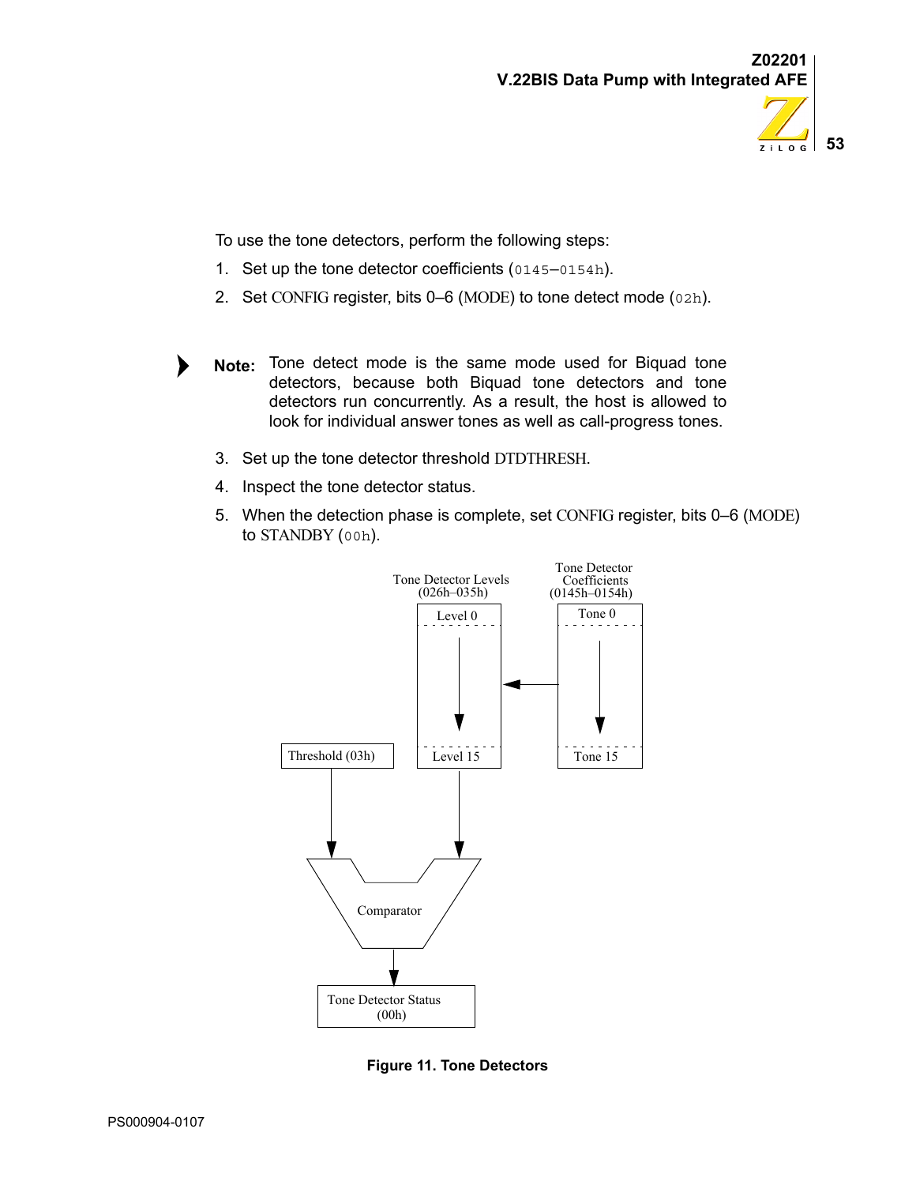To use the tone detectors, perform the following steps:

1. Set up the tone detector coefficients (`0145–0154h`).
2. Set CONFIG register, bits 0–6 (MODE) to tone detect mode (`02h`).

> **Note:** Tone detect mode is the same mode used for Biquad tone detectors, because both Biquad tone detectors and tone detectors run concurrently. As a result, the host is allowed to look for individual answer tones as well as call-progress tones.

3. Set up the tone detector threshold DTDTHRESH.
4. Inspect the tone detector status.
5. When the detection phase is complete, set CONFIG register, bits 0–6 (MODE) to STANDBY (`00h`).

Tone Detector Levels (026h–035h)

Tone Detector Coefficients (0145h–0154h)

Level 0

Level 15

Tone 0

Tone 15

Threshold (03h)

Comparator

Tone Detector Status (00h)

**Figure 11. Tone Detectors**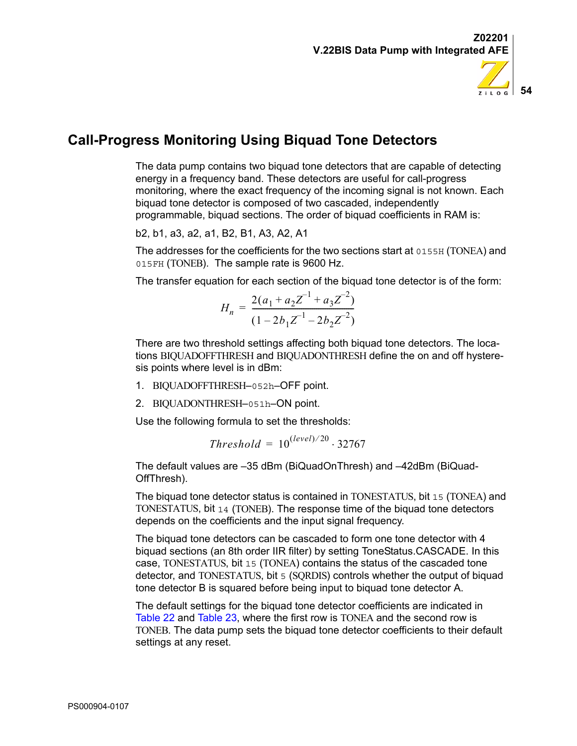## Call-Progress Monitoring Using Biquad Tone Detectors

The data pump contains two biquad tone detectors that are capable of detecting energy in a frequency band. These detectors are useful for call-progress monitoring, where the exact frequency of the incoming signal is not known. Each biquad tone detector is composed of two cascaded, independently programmable, biquad sections. The order of biquad coefficients in RAM is:

b2, b1, a3, a2, a1, B2, B1, A3, A2, A1

The addresses for the coefficients for the two sections start at `0155H` (TONEA) and `015FH` (TONEB). The sample rate is 9600 Hz.

The transfer equation for each section of the biquad tone detector is of the form:

$$H_n = \frac{2(a_1 + a_2 Z^{-1} + a_3 Z^{-2})}{(1 - 2b_1 Z^{-1} - 2b_2 Z^{-2})}$$

There are two threshold settings affecting both biquad tone detectors. The locations BIQUADOFFTHRESH and BIQUADONTHRESH define the on and off hysteresis points where level is in dBm:

1. BIQUADOFFTHRESH–`052h`–OFF point.
2. BIQUADONTHRESH–`051h`–ON point.

Use the following formula to set the thresholds:

$$Threshold = 10^{(level)/20} \cdot 32767$$

The default values are –35 dBm (BiQuadOnThresh) and –42dBm (BiQuadOffThresh).

The biquad tone detector status is contained in TONESTATUS, bit `15` (TONEA) and TONESTATUS, bit `14` (TONEB). The response time of the biquad tone detectors depends on the coefficients and the input signal frequency.

The biquad tone detectors can be cascaded to form one tone detector with 4 biquad sections (an 8th order IIR filter) by setting ToneStatus.CASCADE. In this case, TONESTATUS, bit `15` (TONEA) contains the status of the cascaded tone detector, and TONESTATUS, bit `5` (SQRDIS) controls whether the output of biquad tone detector B is squared before being input to biquad tone detector A.

The default settings for the biquad tone detector coefficients are indicated in Table 22 and Table 23, where the first row is TONEA and the second row is TONEB. The data pump sets the biquad tone detector coefficients to their default settings at any reset.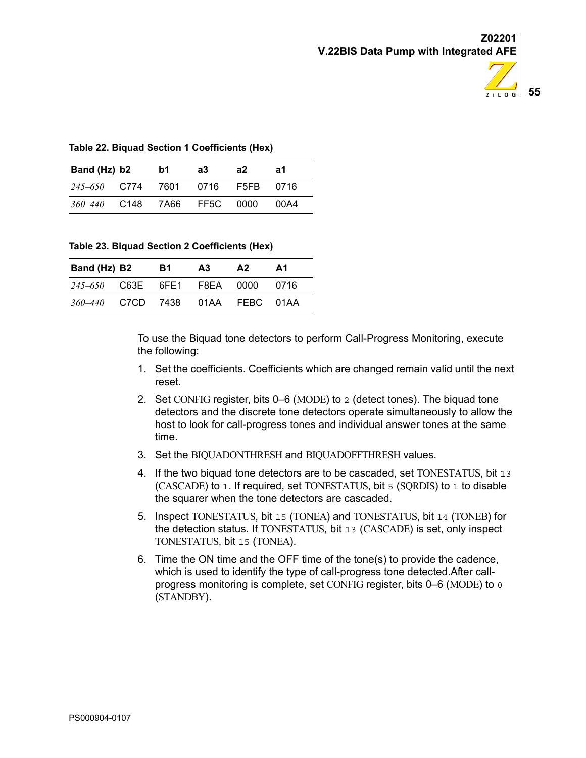**Table 22. Biquad Section 1 Coefficients (Hex)**

| Band (Hz) | b2 | b1 | a3 | a2 | a1 |
|---|---|---|---|---|---|
| *245–650* | C774 | 7601 | 0716 | F5FB | 0716 |
| *360–440* | C148 | 7A66 | FF5C | 0000 | 00A4 |

**Table 23. Biquad Section 2 Coefficients (Hex)**

| Band (Hz) | B2 | B1 | A3 | A2 | A1 |
|---|---|---|---|---|---|
| *245–650* | C63E | 6FE1 | F8EA | 0000 | 0716 |
| *360–440* | C7CD | 7438 | 01AA | FEBC | 01AA |

To use the Biquad tone detectors to perform Call-Progress Monitoring, execute the following:

1. Set the coefficients. Coefficients which are changed remain valid until the next reset.
2. Set CONFIG register, bits 0–6 (MODE) to `2` (detect tones). The biquad tone detectors and the discrete tone detectors operate simultaneously to allow the host to look for call-progress tones and individual answer tones at the same time.
3. Set the BIQUADONTHRESH and BIQUADOFFTHRESH values.
4. If the two biquad tone detectors are to be cascaded, set TONESTATUS, bit `13` (CASCADE) to `1`. If required, set TONESTATUS, bit `5` (SQRDIS) to `1` to disable the squarer when the tone detectors are cascaded.
5. Inspect TONESTATUS, bit `15` (TONEA) and TONESTATUS, bit `14` (TONEB) for the detection status. If TONESTATUS, bit `13` (CASCADE) is set, only inspect TONESTATUS, bit `15` (TONEA).
6. Time the ON time and the OFF time of the tone(s) to provide the cadence, which is used to identify the type of call-progress tone detected.After call-progress monitoring is complete, set CONFIG register, bits 0–6 (MODE) to `0` (STANDBY).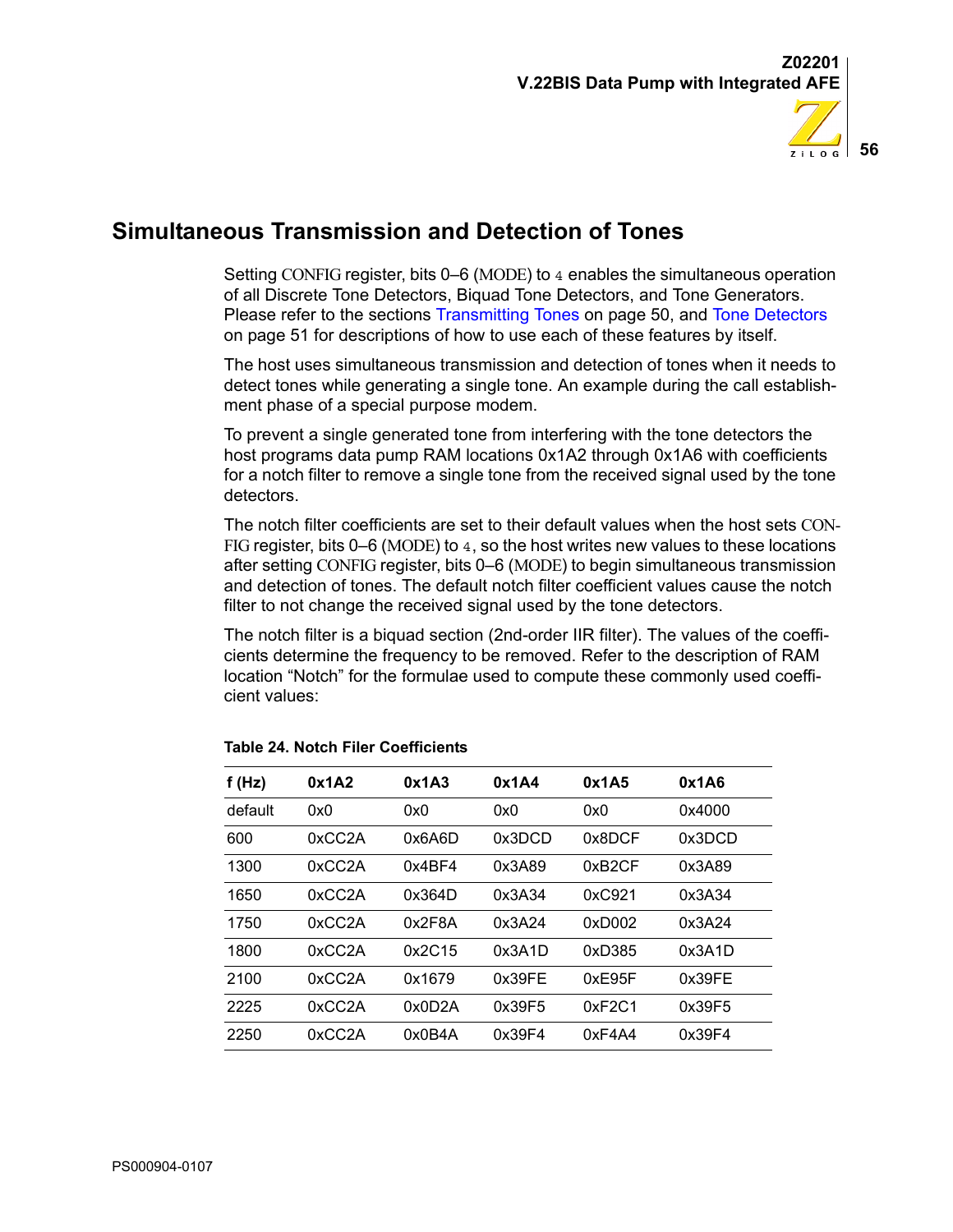## Simultaneous Transmission and Detection of Tones

Setting CONFIG register, bits 0–6 (MODE) to 4 enables the simultaneous operation of all Discrete Tone Detectors, Biquad Tone Detectors, and Tone Generators. Please refer to the sections Transmitting Tones on page 50, and Tone Detectors on page 51 for descriptions of how to use each of these features by itself.

The host uses simultaneous transmission and detection of tones when it needs to detect tones while generating a single tone. An example during the call establishment phase of a special purpose modem.

To prevent a single generated tone from interfering with the tone detectors the host programs data pump RAM locations 0x1A2 through 0x1A6 with coefficients for a notch filter to remove a single tone from the received signal used by the tone detectors.

The notch filter coefficients are set to their default values when the host sets CONFIG register, bits 0–6 (MODE) to 4, so the host writes new values to these locations after setting CONFIG register, bits 0–6 (MODE) to begin simultaneous transmission and detection of tones. The default notch filter coefficient values cause the notch filter to not change the received signal used by the tone detectors.

The notch filter is a biquad section (2nd-order IIR filter). The values of the coefficients determine the frequency to be removed. Refer to the description of RAM location "Notch" for the formulae used to compute these commonly used coefficient values:

**Table 24. Notch Filer Coefficients**

| f (Hz) | 0x1A2 | 0x1A3 | 0x1A4 | 0x1A5 | 0x1A6 |
|---|---|---|---|---|---|
| default | 0x0 | 0x0 | 0x0 | 0x0 | 0x4000 |
| 600 | 0xCC2A | 0x6A6D | 0x3DCD | 0x8DCF | 0x3DCD |
| 1300 | 0xCC2A | 0x4BF4 | 0x3A89 | 0xB2CF | 0x3A89 |
| 1650 | 0xCC2A | 0x364D | 0x3A34 | 0xC921 | 0x3A34 |
| 1750 | 0xCC2A | 0x2F8A | 0x3A24 | 0xD002 | 0x3A24 |
| 1800 | 0xCC2A | 0x2C15 | 0x3A1D | 0xD385 | 0x3A1D |
| 2100 | 0xCC2A | 0x1679 | 0x39FE | 0xE95F | 0x39FE |
| 2225 | 0xCC2A | 0x0D2A | 0x39F5 | 0xF2C1 | 0x39F5 |
| 2250 | 0xCC2A | 0x0B4A | 0x39F4 | 0xF4A4 | 0x39F4 |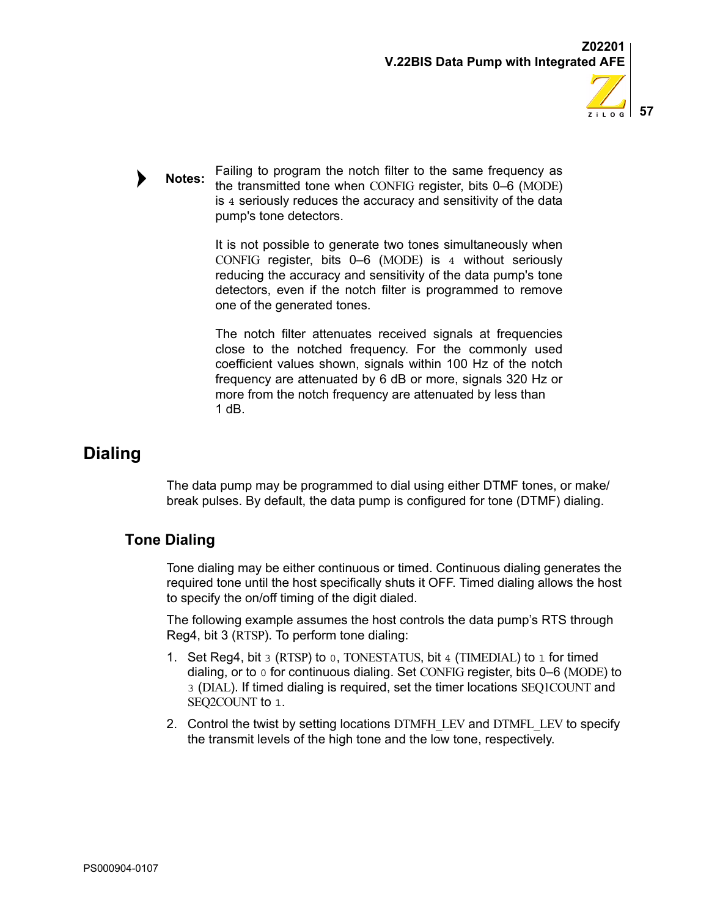**Notes:** Failing to program the notch filter to the same frequency as the transmitted tone when CONFIG register, bits 0–6 (MODE) is 4 seriously reduces the accuracy and sensitivity of the data pump's tone detectors.

It is not possible to generate two tones simultaneously when CONFIG register, bits 0–6 (MODE) is 4 without seriously reducing the accuracy and sensitivity of the data pump's tone detectors, even if the notch filter is programmed to remove one of the generated tones.

The notch filter attenuates received signals at frequencies close to the notched frequency. For the commonly used coefficient values shown, signals within 100 Hz of the notch frequency are attenuated by 6 dB or more, signals 320 Hz or more from the notch frequency are attenuated by less than 1 dB.

# Dialing

The data pump may be programmed to dial using either DTMF tones, or make/break pulses. By default, the data pump is configured for tone (DTMF) dialing.

## Tone Dialing

Tone dialing may be either continuous or timed. Continuous dialing generates the required tone until the host specifically shuts it OFF. Timed dialing allows the host to specify the on/off timing of the digit dialed.

The following example assumes the host controls the data pump's RTS through Reg4, bit 3 (RTSP). To perform tone dialing:

1. Set Reg4, bit 3 (RTSP) to 0, TONESTATUS, bit 4 (TIMEDIAL) to 1 for timed dialing, or to 0 for continuous dialing. Set CONFIG register, bits 0–6 (MODE) to 3 (DIAL). If timed dialing is required, set the timer locations SEQ1COUNT and SEQ2COUNT to 1.
2. Control the twist by setting locations DTMFH_LEV and DTMFL_LEV to specify the transmit levels of the high tone and the low tone, respectively.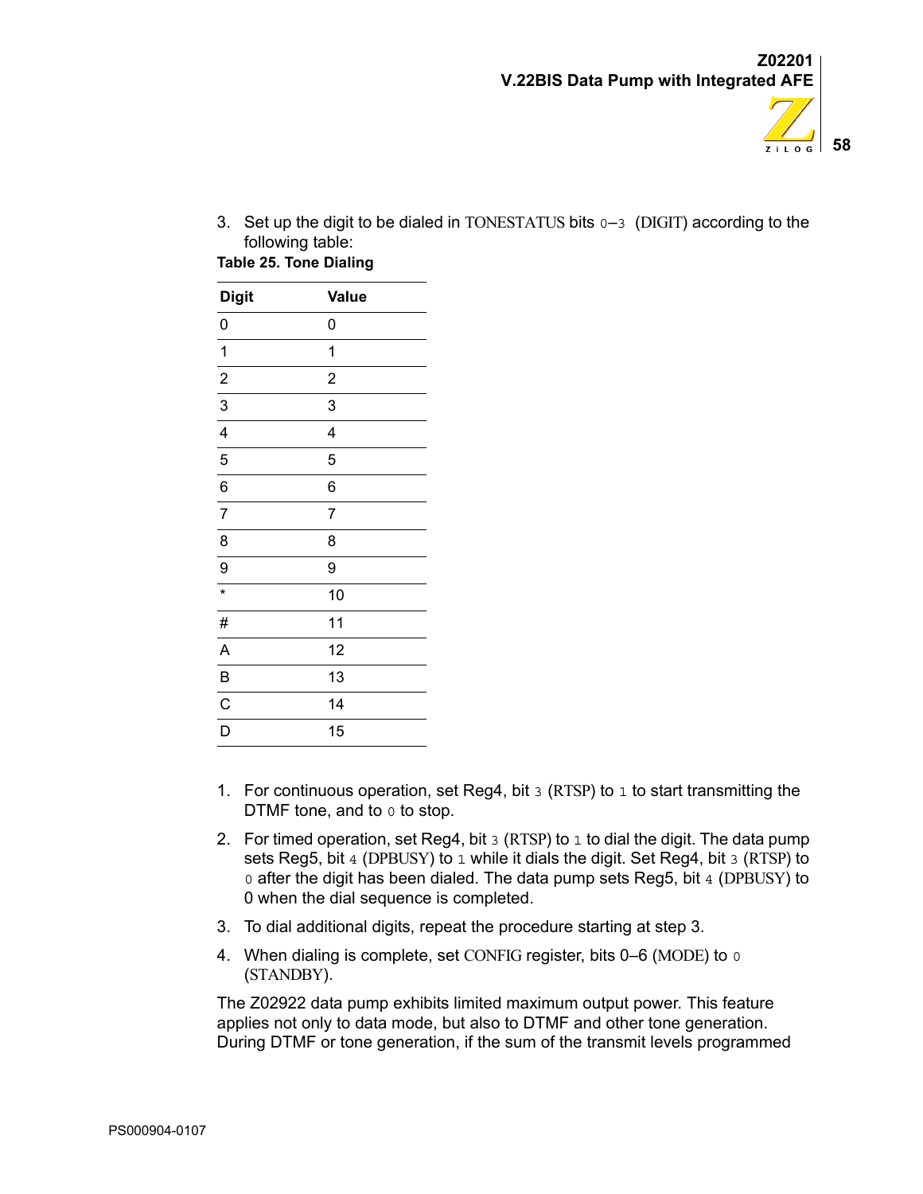3. Set up the digit to be dialed in TONESTATUS bits 0–3 (DIGIT) according to the following table:

**Table 25. Tone Dialing**

| Digit | Value |
|---|---|
| 0 | 0 |
| 1 | 1 |
| 2 | 2 |
| 3 | 3 |
| 4 | 4 |
| 5 | 5 |
| 6 | 6 |
| 7 | 7 |
| 8 | 8 |
| 9 | 9 |
| * | 10 |
| # | 11 |
| A | 12 |
| B | 13 |
| C | 14 |
| D | 15 |

1. For continuous operation, set Reg4, bit 3 (RTSP) to 1 to start transmitting the DTMF tone, and to 0 to stop.
2. For timed operation, set Reg4, bit 3 (RTSP) to 1 to dial the digit. The data pump sets Reg5, bit 4 (DPBUSY) to 1 while it dials the digit. Set Reg4, bit 3 (RTSP) to 0 after the digit has been dialed. The data pump sets Reg5, bit 4 (DPBUSY) to 0 when the dial sequence is completed.
3. To dial additional digits, repeat the procedure starting at step 3.
4. When dialing is complete, set CONFIG register, bits 0–6 (MODE) to 0 (STANDBY).

The Z02922 data pump exhibits limited maximum output power. This feature applies not only to data mode, but also to DTMF and other tone generation. During DTMF or tone generation, if the sum of the transmit levels programmed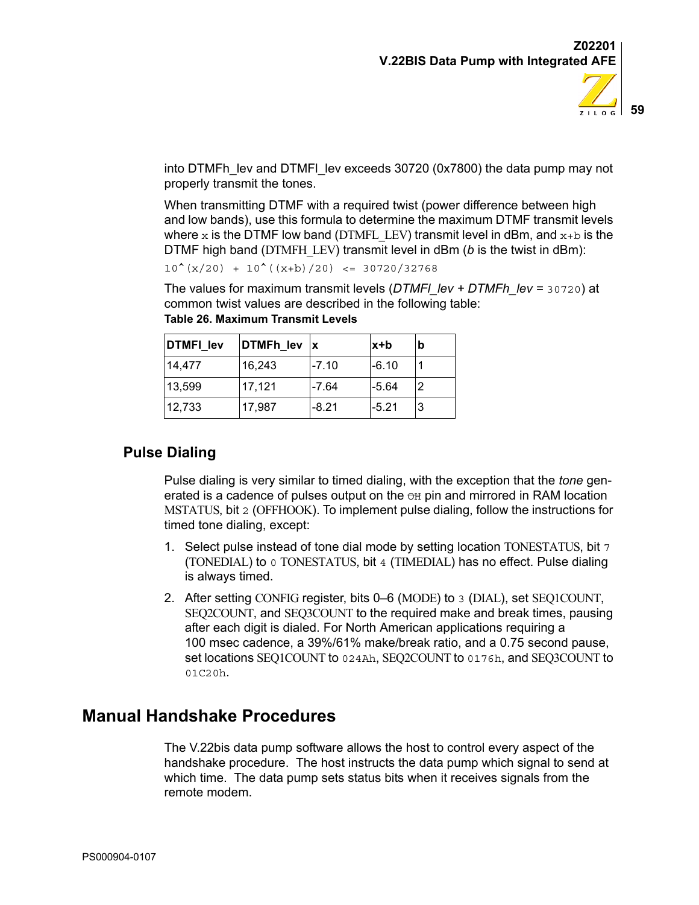into DTMFh_lev and DTMFl_lev exceeds 30720 (0x7800) the data pump may not properly transmit the tones.

When transmitting DTMF with a required twist (power difference between high and low bands), use this formula to determine the maximum DTMF transmit levels where `x` is the DTMF low band (DTMFL_LEV) transmit level in dBm, and `x+b` is the DTMF high band (DTMFH_LEV) transmit level in dBm (*b* is the twist in dBm):

```
10^(x/20) + 10^((x+b)/20) <= 30720/32768
```

The values for maximum transmit levels (*DTMFl_lev* + *DTMFh_lev* = `30720`) at common twist values are described in the following table:

**Table 26. Maximum Transmit Levels**

| DTMFl_lev | DTMFh_lev | x | x+b | b |
|---|---|---|---|---|
| 14,477 | 16,243 | -7.10 | -6.10 | 1 |
| 13,599 | 17,121 | -7.64 | -5.64 | 2 |
| 12,733 | 17,987 | -8.21 | -5.21 | 3 |

### Pulse Dialing

Pulse dialing is very similar to timed dialing, with the exception that the *tone* generated is a cadence of pulses output on the `OH` pin and mirrored in RAM location MSTATUS, bit `2` (OFFHOOK). To implement pulse dialing, follow the instructions for timed tone dialing, except:

1. Select pulse instead of tone dial mode by setting location TONESTATUS, bit `7` (TONEDIAL) to `0` TONESTATUS, bit `4` (TIMEDIAL) has no effect. Pulse dialing is always timed.
2. After setting CONFIG register, bits 0–6 (MODE) to `3` (DIAL), set SEQ1COUNT, SEQ2COUNT, and SEQ3COUNT to the required make and break times, pausing after each digit is dialed. For North American applications requiring a 100 msec cadence, a 39%/61% make/break ratio, and a 0.75 second pause, set locations SEQ1COUNT to `024Ah`, SEQ2COUNT to `0176h`, and SEQ3COUNT to `01C20h`.

## Manual Handshake Procedures

The V.22bis data pump software allows the host to control every aspect of the handshake procedure. The host instructs the data pump which signal to send at which time. The data pump sets status bits when it receives signals from the remote modem.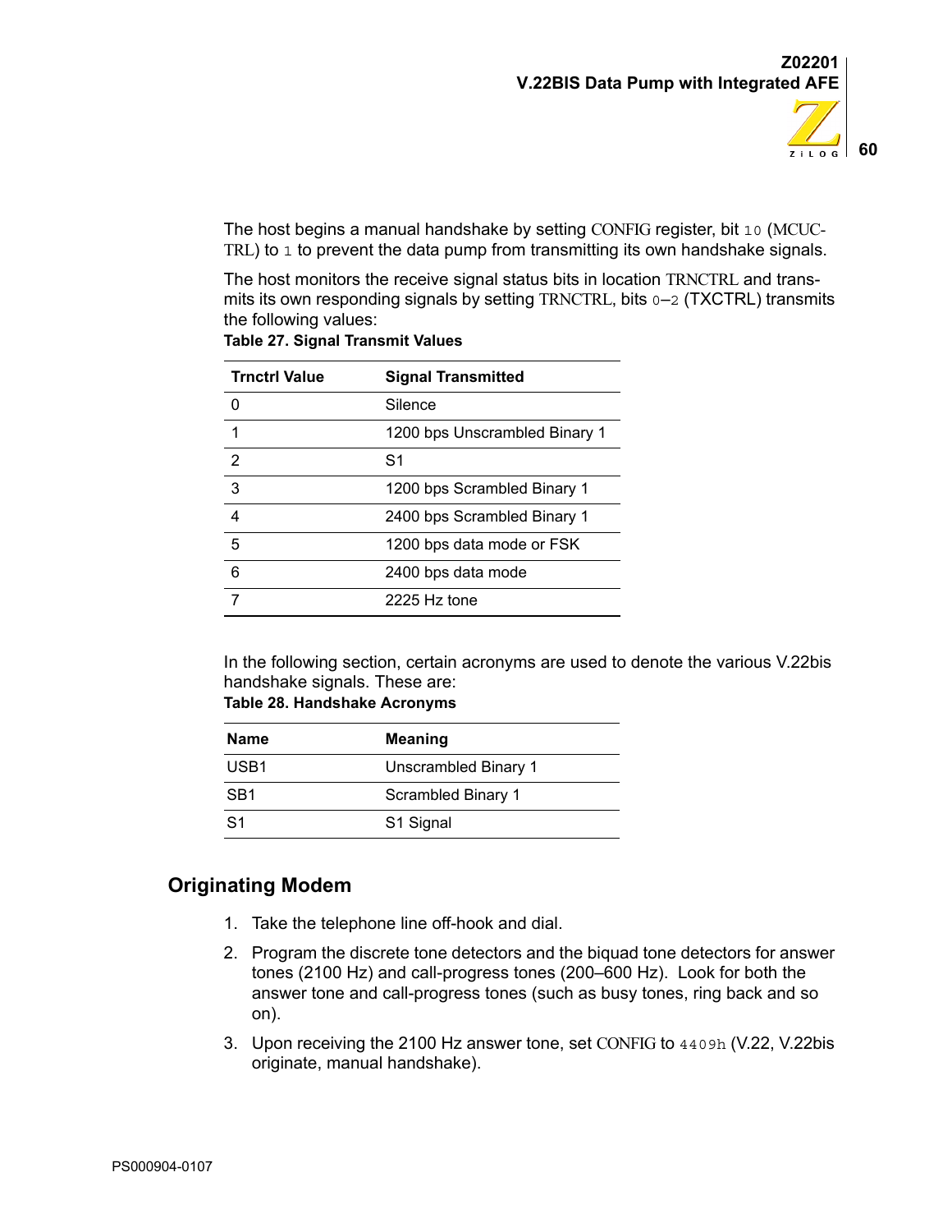The host begins a manual handshake by setting CONFIG register, bit `10` (MCUCTRL) to `1` to prevent the data pump from transmitting its own handshake signals.

The host monitors the receive signal status bits in location TRNCTRL and transmits its own responding signals by setting TRNCTRL, bits `0`–`2` (TXCTRL) transmits the following values:

**Table 27. Signal Transmit Values**

| Trnctrl Value | Signal Transmitted |
|---|---|
| 0 | Silence |
| 1 | 1200 bps Unscrambled Binary 1 |
| 2 | S1 |
| 3 | 1200 bps Scrambled Binary 1 |
| 4 | 2400 bps Scrambled Binary 1 |
| 5 | 1200 bps data mode or FSK |
| 6 | 2400 bps data mode |
| 7 | 2225 Hz tone |

In the following section, certain acronyms are used to denote the various V.22bis handshake signals. These are:

**Table 28. Handshake Acronyms**

| Name | Meaning |
|---|---|
| USB1 | Unscrambled Binary 1 |
| SB1 | Scrambled Binary 1 |
| S1 | S1 Signal |

## Originating Modem

1. Take the telephone line off-hook and dial.
2. Program the discrete tone detectors and the biquad tone detectors for answer tones (2100 Hz) and call-progress tones (200–600 Hz). Look for both the answer tone and call-progress tones (such as busy tones, ring back and so on).
3. Upon receiving the 2100 Hz answer tone, set CONFIG to `4409h` (V.22, V.22bis originate, manual handshake).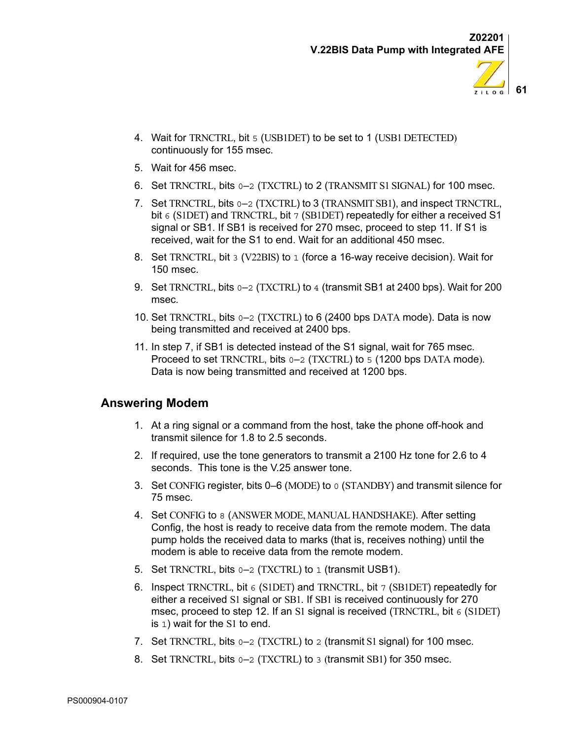4. Wait for TRNCTRL, bit 5 (USB1DET) to be set to 1 (USB1 DETECTED) continuously for 155 msec.
5. Wait for 456 msec.
6. Set TRNCTRL, bits 0–2 (TXCTRL) to 2 (TRANSMIT S1 SIGNAL) for 100 msec.
7. Set TRNCTRL, bits 0–2 (TXCTRL) to 3 (TRANSMIT SB1), and inspect TRNCTRL, bit 6 (S1DET) and TRNCTRL, bit 7 (SB1DET) repeatedly for either a received S1 signal or SB1. If SB1 is received for 270 msec, proceed to step 11. If S1 is received, wait for the S1 to end. Wait for an additional 450 msec.
8. Set TRNCTRL, bit 3 (V22BIS) to 1 (force a 16-way receive decision). Wait for 150 msec.
9. Set TRNCTRL, bits 0–2 (TXCTRL) to 4 (transmit SB1 at 2400 bps). Wait for 200 msec.
10. Set TRNCTRL, bits 0–2 (TXCTRL) to 6 (2400 bps DATA mode). Data is now being transmitted and received at 2400 bps.
11. In step 7, if SB1 is detected instead of the S1 signal, wait for 765 msec. Proceed to set TRNCTRL, bits 0–2 (TXCTRL) to 5 (1200 bps DATA mode). Data is now being transmitted and received at 1200 bps.

## Answering Modem

1. At a ring signal or a command from the host, take the phone off-hook and transmit silence for 1.8 to 2.5 seconds.
2. If required, use the tone generators to transmit a 2100 Hz tone for 2.6 to 4 seconds. This tone is the V.25 answer tone.
3. Set CONFIG register, bits 0–6 (MODE) to 0 (STANDBY) and transmit silence for 75 msec.
4. Set CONFIG to 8 (ANSWER MODE, MANUAL HANDSHAKE). After setting Config, the host is ready to receive data from the remote modem. The data pump holds the received data to marks (that is, receives nothing) until the modem is able to receive data from the remote modem.
5. Set TRNCTRL, bits 0–2 (TXCTRL) to 1 (transmit USB1).
6. Inspect TRNCTRL, bit 6 (S1DET) and TRNCTRL, bit 7 (SB1DET) repeatedly for either a received S1 signal or SB1. If SB1 is received continuously for 270 msec, proceed to step 12. If an S1 signal is received (TRNCTRL, bit 6 (S1DET) is 1) wait for the S1 to end.
7. Set TRNCTRL, bits 0–2 (TXCTRL) to 2 (transmit S1 signal) for 100 msec.
8. Set TRNCTRL, bits 0–2 (TXCTRL) to 3 (transmit SB1) for 350 msec.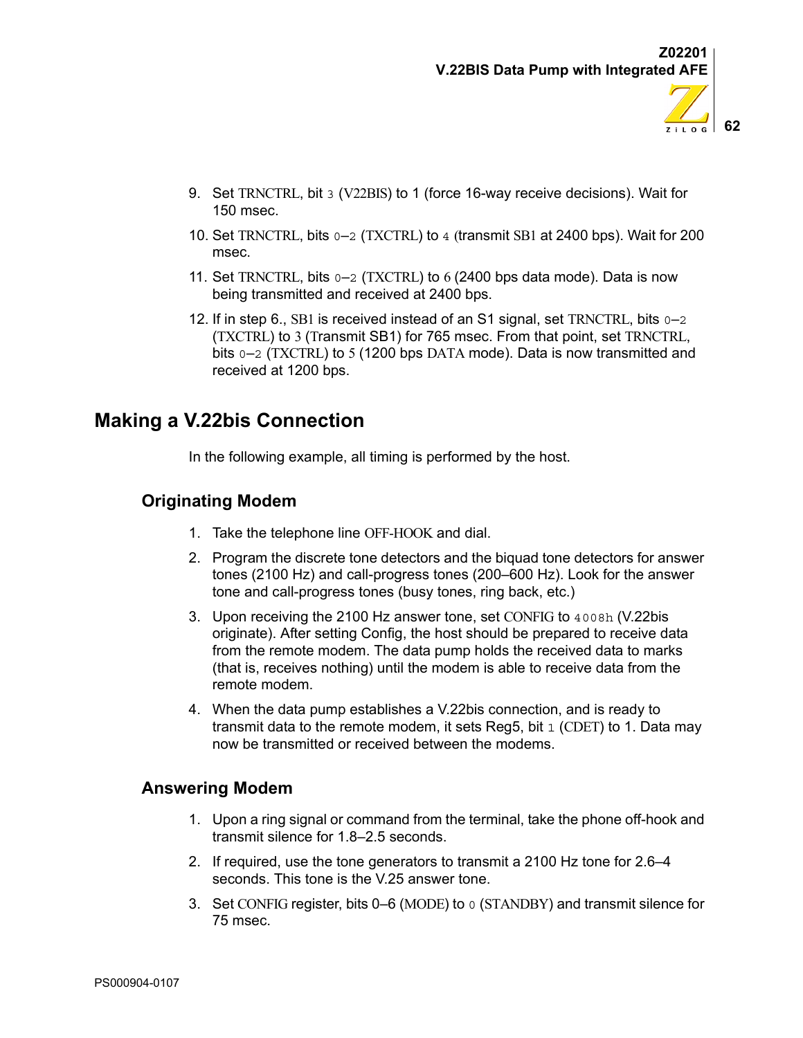9. Set TRNCTRL, bit 3 (V22BIS) to 1 (force 16-way receive decisions). Wait for 150 msec.
10. Set TRNCTRL, bits 0–2 (TXCTRL) to 4 (transmit SB1 at 2400 bps). Wait for 200 msec.
11. Set TRNCTRL, bits 0–2 (TXCTRL) to 6 (2400 bps data mode). Data is now being transmitted and received at 2400 bps.
12. If in step 6., SB1 is received instead of an S1 signal, set TRNCTRL, bits 0–2 (TXCTRL) to 3 (Transmit SB1) for 765 msec. From that point, set TRNCTRL, bits 0–2 (TXCTRL) to 5 (1200 bps DATA mode). Data is now transmitted and received at 1200 bps.

# Making a V.22bis Connection

In the following example, all timing is performed by the host.

## Originating Modem

1. Take the telephone line OFF-HOOK and dial.
2. Program the discrete tone detectors and the biquad tone detectors for answer tones (2100 Hz) and call-progress tones (200–600 Hz). Look for the answer tone and call-progress tones (busy tones, ring back, etc.)
3. Upon receiving the 2100 Hz answer tone, set CONFIG to 4008h (V.22bis originate). After setting Config, the host should be prepared to receive data from the remote modem. The data pump holds the received data to marks (that is, receives nothing) until the modem is able to receive data from the remote modem.
4. When the data pump establishes a V.22bis connection, and is ready to transmit data to the remote modem, it sets Reg5, bit 1 (CDET) to 1. Data may now be transmitted or received between the modems.

## Answering Modem

1. Upon a ring signal or command from the terminal, take the phone off-hook and transmit silence for 1.8–2.5 seconds.
2. If required, use the tone generators to transmit a 2100 Hz tone for 2.6–4 seconds. This tone is the V.25 answer tone.
3. Set CONFIG register, bits 0–6 (MODE) to 0 (STANDBY) and transmit silence for 75 msec.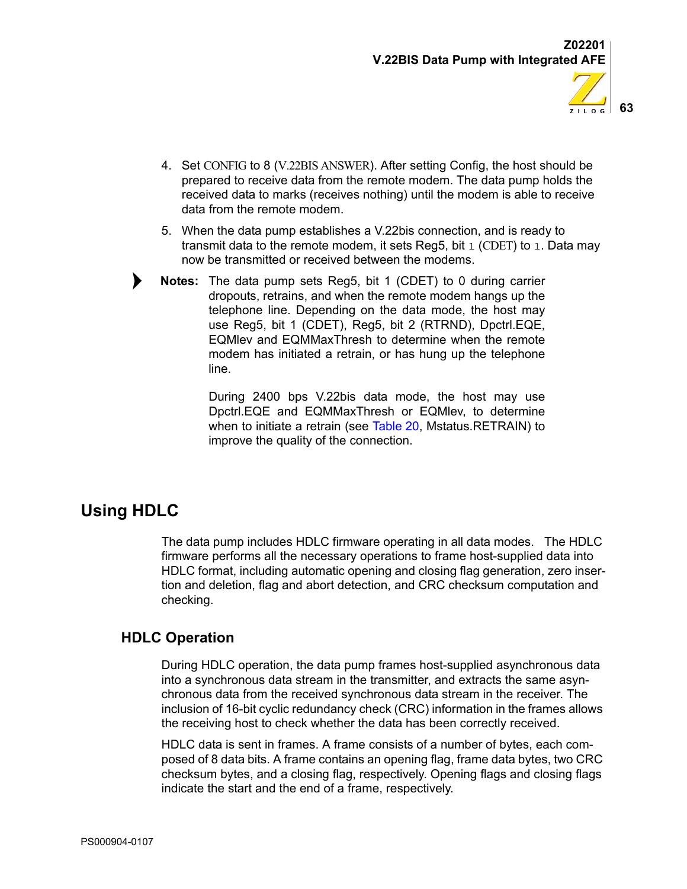4. Set CONFIG to 8 (V.22BIS ANSWER). After setting Config, the host should be prepared to receive data from the remote modem. The data pump holds the received data to marks (receives nothing) until the modem is able to receive data from the remote modem.
5. When the data pump establishes a V.22bis connection, and is ready to transmit data to the remote modem, it sets Reg5, bit 1 (CDET) to 1. Data may now be transmitted or received between the modems.

**Notes:** The data pump sets Reg5, bit 1 (CDET) to 0 during carrier dropouts, retrains, and when the remote modem hangs up the telephone line. Depending on the data mode, the host may use Reg5, bit 1 (CDET), Reg5, bit 2 (RTRND), Dpctrl.EQE, EQMlev and EQMMaxThresh to determine when the remote modem has initiated a retrain, or has hung up the telephone line.

During 2400 bps V.22bis data mode, the host may use Dpctrl.EQE and EQMMaxThresh or EQMlev, to determine when to initiate a retrain (see Table 20, Mstatus.RETRAIN) to improve the quality of the connection.

# Using HDLC

The data pump includes HDLC firmware operating in all data modes. The HDLC firmware performs all the necessary operations to frame host-supplied data into HDLC format, including automatic opening and closing flag generation, zero insertion and deletion, flag and abort detection, and CRC checksum computation and checking.

## HDLC Operation

During HDLC operation, the data pump frames host-supplied asynchronous data into a synchronous data stream in the transmitter, and extracts the same asynchronous data from the received synchronous data stream in the receiver. The inclusion of 16-bit cyclic redundancy check (CRC) information in the frames allows the receiving host to check whether the data has been correctly received.

HDLC data is sent in frames. A frame consists of a number of bytes, each composed of 8 data bits. A frame contains an opening flag, frame data bytes, two CRC checksum bytes, and a closing flag, respectively. Opening flags and closing flags indicate the start and the end of a frame, respectively.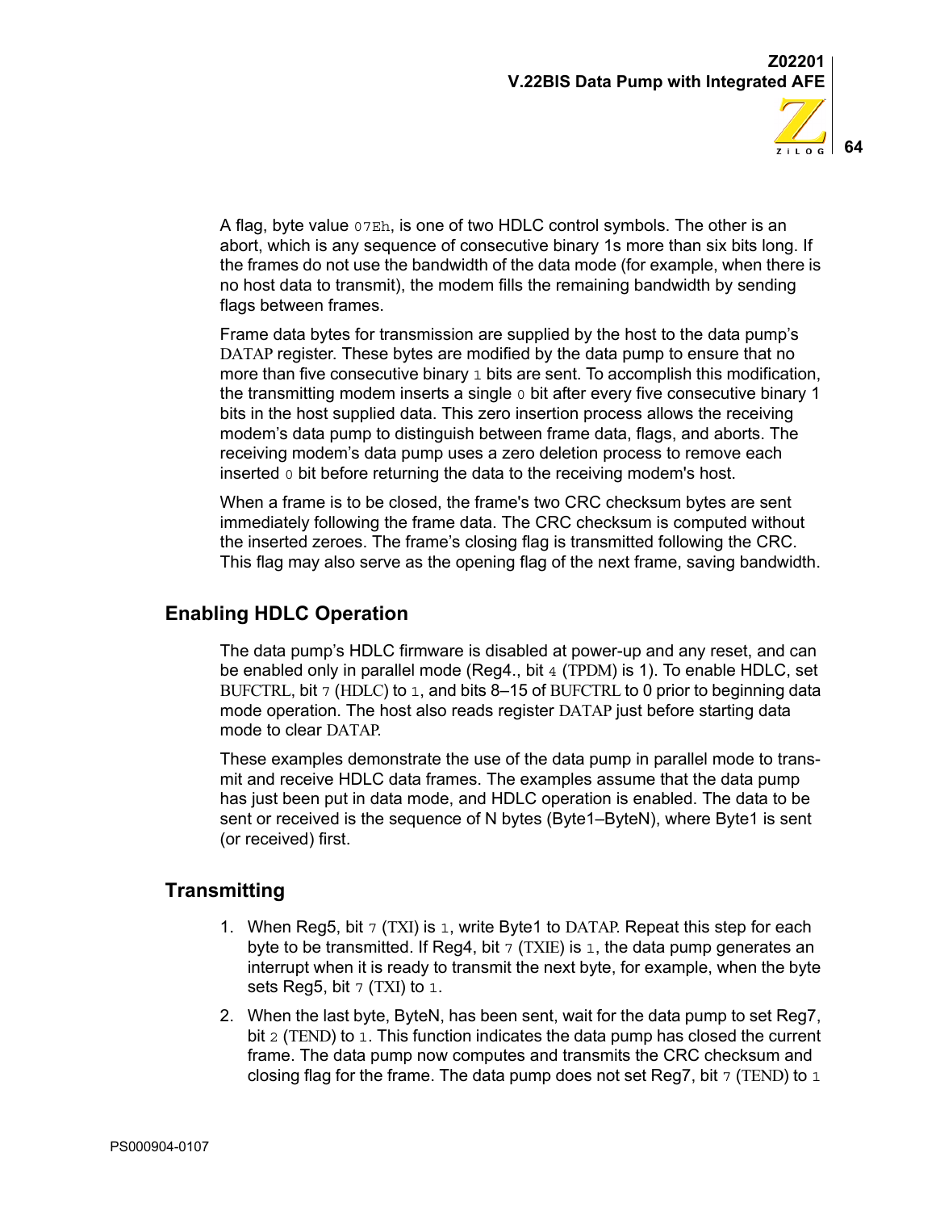A flag, byte value `07Eh`, is one of two HDLC control symbols. The other is an abort, which is any sequence of consecutive binary 1s more than six bits long. If the frames do not use the bandwidth of the data mode (for example, when there is no host data to transmit), the modem fills the remaining bandwidth by sending flags between frames.

Frame data bytes for transmission are supplied by the host to the data pump's DATAP register. These bytes are modified by the data pump to ensure that no more than five consecutive binary `1` bits are sent. To accomplish this modification, the transmitting modem inserts a single `0` bit after every five consecutive binary 1 bits in the host supplied data. This zero insertion process allows the receiving modem's data pump to distinguish between frame data, flags, and aborts. The receiving modem's data pump uses a zero deletion process to remove each inserted `0` bit before returning the data to the receiving modem's host.

When a frame is to be closed, the frame's two CRC checksum bytes are sent immediately following the frame data. The CRC checksum is computed without the inserted zeroes. The frame's closing flag is transmitted following the CRC. This flag may also serve as the opening flag of the next frame, saving bandwidth.

## Enabling HDLC Operation

The data pump's HDLC firmware is disabled at power-up and any reset, and can be enabled only in parallel mode (Reg4., bit `4` (TPDM) is 1). To enable HDLC, set BUFCTRL, bit `7` (HDLC) to `1`, and bits 8–15 of BUFCTRL to 0 prior to beginning data mode operation. The host also reads register DATAP just before starting data mode to clear DATAP.

These examples demonstrate the use of the data pump in parallel mode to transmit and receive HDLC data frames. The examples assume that the data pump has just been put in data mode, and HDLC operation is enabled. The data to be sent or received is the sequence of N bytes (Byte1–ByteN), where Byte1 is sent (or received) first.

## Transmitting

1. When Reg5, bit `7` (TXI) is `1`, write Byte1 to DATAP. Repeat this step for each byte to be transmitted. If Reg4, bit `7` (TXIE) is `1`, the data pump generates an interrupt when it is ready to transmit the next byte, for example, when the byte sets Reg5, bit `7` (TXI) to `1`.
2. When the last byte, ByteN, has been sent, wait for the data pump to set Reg7, bit `2` (TEND) to `1`. This function indicates the data pump has closed the current frame. The data pump now computes and transmits the CRC checksum and closing flag for the frame. The data pump does not set Reg7, bit `7` (TEND) to `1`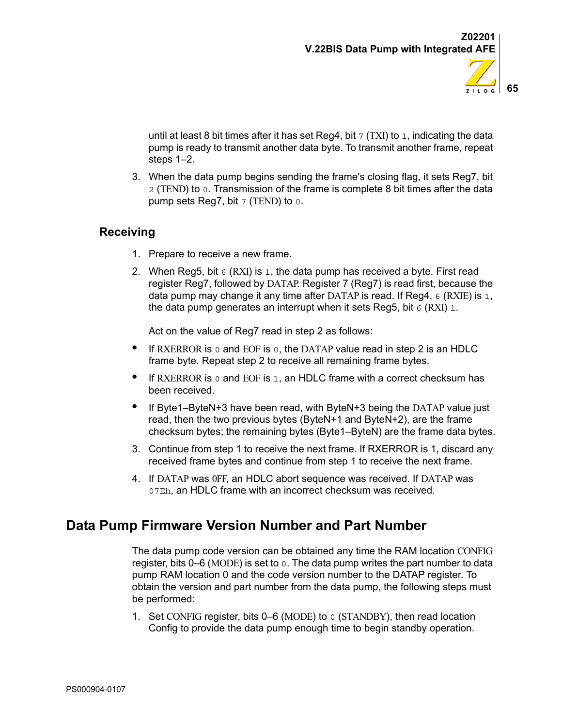until at least 8 bit times after it has set Reg4, bit `7` (TXI) to `1`, indicating the data pump is ready to transmit another data byte. To transmit another frame, repeat steps 1–2.

3. When the data pump begins sending the frame's closing flag, it sets Reg7, bit `2` (TEND) to `0`. Transmission of the frame is complete 8 bit times after the data pump sets Reg7, bit `7` (TEND) to `0`.

## Receiving

1. Prepare to receive a new frame.
2. When Reg5, bit `6` (RXI) is `1`, the data pump has received a byte. First read register Reg7, followed by DATAP. Register 7 (Reg7) is read first, because the data pump may change it any time after DATAP is read. If Reg4, `6` (RXIE) is `1`, the data pump generates an interrupt when it sets Reg5, bit `6` (RXI) `1`.

   Act on the value of Reg7 read in step 2 as follows:

- If RXERROR is `0` and EOF is `0`, the DATAP value read in step 2 is an HDLC frame byte. Repeat step 2 to receive all remaining frame bytes.
- If RXERROR is `0` and EOF is `1`, an HDLC frame with a correct checksum has been received.
- If Byte1–ByteN+3 have been read, with ByteN+3 being the DATAP value just read, then the two previous bytes (ByteN+1 and ByteN+2), are the frame checksum bytes; the remaining bytes (Byte1–ByteN) are the frame data bytes.

3. Continue from step 1 to receive the next frame. If RXERROR is 1, discard any received frame bytes and continue from step 1 to receive the next frame.
4. If DATAP was 0FF, an HDLC abort sequence was received. If DATAP was `07Eh`, an HDLC frame with an incorrect checksum was received.

# Data Pump Firmware Version Number and Part Number

The data pump code version can be obtained any time the RAM location CONFIG register, bits 0–6 (MODE) is set to `0`. The data pump writes the part number to data pump RAM location 0 and the code version number to the DATAP register. To obtain the version and part number from the data pump, the following steps must be performed:

1. Set CONFIG register, bits 0–6 (MODE) to `0` (STANDBY), then read location Config to provide the data pump enough time to begin standby operation.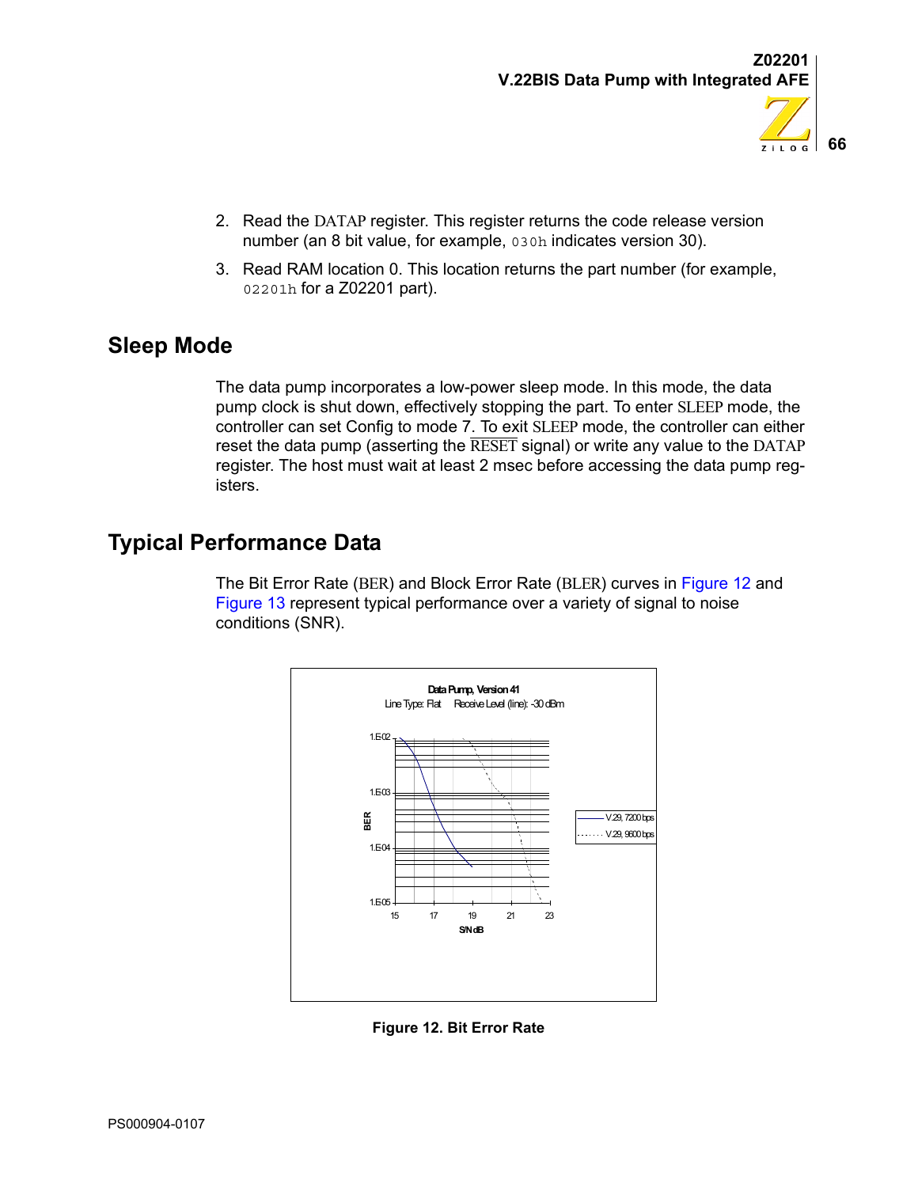2. Read the DATAP register. This register returns the code release version number (an 8 bit value, for example, `030h` indicates version 30).
3. Read RAM location 0. This location returns the part number (for example, `02201h` for a Z02201 part).

## Sleep Mode

The data pump incorporates a low-power sleep mode. In this mode, the data pump clock is shut down, effectively stopping the part. To enter SLEEP mode, the controller can set Config to mode 7. To exit SLEEP mode, the controller can either reset the data pump (asserting the $\overline{\text{RESET}}$ signal) or write any value to the DATAP register. The host must wait at least 2 msec before accessing the data pump registers.

## Typical Performance Data

The Bit Error Rate (BER) and Block Error Rate (BLER) curves in Figure 12 and Figure 13 represent typical performance over a variety of signal to noise conditions (SNR).

Data Pump, Version 41

Line Type: Flat Receive Level (line): -30 dBm

BER: 1.E-02, 1.E-03, 1.E-04, 1.E-05

S/N dB: 15, 17, 19, 21, 23

V.29, 7200 bps

V.29, 9600 bps

**Figure 12. Bit Error Rate**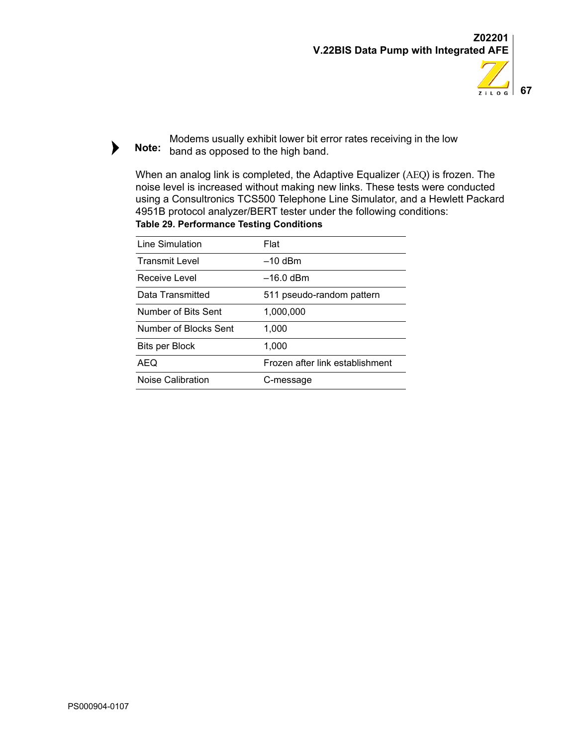> **Note:** Modems usually exhibit lower bit error rates receiving in the low band as opposed to the high band.

When an analog link is completed, the Adaptive Equalizer (AEQ) is frozen. The noise level is increased without making new links. These tests were conducted using a Consultronics TCS500 Telephone Line Simulator, and a Hewlett Packard 4951B protocol analyzer/BERT tester under the following conditions:

**Table 29. Performance Testing Conditions**

| | |
|---|---|
| Line Simulation | Flat |
| Transmit Level | –10 dBm |
| Receive Level | –16.0 dBm |
| Data Transmitted | 511 pseudo-random pattern |
| Number of Bits Sent | 1,000,000 |
| Number of Blocks Sent | 1,000 |
| Bits per Block | 1,000 |
| AEQ | Frozen after link establishment |
| Noise Calibration | C-message |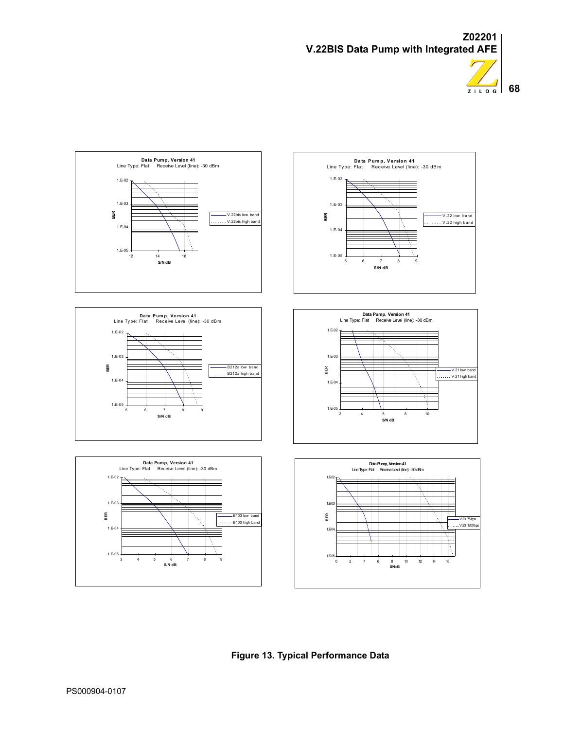**Figure 13. Typical Performance Data**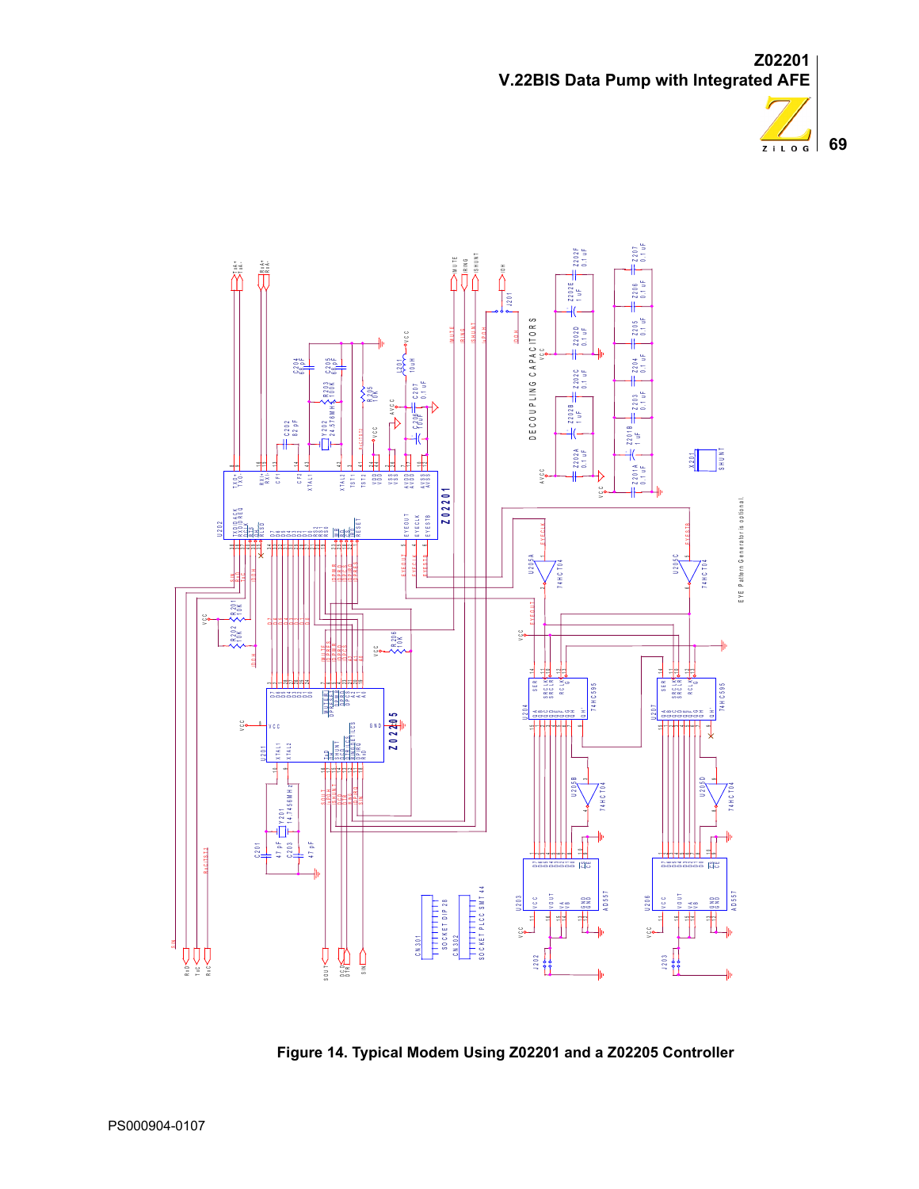Figure 14. Typical Modem Using Z02201 and a Z02205 Controller

PS000904-0107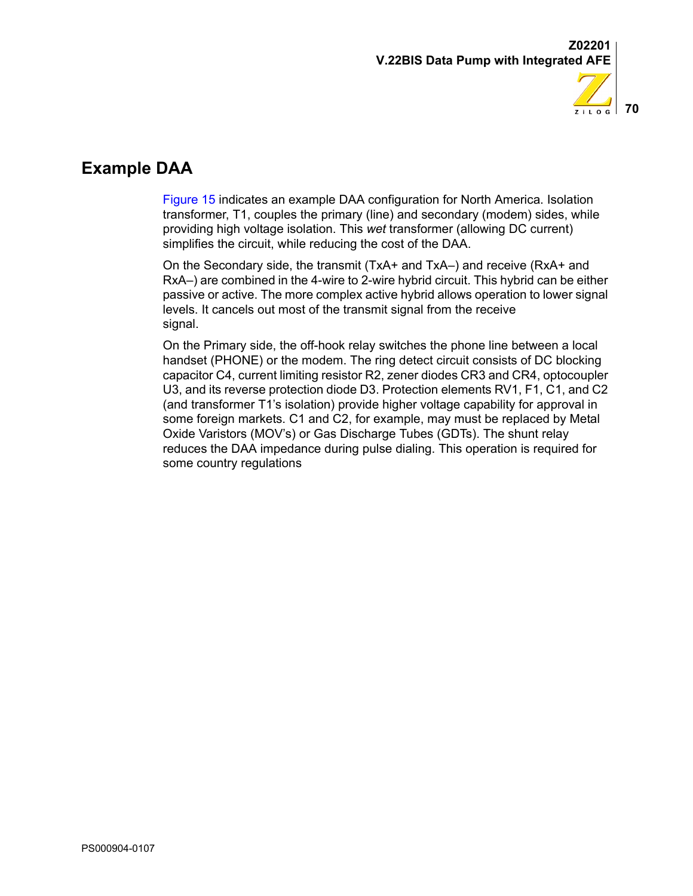## Example DAA

Figure 15 indicates an example DAA configuration for North America. Isolation transformer, T1, couples the primary (line) and secondary (modem) sides, while providing high voltage isolation. This *wet* transformer (allowing DC current) simplifies the circuit, while reducing the cost of the DAA.

On the Secondary side, the transmit (TxA+ and TxA–) and receive (RxA+ and RxA–) are combined in the 4-wire to 2-wire hybrid circuit. This hybrid can be either passive or active. The more complex active hybrid allows operation to lower signal levels. It cancels out most of the transmit signal from the receive signal.

On the Primary side, the off-hook relay switches the phone line between a local handset (PHONE) or the modem. The ring detect circuit consists of DC blocking capacitor C4, current limiting resistor R2, zener diodes CR3 and CR4, optocoupler U3, and its reverse protection diode D3. Protection elements RV1, F1, C1, and C2 (and transformer T1's isolation) provide higher voltage capability for approval in some foreign markets. C1 and C2, for example, may must be replaced by Metal Oxide Varistors (MOV's) or Gas Discharge Tubes (GDTs). The shunt relay reduces the DAA impedance during pulse dialing. This operation is required for some country regulations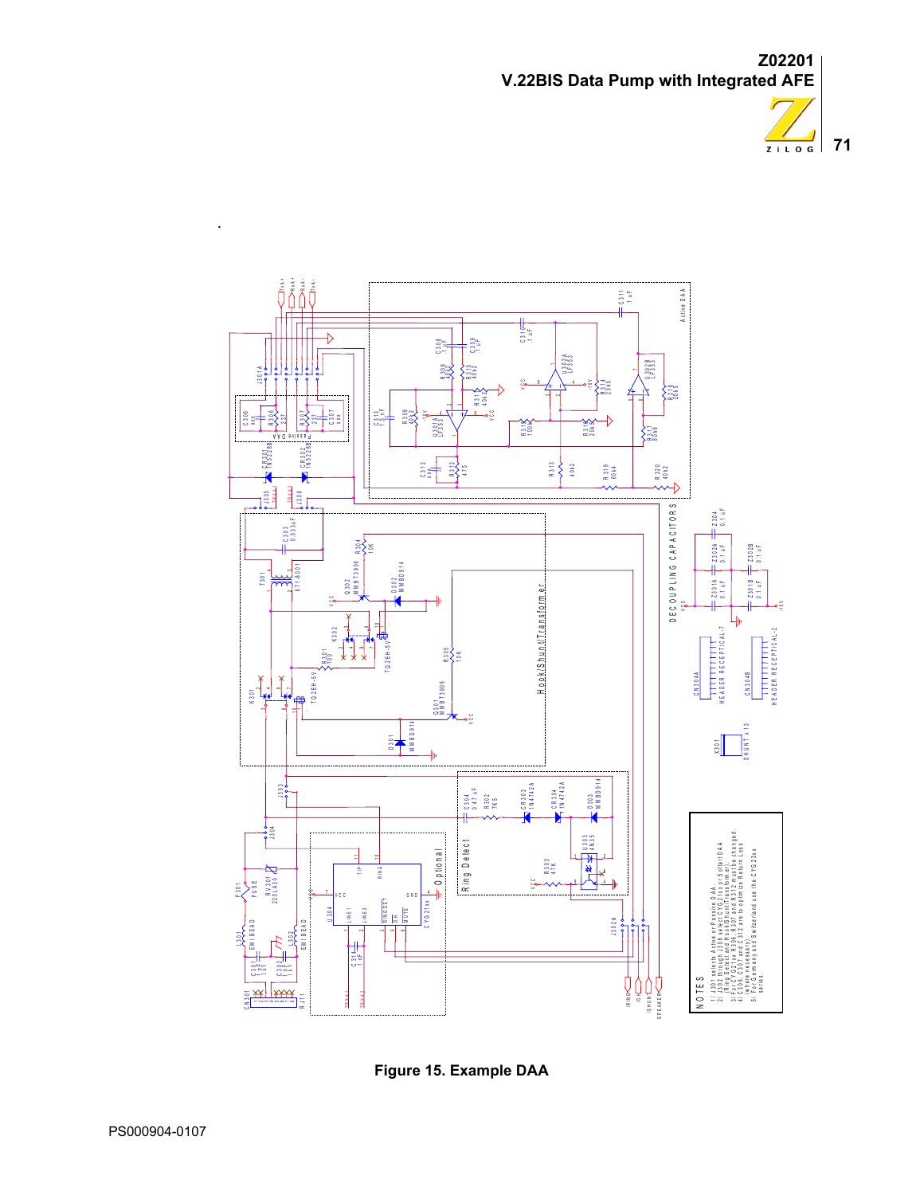.

Figure 15. Example DAA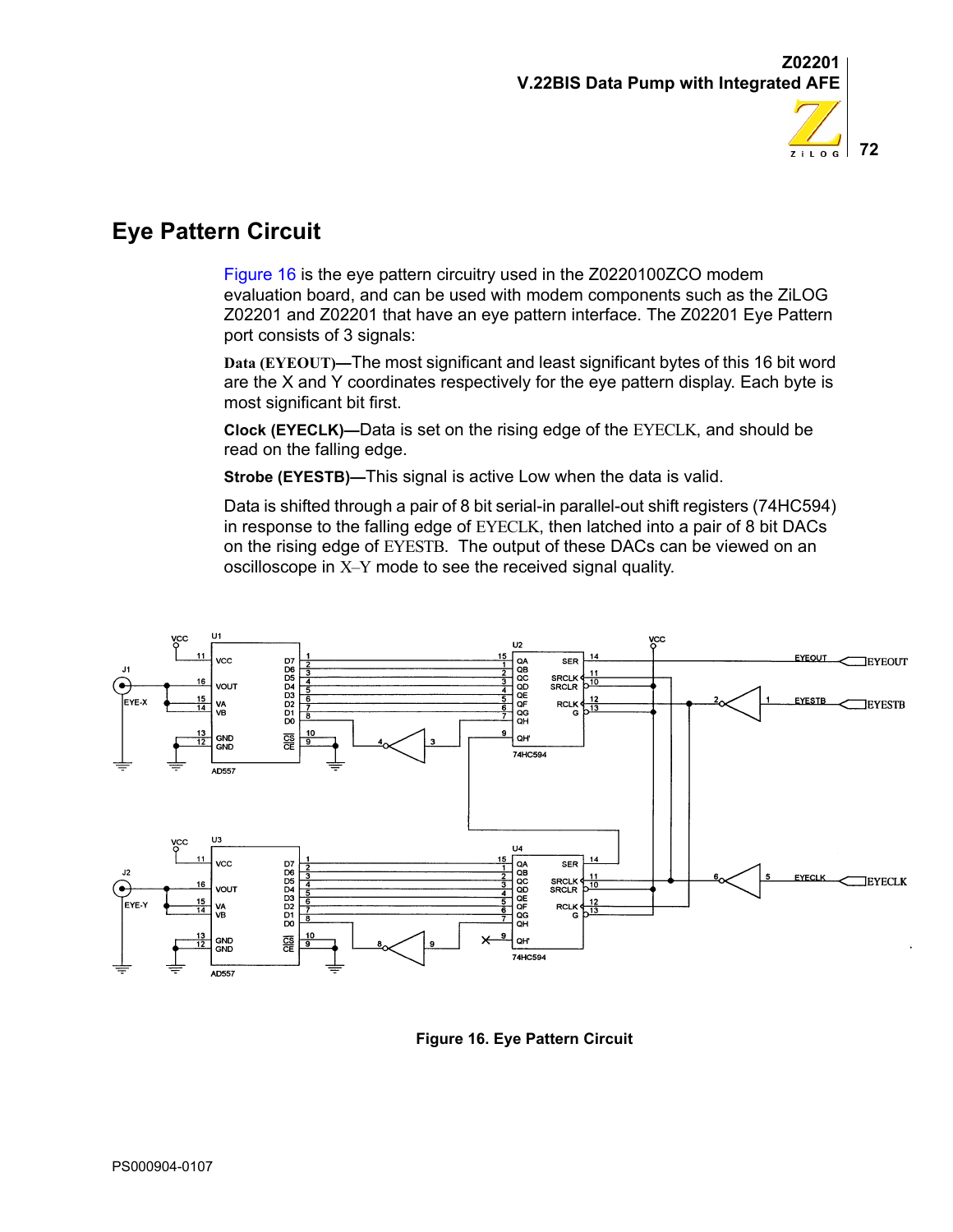## Eye Pattern Circuit

Figure 16 is the eye pattern circuitry used in the Z0220100ZCO modem evaluation board, and can be used with modem components such as the ZiLOG Z02201 and Z02201 that have an eye pattern interface. The Z02201 Eye Pattern port consists of 3 signals:

**Data (EYEOUT)—**The most significant and least significant bytes of this 16 bit word are the X and Y coordinates respectively for the eye pattern display. Each byte is most significant bit first.

**Clock (EYECLK)—**Data is set on the rising edge of the EYECLK, and should be read on the falling edge.

**Strobe (EYESTB)—**This signal is active Low when the data is valid.

Data is shifted through a pair of 8 bit serial-in parallel-out shift registers (74HC594) in response to the falling edge of EYECLK, then latched into a pair of 8 bit DACs on the rising edge of EYESTB. The output of these DACs can be viewed on an oscilloscope in X–Y mode to see the received signal quality.

**Figure 16. Eye Pattern Circuit**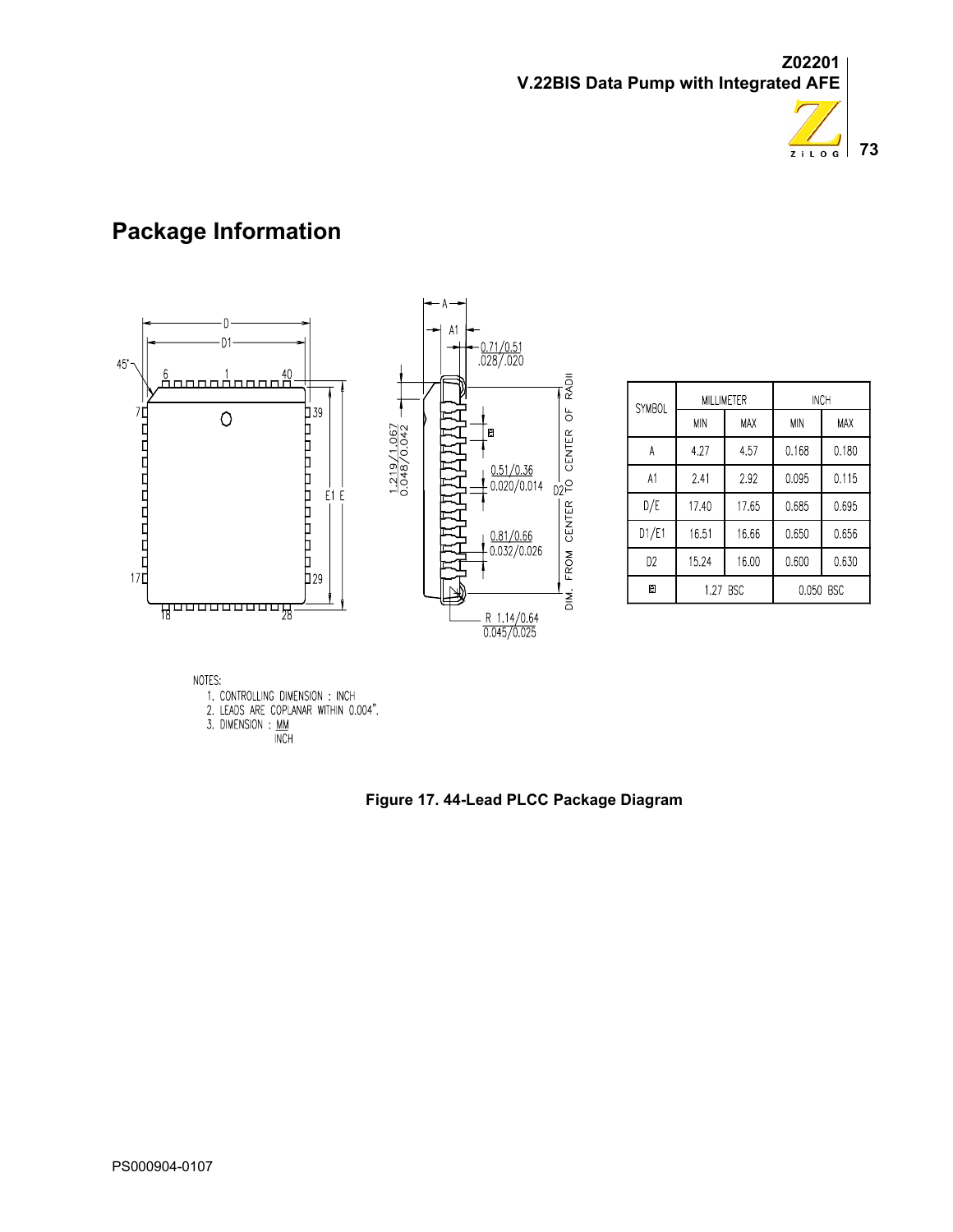# Package Information

| SYMBOL | MILLIMETER | | INCH | |
|---|---|---|---|---|
| | MIN | MAX | MIN | MAX |
| A | 4.27 | 4.57 | 0.168 | 0.180 |
| A1 | 2.41 | 2.92 | 0.095 | 0.115 |
| D/E | 17.40 | 17.65 | 0.685 | 0.695 |
| D1/E1 | 16.51 | 16.66 | 0.650 | 0.656 |
| D2 | 15.24 | 16.00 | 0.600 | 0.630 |
| e | 1.27 BSC | | 0.050 BSC | |

NOTES:

1. CONTROLLING DIMENSION : INCH
2. LEADS ARE COPLANAR WITHIN 0.004".
3. DIMENSION : MM / INCH

**Figure 17. 44-Lead PLCC Package Diagram**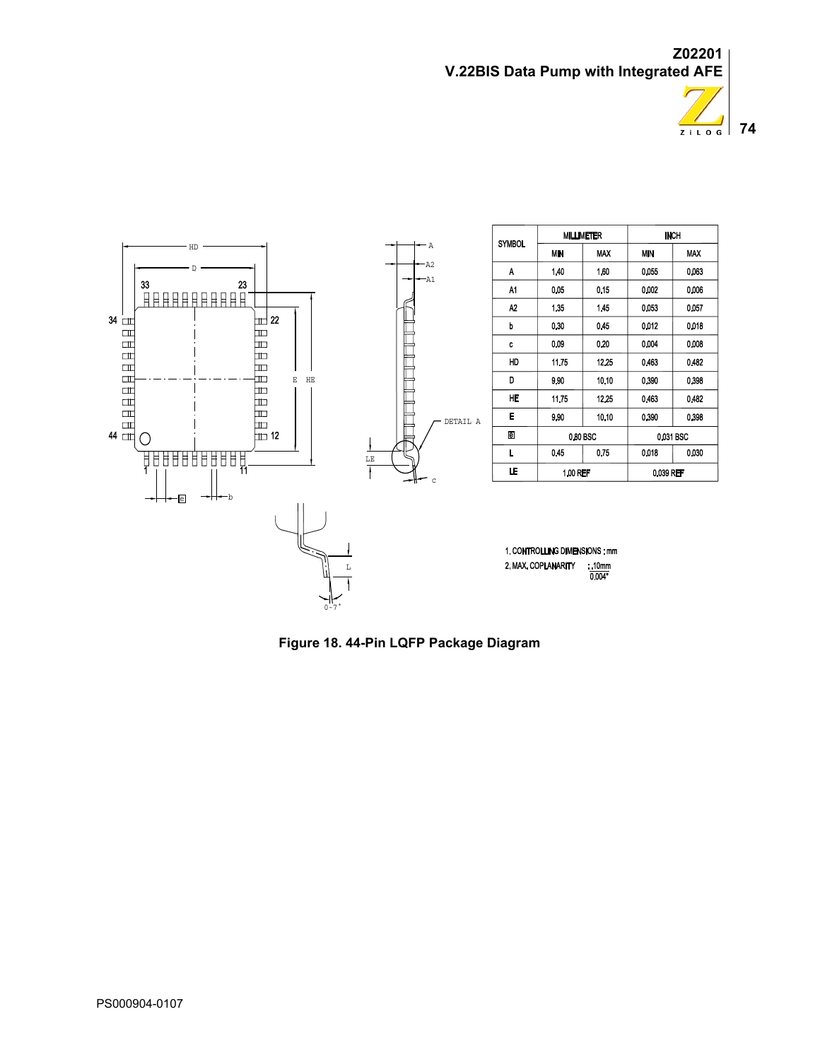| SYMBOL | MILLIMETER | | INCH | |
|---|---|---|---|---|
| | MIN | MAX | MIN | MAX |
| A | 1.40 | 1.60 | 0.055 | 0.063 |
| A1 | 0.05 | 0.15 | 0.002 | 0.006 |
| A2 | 1.35 | 1.45 | 0.053 | 0.057 |
| b | 0.30 | 0.45 | 0.012 | 0.018 |
| c | 0.09 | 0.20 | 0.004 | 0.008 |
| HD | 11.75 | 12.25 | 0.463 | 0.482 |
| D | 9.90 | 10.10 | 0.390 | 0.398 |
| HE | 11.75 | 12.25 | 0.463 | 0.482 |
| E | 9.90 | 10.10 | 0.390 | 0.398 |
| e | 0.80 BSC | | 0.031 BSC | |
| L | 0.45 | 0.75 | 0.018 | 0.030 |
| LE | 1.00 REF | | 0.039 REF | |

1. CONTROLLING DIMENSIONS : mm
2. MAX. COPLANARITY : .10mm / 0.004"

**Figure 18. 44-Pin LQFP Package Diagram**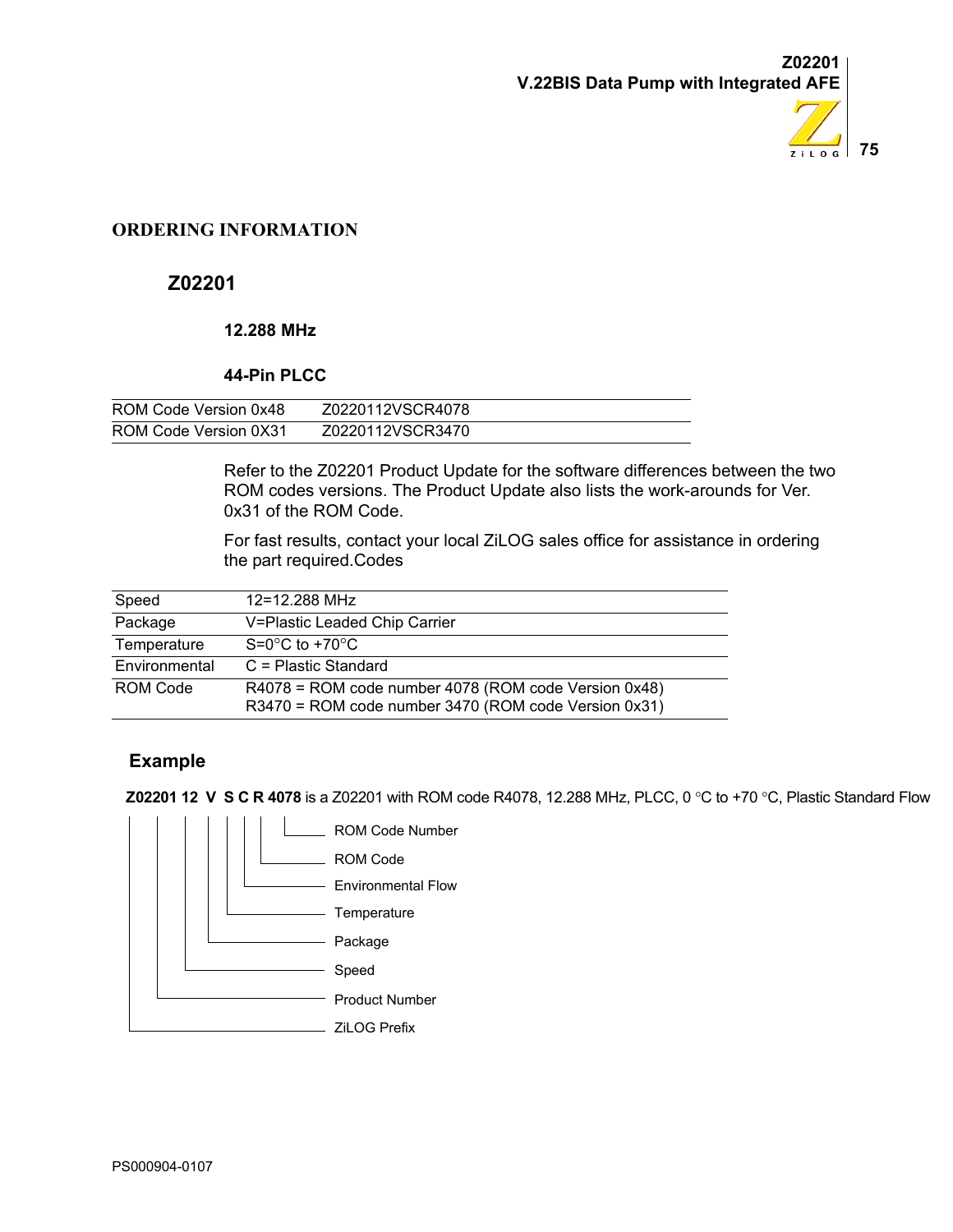## ORDERING INFORMATION

### Z02201

#### 12.288 MHz

#### 44-Pin PLCC

| | |
|---|---|
| ROM Code Version 0x48 | Z0220112VSCR4078 |
| ROM Code Version 0X31 | Z0220112VSCR3470 |

Refer to the Z02201 Product Update for the software differences between the two ROM codes versions. The Product Update also lists the work-arounds for Ver. 0x31 of the ROM Code.

For fast results, contact your local ZiLOG sales office for assistance in ordering the part required.Codes

| | |
|---|---|
| Speed | 12=12.288 MHz |
| Package | V=Plastic Leaded Chip Carrier |
| Temperature | S=0°C to +70°C |
| Environmental | C = Plastic Standard |
| ROM Code | R4078 = ROM code number 4078 (ROM code Version 0x48)<br>R3470 = ROM code number 3470 (ROM code Version 0x31) |

### Example

**Z02201 12 V S C R 4078** is a Z02201 with ROM code R4078, 12.288 MHz, PLCC, 0 °C to +70 °C, Plastic Standard Flow

ROM Code Number
ROM Code
Environmental Flow
Temperature
Package
Speed
Product Number
ZiLOG Prefix

PS000904-0107